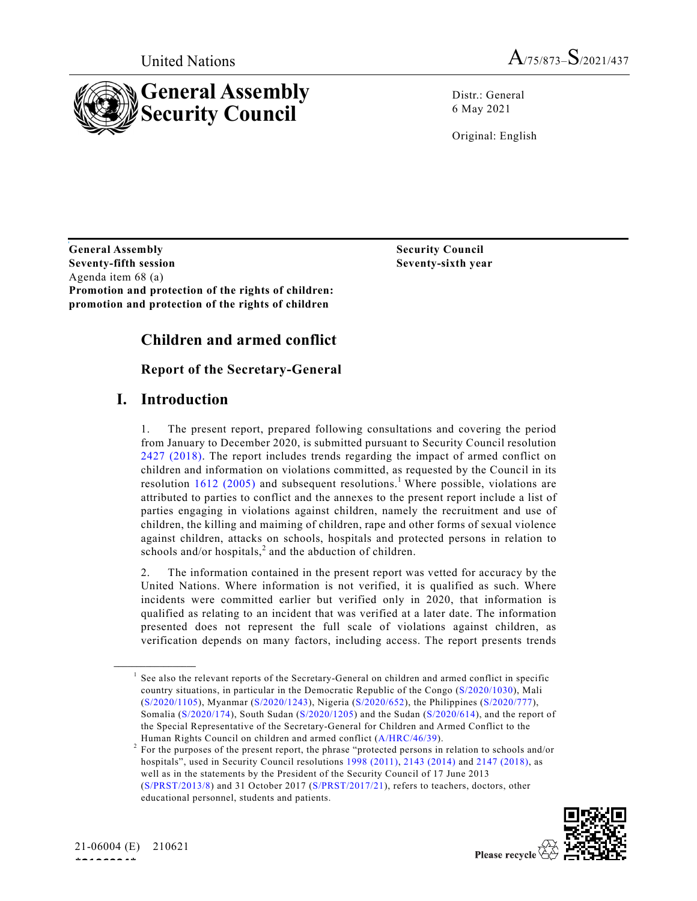United Nations A/75/873–S/2021/437

# General Assembly Security Council

Distr.: General
6 May 2021

Original: English

**General Assembly**
**Seventy-fifth session**
Agenda item 68 (a)
**Promotion and protection of the rights of children: promotion and protection of the rights of children**

**Security Council**
**Seventy-sixth year**

## Children and armed conflict

### Report of the Secretary-General

## I. Introduction

1. The present report, prepared following consultations and covering the period from January to December 2020, is submitted pursuant to Security Council resolution 2427 (2018). The report includes trends regarding the impact of armed conflict on children and information on violations committed, as requested by the Council in its resolution 1612 (2005) and subsequent resolutions.[1] Where possible, violations are attributed to parties to conflict and the annexes to the present report include a list of parties engaging in violations against children, namely the recruitment and use of children, the killing and maiming of children, rape and other forms of sexual violence against children, attacks on schools, hospitals and protected persons in relation to schools and/or hospitals,[2] and the abduction of children.

2. The information contained in the present report was vetted for accuracy by the United Nations. Where information is not verified, it is qualified as such. Where incidents were committed earlier but verified only in 2020, that information is qualified as relating to an incident that was verified at a later date. The information presented does not represent the full scale of violations against children, as verification depends on many factors, including access. The report presents trends

---

[1] See also the relevant reports of the Secretary-General on children and armed conflict in specific country situations, in particular in the Democratic Republic of the Congo (S/2020/1030), Mali (S/2020/1105), Myanmar (S/2020/1243), Nigeria (S/2020/652), the Philippines (S/2020/777), Somalia (S/2020/174), South Sudan (S/2020/1205) and the Sudan (S/2020/614), and the report of the Special Representative of the Secretary-General for Children and Armed Conflict to the Human Rights Council on children and armed conflict (A/HRC/46/39).

[2] For the purposes of the present report, the phrase "protected persons in relation to schools and/or hospitals", used in Security Council resolutions 1998 (2011), 2143 (2014) and 2147 (2018), as well as in the statements by the President of the Security Council of 17 June 2013 (S/PRST/2013/8) and 31 October 2017 (S/PRST/2017/21), refers to teachers, doctors, other educational personnel, students and patients.

21-06004 (E) 210621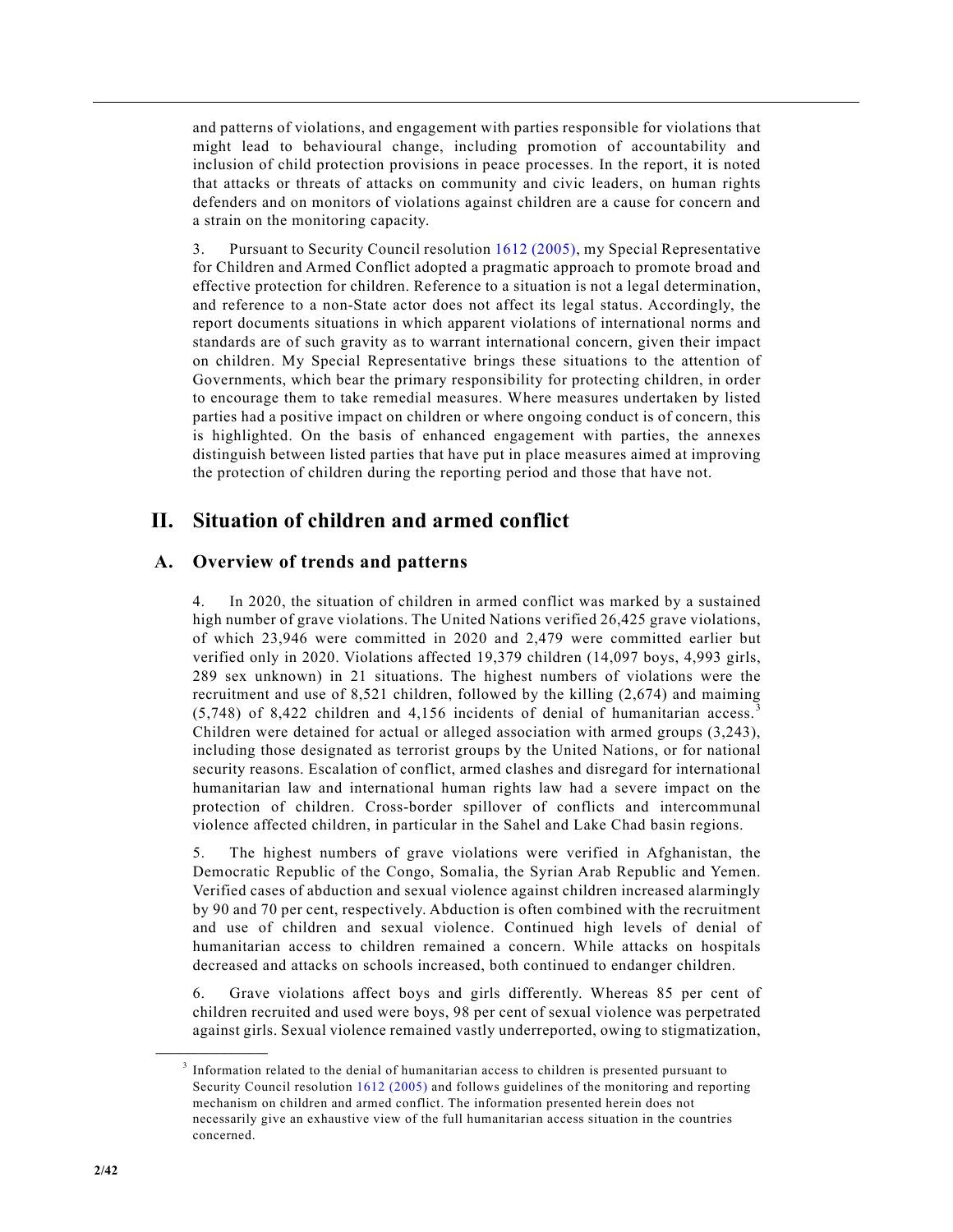and patterns of violations, and engagement with parties responsible for violations that might lead to behavioural change, including promotion of accountability and inclusion of child protection provisions in peace processes. In the report, it is noted that attacks or threats of attacks on community and civic leaders, on human rights defenders and on monitors of violations against children are a cause for concern and a strain on the monitoring capacity.

3. Pursuant to Security Council resolution 1612 (2005), my Special Representative for Children and Armed Conflict adopted a pragmatic approach to promote broad and effective protection for children. Reference to a situation is not a legal determination, and reference to a non-State actor does not affect its legal status. Accordingly, the report documents situations in which apparent violations of international norms and standards are of such gravity as to warrant international concern, given their impact on children. My Special Representative brings these situations to the attention of Governments, which bear the primary responsibility for protecting children, in order to encourage them to take remedial measures. Where measures undertaken by listed parties had a positive impact on children or where ongoing conduct is of concern, this is highlighted. On the basis of enhanced engagement with parties, the annexes distinguish between listed parties that have put in place measures aimed at improving the protection of children during the reporting period and those that have not.

## II. Situation of children and armed conflict

### A. Overview of trends and patterns

4. In 2020, the situation of children in armed conflict was marked by a sustained high number of grave violations. The United Nations verified 26,425 grave violations, of which 23,946 were committed in 2020 and 2,479 were committed earlier but verified only in 2020. Violations affected 19,379 children (14,097 boys, 4,993 girls, 289 sex unknown) in 21 situations. The highest numbers of violations were the recruitment and use of 8,521 children, followed by the killing (2,674) and maiming (5,748) of 8,422 children and 4,156 incidents of denial of humanitarian access.[3] Children were detained for actual or alleged association with armed groups (3,243), including those designated as terrorist groups by the United Nations, or for national security reasons. Escalation of conflict, armed clashes and disregard for international humanitarian law and international human rights law had a severe impact on the protection of children. Cross-border spillover of conflicts and intercommunal violence affected children, in particular in the Sahel and Lake Chad basin regions.

5. The highest numbers of grave violations were verified in Afghanistan, the Democratic Republic of the Congo, Somalia, the Syrian Arab Republic and Yemen. Verified cases of abduction and sexual violence against children increased alarmingly by 90 and 70 per cent, respectively. Abduction is often combined with the recruitment and use of children and sexual violence. Continued high levels of denial of humanitarian access to children remained a concern. While attacks on hospitals decreased and attacks on schools increased, both continued to endanger children.

6. Grave violations affect boys and girls differently. Whereas 85 per cent of children recruited and used were boys, 98 per cent of sexual violence was perpetrated against girls. Sexual violence remained vastly underreported, owing to stigmatization,

---

[3] Information related to the denial of humanitarian access to children is presented pursuant to Security Council resolution 1612 (2005) and follows guidelines of the monitoring and reporting mechanism on children and armed conflict. The information presented herein does not necessarily give an exhaustive view of the full humanitarian access situation in the countries concerned.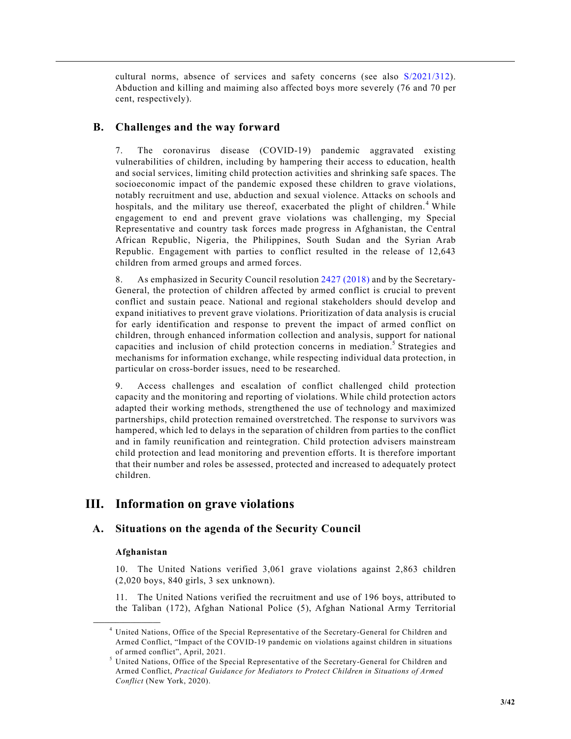cultural norms, absence of services and safety concerns (see also S/2021/312). Abduction and killing and maiming also affected boys more severely (76 and 70 per cent, respectively).

## B. Challenges and the way forward

7. The coronavirus disease (COVID-19) pandemic aggravated existing vulnerabilities of children, including by hampering their access to education, health and social services, limiting child protection activities and shrinking safe spaces. The socioeconomic impact of the pandemic exposed these children to grave violations, notably recruitment and use, abduction and sexual violence. Attacks on schools and hospitals, and the military use thereof, exacerbated the plight of children.[4] While engagement to end and prevent grave violations was challenging, my Special Representative and country task forces made progress in Afghanistan, the Central African Republic, Nigeria, the Philippines, South Sudan and the Syrian Arab Republic. Engagement with parties to conflict resulted in the release of 12,643 children from armed groups and armed forces.

8. As emphasized in Security Council resolution 2427 (2018) and by the Secretary-General, the protection of children affected by armed conflict is crucial to prevent conflict and sustain peace. National and regional stakeholders should develop and expand initiatives to prevent grave violations. Prioritization of data analysis is crucial for early identification and response to prevent the impact of armed conflict on children, through enhanced information collection and analysis, support for national capacities and inclusion of child protection concerns in mediation.[5] Strategies and mechanisms for information exchange, while respecting individual data protection, in particular on cross-border issues, need to be researched.

9. Access challenges and escalation of conflict challenged child protection capacity and the monitoring and reporting of violations. While child protection actors adapted their working methods, strengthened the use of technology and maximized partnerships, child protection remained overstretched. The response to survivors was hampered, which led to delays in the separation of children from parties to the conflict and in family reunification and reintegration. Child protection advisers mainstream child protection and lead monitoring and prevention efforts. It is therefore important that their number and roles be assessed, protected and increased to adequately protect children.

# III. Information on grave violations

## A. Situations on the agenda of the Security Council

### Afghanistan

10. The United Nations verified 3,061 grave violations against 2,863 children (2,020 boys, 840 girls, 3 sex unknown).

11. The United Nations verified the recruitment and use of 196 boys, attributed to the Taliban (172), Afghan National Police (5), Afghan National Army Territorial

---

[4] United Nations, Office of the Special Representative of the Secretary-General for Children and Armed Conflict, "Impact of the COVID-19 pandemic on violations against children in situations of armed conflict", April, 2021.

[5] United Nations, Office of the Special Representative of the Secretary-General for Children and Armed Conflict, *Practical Guidance for Mediators to Protect Children in Situations of Armed Conflict* (New York, 2020).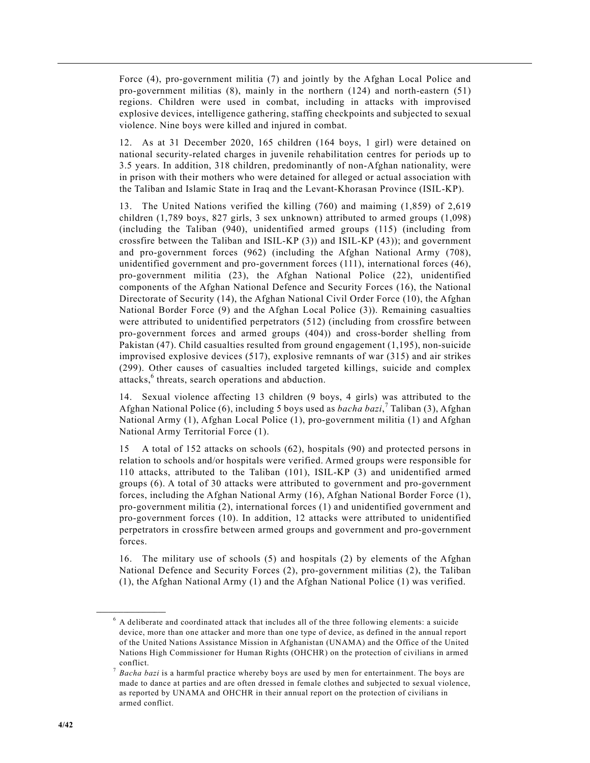Force (4), pro-government militia (7) and jointly by the Afghan Local Police and pro-government militias (8), mainly in the northern (124) and north-eastern (51) regions. Children were used in combat, including in attacks with improvised explosive devices, intelligence gathering, staffing checkpoints and subjected to sexual violence. Nine boys were killed and injured in combat.

12. As at 31 December 2020, 165 children (164 boys, 1 girl) were detained on national security-related charges in juvenile rehabilitation centres for periods up to 3.5 years. In addition, 318 children, predominantly of non-Afghan nationality, were in prison with their mothers who were detained for alleged or actual association with the Taliban and Islamic State in Iraq and the Levant-Khorasan Province (ISIL-KP).

13. The United Nations verified the killing (760) and maiming (1,859) of 2,619 children (1,789 boys, 827 girls, 3 sex unknown) attributed to armed groups (1,098) (including the Taliban (940), unidentified armed groups (115) (including from crossfire between the Taliban and ISIL-KP (3)) and ISIL-KP (43)); and government and pro-government forces (962) (including the Afghan National Army (708), unidentified government and pro-government forces (111), international forces (46), pro-government militia (23), the Afghan National Police (22), unidentified components of the Afghan National Defence and Security Forces (16), the National Directorate of Security (14), the Afghan National Civil Order Force (10), the Afghan National Border Force (9) and the Afghan Local Police (3)). Remaining casualties were attributed to unidentified perpetrators (512) (including from crossfire between pro-government forces and armed groups (404)) and cross-border shelling from Pakistan (47). Child casualties resulted from ground engagement (1,195), non-suicide improvised explosive devices (517), explosive remnants of war (315) and air strikes (299). Other causes of casualties included targeted killings, suicide and complex attacks,[6] threats, search operations and abduction.

14. Sexual violence affecting 13 children (9 boys, 4 girls) was attributed to the Afghan National Police (6), including 5 boys used as *bacha bazi*,[7] Taliban (3), Afghan National Army (1), Afghan Local Police (1), pro-government militia (1) and Afghan National Army Territorial Force (1).

15 A total of 152 attacks on schools (62), hospitals (90) and protected persons in relation to schools and/or hospitals were verified. Armed groups were responsible for 110 attacks, attributed to the Taliban (101), ISIL-KP (3) and unidentified armed groups (6). A total of 30 attacks were attributed to government and pro-government forces, including the Afghan National Army (16), Afghan National Border Force (1), pro-government militia (2), international forces (1) and unidentified government and pro-government forces (10). In addition, 12 attacks were attributed to unidentified perpetrators in crossfire between armed groups and government and pro-government forces.

16. The military use of schools (5) and hospitals (2) by elements of the Afghan National Defence and Security Forces (2), pro-government militias (2), the Taliban (1), the Afghan National Army (1) and the Afghan National Police (1) was verified.

---

[6] A deliberate and coordinated attack that includes all of the three following elements: a suicide device, more than one attacker and more than one type of device, as defined in the annual report of the United Nations Assistance Mission in Afghanistan (UNAMA) and the Office of the United Nations High Commissioner for Human Rights (OHCHR) on the protection of civilians in armed conflict.

[7] *Bacha bazi* is a harmful practice whereby boys are used by men for entertainment. The boys are made to dance at parties and are often dressed in female clothes and subjected to sexual violence, as reported by UNAMA and OHCHR in their annual report on the protection of civilians in armed conflict.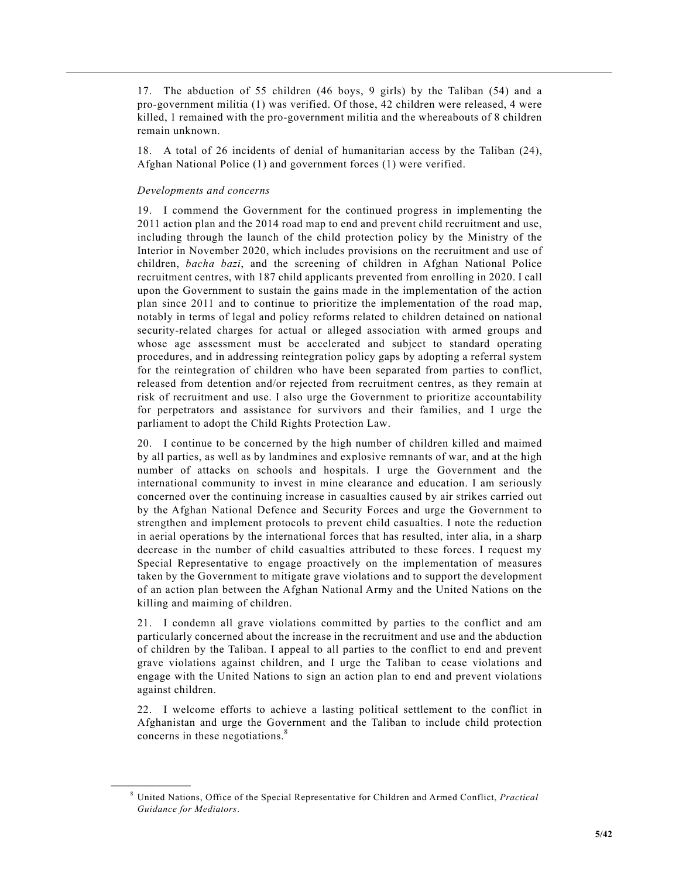17. The abduction of 55 children (46 boys, 9 girls) by the Taliban (54) and a pro-government militia (1) was verified. Of those, 42 children were released, 4 were killed, 1 remained with the pro-government militia and the whereabouts of 8 children remain unknown.

18. A total of 26 incidents of denial of humanitarian access by the Taliban (24), Afghan National Police (1) and government forces (1) were verified.

*Developments and concerns*

19. I commend the Government for the continued progress in implementing the 2011 action plan and the 2014 road map to end and prevent child recruitment and use, including through the launch of the child protection policy by the Ministry of the Interior in November 2020, which includes provisions on the recruitment and use of children, *bacha bazi*, and the screening of children in Afghan National Police recruitment centres, with 187 child applicants prevented from enrolling in 2020. I call upon the Government to sustain the gains made in the implementation of the action plan since 2011 and to continue to prioritize the implementation of the road map, notably in terms of legal and policy reforms related to children detained on national security-related charges for actual or alleged association with armed groups and whose age assessment must be accelerated and subject to standard operating procedures, and in addressing reintegration policy gaps by adopting a referral system for the reintegration of children who have been separated from parties to conflict, released from detention and/or rejected from recruitment centres, as they remain at risk of recruitment and use. I also urge the Government to prioritize accountability for perpetrators and assistance for survivors and their families, and I urge the parliament to adopt the Child Rights Protection Law.

20. I continue to be concerned by the high number of children killed and maimed by all parties, as well as by landmines and explosive remnants of war, and at the high number of attacks on schools and hospitals. I urge the Government and the international community to invest in mine clearance and education. I am seriously concerned over the continuing increase in casualties caused by air strikes carried out by the Afghan National Defence and Security Forces and urge the Government to strengthen and implement protocols to prevent child casualties. I note the reduction in aerial operations by the international forces that has resulted, inter alia, in a sharp decrease in the number of child casualties attributed to these forces. I request my Special Representative to engage proactively on the implementation of measures taken by the Government to mitigate grave violations and to support the development of an action plan between the Afghan National Army and the United Nations on the killing and maiming of children.

21. I condemn all grave violations committed by parties to the conflict and am particularly concerned about the increase in the recruitment and use and the abduction of children by the Taliban. I appeal to all parties to the conflict to end and prevent grave violations against children, and I urge the Taliban to cease violations and engage with the United Nations to sign an action plan to end and prevent violations against children.

22. I welcome efforts to achieve a lasting political settlement to the conflict in Afghanistan and urge the Government and the Taliban to include child protection concerns in these negotiations.[8]

---

[8] United Nations, Office of the Special Representative for Children and Armed Conflict, *Practical Guidance for Mediators*.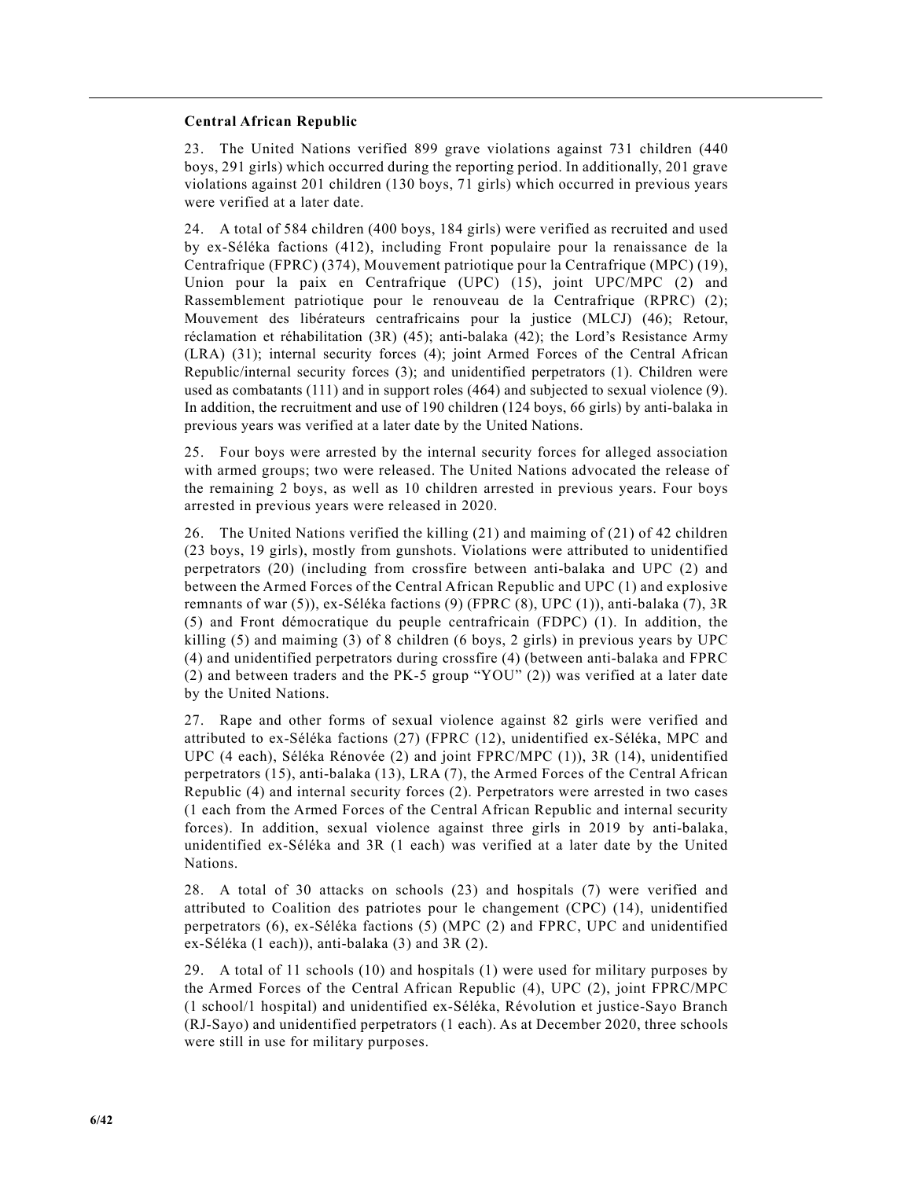**Central African Republic**

23. The United Nations verified 899 grave violations against 731 children (440 boys, 291 girls) which occurred during the reporting period. In additionally, 201 grave violations against 201 children (130 boys, 71 girls) which occurred in previous years were verified at a later date.

24. A total of 584 children (400 boys, 184 girls) were verified as recruited and used by ex-Séléka factions (412), including Front populaire pour la renaissance de la Centrafrique (FPRC) (374), Mouvement patriotique pour la Centrafrique (MPC) (19), Union pour la paix en Centrafrique (UPC) (15), joint UPC/MPC (2) and Rassemblement patriotique pour le renouveau de la Centrafrique (RPRC) (2); Mouvement des libérateurs centrafricains pour la justice (MLCJ) (46); Retour, réclamation et réhabilitation (3R) (45); anti-balaka (42); the Lord's Resistance Army (LRA) (31); internal security forces (4); joint Armed Forces of the Central African Republic/internal security forces (3); and unidentified perpetrators (1). Children were used as combatants (111) and in support roles (464) and subjected to sexual violence (9). In addition, the recruitment and use of 190 children (124 boys, 66 girls) by anti-balaka in previous years was verified at a later date by the United Nations.

25. Four boys were arrested by the internal security forces for alleged association with armed groups; two were released. The United Nations advocated the release of the remaining 2 boys, as well as 10 children arrested in previous years. Four boys arrested in previous years were released in 2020.

26. The United Nations verified the killing (21) and maiming of (21) of 42 children (23 boys, 19 girls), mostly from gunshots. Violations were attributed to unidentified perpetrators (20) (including from crossfire between anti-balaka and UPC (2) and between the Armed Forces of the Central African Republic and UPC (1) and explosive remnants of war (5)), ex-Séléka factions (9) (FPRC (8), UPC (1)), anti-balaka (7), 3R (5) and Front démocratique du peuple centrafricain (FDPC) (1). In addition, the killing (5) and maiming (3) of 8 children (6 boys, 2 girls) in previous years by UPC (4) and unidentified perpetrators during crossfire (4) (between anti-balaka and FPRC (2) and between traders and the PK-5 group "YOU" (2)) was verified at a later date by the United Nations.

27. Rape and other forms of sexual violence against 82 girls were verified and attributed to ex-Séléka factions (27) (FPRC (12), unidentified ex-Séléka, MPC and UPC (4 each), Séléka Rénovée (2) and joint FPRC/MPC (1)), 3R (14), unidentified perpetrators (15), anti-balaka (13), LRA (7), the Armed Forces of the Central African Republic (4) and internal security forces (2). Perpetrators were arrested in two cases (1 each from the Armed Forces of the Central African Republic and internal security forces). In addition, sexual violence against three girls in 2019 by anti-balaka, unidentified ex-Séléka and 3R (1 each) was verified at a later date by the United Nations.

28. A total of 30 attacks on schools (23) and hospitals (7) were verified and attributed to Coalition des patriotes pour le changement (CPC) (14), unidentified perpetrators (6), ex-Séléka factions (5) (MPC (2) and FPRC, UPC and unidentified ex-Séléka (1 each)), anti-balaka (3) and 3R (2).

29. A total of 11 schools (10) and hospitals (1) were used for military purposes by the Armed Forces of the Central African Republic (4), UPC (2), joint FPRC/MPC (1 school/1 hospital) and unidentified ex-Séléka, Révolution et justice-Sayo Branch (RJ-Sayo) and unidentified perpetrators (1 each). As at December 2020, three schools were still in use for military purposes.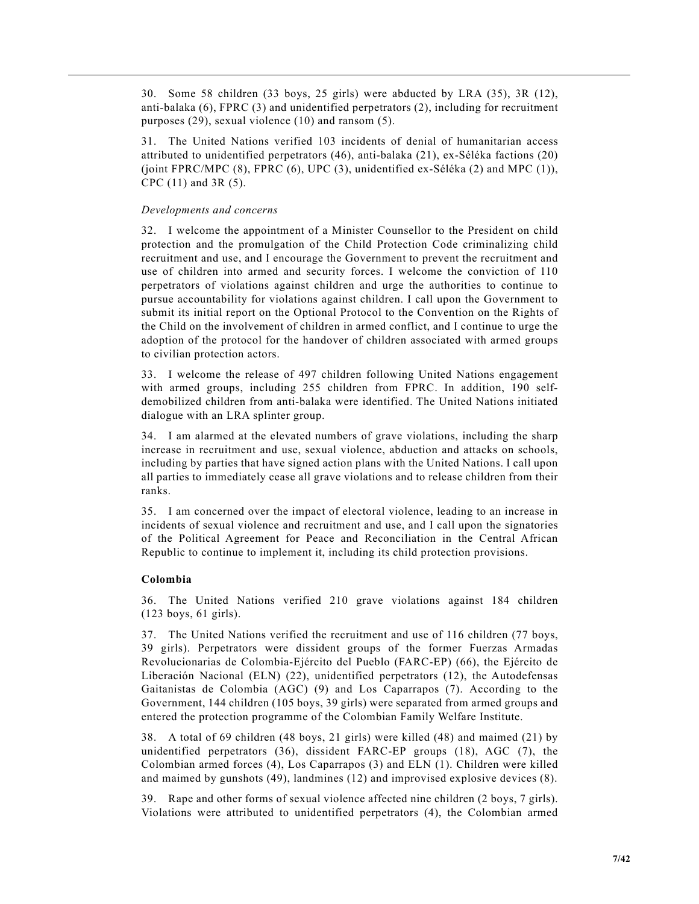30. Some 58 children (33 boys, 25 girls) were abducted by LRA (35), 3R (12), anti-balaka (6), FPRC (3) and unidentified perpetrators (2), including for recruitment purposes (29), sexual violence (10) and ransom (5).

31. The United Nations verified 103 incidents of denial of humanitarian access attributed to unidentified perpetrators (46), anti-balaka (21), ex-Séléka factions (20) (joint FPRC/MPC (8), FPRC (6), UPC (3), unidentified ex-Séléka (2) and MPC (1)), CPC (11) and 3R (5).

*Developments and concerns*

32. I welcome the appointment of a Minister Counsellor to the President on child protection and the promulgation of the Child Protection Code criminalizing child recruitment and use, and I encourage the Government to prevent the recruitment and use of children into armed and security forces. I welcome the conviction of 110 perpetrators of violations against children and urge the authorities to continue to pursue accountability for violations against children. I call upon the Government to submit its initial report on the Optional Protocol to the Convention on the Rights of the Child on the involvement of children in armed conflict, and I continue to urge the adoption of the protocol for the handover of children associated with armed groups to civilian protection actors.

33. I welcome the release of 497 children following United Nations engagement with armed groups, including 255 children from FPRC. In addition, 190 self-demobilized children from anti-balaka were identified. The United Nations initiated dialogue with an LRA splinter group.

34. I am alarmed at the elevated numbers of grave violations, including the sharp increase in recruitment and use, sexual violence, abduction and attacks on schools, including by parties that have signed action plans with the United Nations. I call upon all parties to immediately cease all grave violations and to release children from their ranks.

35. I am concerned over the impact of electoral violence, leading to an increase in incidents of sexual violence and recruitment and use, and I call upon the signatories of the Political Agreement for Peace and Reconciliation in the Central African Republic to continue to implement it, including its child protection provisions.

**Colombia**

36. The United Nations verified 210 grave violations against 184 children (123 boys, 61 girls).

37. The United Nations verified the recruitment and use of 116 children (77 boys, 39 girls). Perpetrators were dissident groups of the former Fuerzas Armadas Revolucionarias de Colombia-Ejército del Pueblo (FARC-EP) (66), the Ejército de Liberación Nacional (ELN) (22), unidentified perpetrators (12), the Autodefensas Gaitanistas de Colombia (AGC) (9) and Los Caparrapos (7). According to the Government, 144 children (105 boys, 39 girls) were separated from armed groups and entered the protection programme of the Colombian Family Welfare Institute.

38. A total of 69 children (48 boys, 21 girls) were killed (48) and maimed (21) by unidentified perpetrators (36), dissident FARC-EP groups (18), AGC (7), the Colombian armed forces (4), Los Caparrapos (3) and ELN (1). Children were killed and maimed by gunshots (49), landmines (12) and improvised explosive devices (8).

39. Rape and other forms of sexual violence affected nine children (2 boys, 7 girls). Violations were attributed to unidentified perpetrators (4), the Colombian armed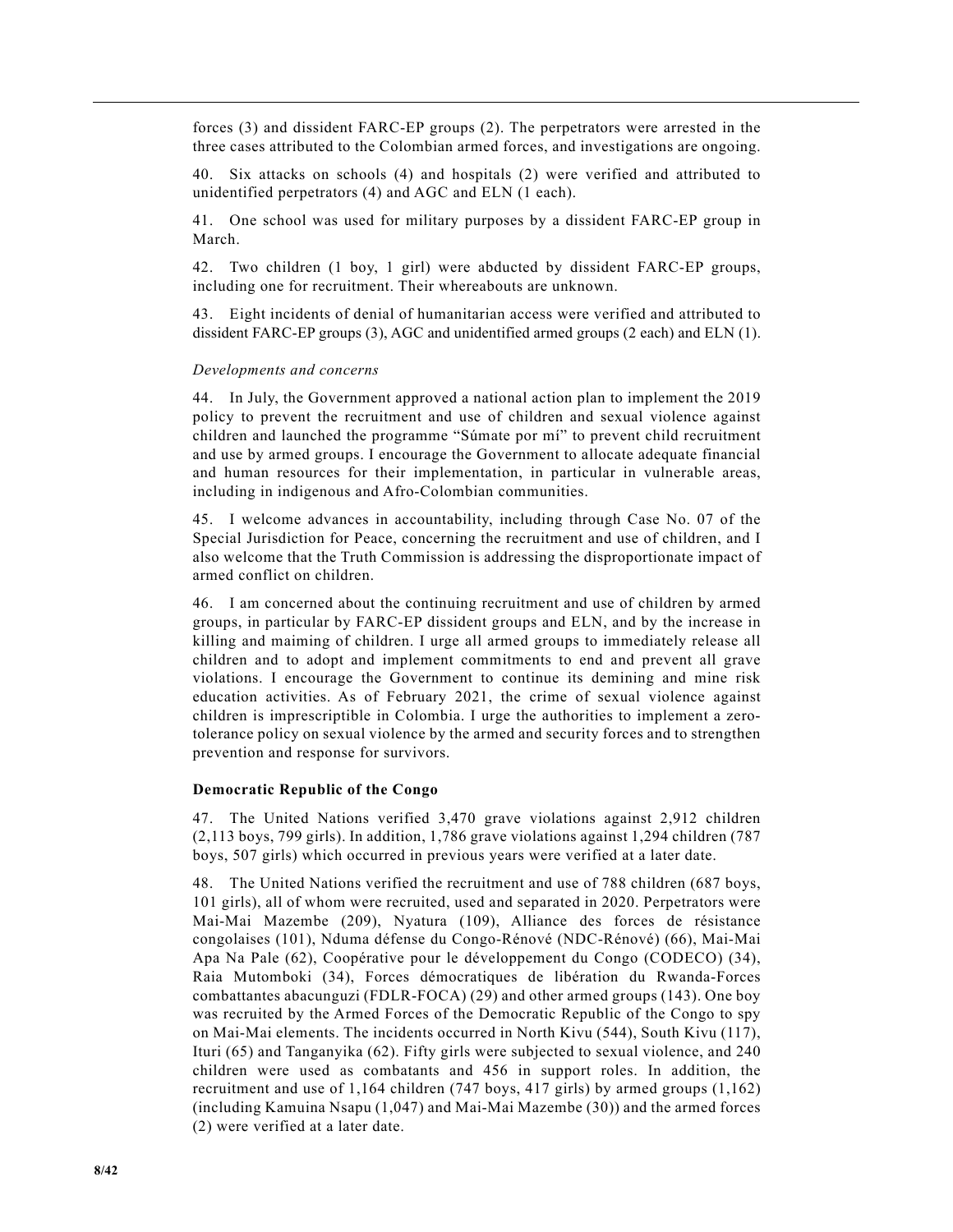forces (3) and dissident FARC-EP groups (2). The perpetrators were arrested in the three cases attributed to the Colombian armed forces, and investigations are ongoing.

40. Six attacks on schools (4) and hospitals (2) were verified and attributed to unidentified perpetrators (4) and AGC and ELN (1 each).

41. One school was used for military purposes by a dissident FARC-EP group in March.

42. Two children (1 boy, 1 girl) were abducted by dissident FARC-EP groups, including one for recruitment. Their whereabouts are unknown.

43. Eight incidents of denial of humanitarian access were verified and attributed to dissident FARC-EP groups (3), AGC and unidentified armed groups (2 each) and ELN (1).

*Developments and concerns*

44. In July, the Government approved a national action plan to implement the 2019 policy to prevent the recruitment and use of children and sexual violence against children and launched the programme "Súmate por mí" to prevent child recruitment and use by armed groups. I encourage the Government to allocate adequate financial and human resources for their implementation, in particular in vulnerable areas, including in indigenous and Afro-Colombian communities.

45. I welcome advances in accountability, including through Case No. 07 of the Special Jurisdiction for Peace, concerning the recruitment and use of children, and I also welcome that the Truth Commission is addressing the disproportionate impact of armed conflict on children.

46. I am concerned about the continuing recruitment and use of children by armed groups, in particular by FARC-EP dissident groups and ELN, and by the increase in killing and maiming of children. I urge all armed groups to immediately release all children and to adopt and implement commitments to end and prevent all grave violations. I encourage the Government to continue its demining and mine risk education activities. As of February 2021, the crime of sexual violence against children is imprescriptible in Colombia. I urge the authorities to implement a zero-tolerance policy on sexual violence by the armed and security forces and to strengthen prevention and response for survivors.

### Democratic Republic of the Congo

47. The United Nations verified 3,470 grave violations against 2,912 children (2,113 boys, 799 girls). In addition, 1,786 grave violations against 1,294 children (787 boys, 507 girls) which occurred in previous years were verified at a later date.

48. The United Nations verified the recruitment and use of 788 children (687 boys, 101 girls), all of whom were recruited, used and separated in 2020. Perpetrators were Mai-Mai Mazembe (209), Nyatura (109), Alliance des forces de résistance congolaises (101), Nduma défense du Congo-Rénové (NDC-Rénové) (66), Mai-Mai Apa Na Pale (62), Coopérative pour le développement du Congo (CODECO) (34), Raia Mutomboki (34), Forces démocratiques de libération du Rwanda-Forces combattantes abacunguzi (FDLR-FOCA) (29) and other armed groups (143). One boy was recruited by the Armed Forces of the Democratic Republic of the Congo to spy on Mai-Mai elements. The incidents occurred in North Kivu (544), South Kivu (117), Ituri (65) and Tanganyika (62). Fifty girls were subjected to sexual violence, and 240 children were used as combatants and 456 in support roles. In addition, the recruitment and use of 1,164 children (747 boys, 417 girls) by armed groups (1,162) (including Kamuina Nsapu (1,047) and Mai-Mai Mazembe (30)) and the armed forces (2) were verified at a later date.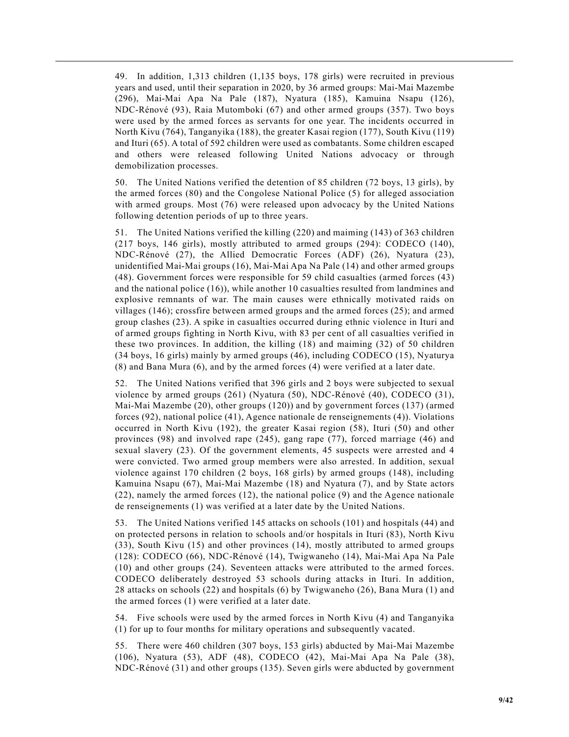49. In addition, 1,313 children (1,135 boys, 178 girls) were recruited in previous years and used, until their separation in 2020, by 36 armed groups: Mai-Mai Mazembe (296), Mai-Mai Apa Na Pale (187), Nyatura (185), Kamuina Nsapu (126), NDC-Rénové (93), Raia Mutomboki (67) and other armed groups (357). Two boys were used by the armed forces as servants for one year. The incidents occurred in North Kivu (764), Tanganyika (188), the greater Kasai region (177), South Kivu (119) and Ituri (65). A total of 592 children were used as combatants. Some children escaped and others were released following United Nations advocacy or through demobilization processes.

50. The United Nations verified the detention of 85 children (72 boys, 13 girls), by the armed forces (80) and the Congolese National Police (5) for alleged association with armed groups. Most (76) were released upon advocacy by the United Nations following detention periods of up to three years.

51. The United Nations verified the killing (220) and maiming (143) of 363 children (217 boys, 146 girls), mostly attributed to armed groups (294): CODECO (140), NDC-Rénové (27), the Allied Democratic Forces (ADF) (26), Nyatura (23), unidentified Mai-Mai groups (16), Mai-Mai Apa Na Pale (14) and other armed groups (48). Government forces were responsible for 59 child casualties (armed forces (43) and the national police (16)), while another 10 casualties resulted from landmines and explosive remnants of war. The main causes were ethnically motivated raids on villages (146); crossfire between armed groups and the armed forces (25); and armed group clashes (23). A spike in casualties occurred during ethnic violence in Ituri and of armed groups fighting in North Kivu, with 83 per cent of all casualties verified in these two provinces. In addition, the killing (18) and maiming (32) of 50 children (34 boys, 16 girls) mainly by armed groups (46), including CODECO (15), Nyaturya (8) and Bana Mura (6), and by the armed forces (4) were verified at a later date.

52. The United Nations verified that 396 girls and 2 boys were subjected to sexual violence by armed groups (261) (Nyatura (50), NDC-Rénové (40), CODECO (31), Mai-Mai Mazembe (20), other groups (120)) and by government forces (137) (armed forces (92), national police (41), Agence nationale de renseignements (4)). Violations occurred in North Kivu (192), the greater Kasai region (58), Ituri (50) and other provinces (98) and involved rape (245), gang rape (77), forced marriage (46) and sexual slavery (23). Of the government elements, 45 suspects were arrested and 4 were convicted. Two armed group members were also arrested. In addition, sexual violence against 170 children (2 boys, 168 girls) by armed groups (148), including Kamuina Nsapu (67), Mai-Mai Mazembe (18) and Nyatura (7), and by State actors (22), namely the armed forces (12), the national police (9) and the Agence nationale de renseignements (1) was verified at a later date by the United Nations.

53. The United Nations verified 145 attacks on schools (101) and hospitals (44) and on protected persons in relation to schools and/or hospitals in Ituri (83), North Kivu (33), South Kivu (15) and other provinces (14), mostly attributed to armed groups (128): CODECO (66), NDC-Rénové (14), Twigwaneho (14), Mai-Mai Apa Na Pale (10) and other groups (24). Seventeen attacks were attributed to the armed forces. CODECO deliberately destroyed 53 schools during attacks in Ituri. In addition, 28 attacks on schools (22) and hospitals (6) by Twigwaneho (26), Bana Mura (1) and the armed forces (1) were verified at a later date.

54. Five schools were used by the armed forces in North Kivu (4) and Tanganyika (1) for up to four months for military operations and subsequently vacated.

55. There were 460 children (307 boys, 153 girls) abducted by Mai-Mai Mazembe (106), Nyatura (53), ADF (48), CODECO (42), Mai-Mai Apa Na Pale (38), NDC-Rénové (31) and other groups (135). Seven girls were abducted by government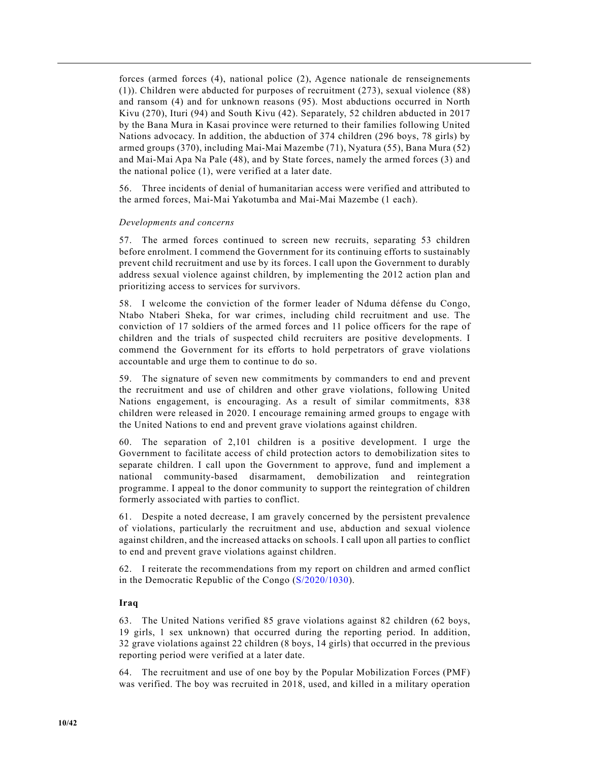forces (armed forces (4), national police (2), Agence nationale de renseignements (1)). Children were abducted for purposes of recruitment (273), sexual violence (88) and ransom (4) and for unknown reasons (95). Most abductions occurred in North Kivu (270), Ituri (94) and South Kivu (42). Separately, 52 children abducted in 2017 by the Bana Mura in Kasai province were returned to their families following United Nations advocacy. In addition, the abduction of 374 children (296 boys, 78 girls) by armed groups (370), including Mai-Mai Mazembe (71), Nyatura (55), Bana Mura (52) and Mai-Mai Apa Na Pale (48), and by State forces, namely the armed forces (3) and the national police (1), were verified at a later date.

56. Three incidents of denial of humanitarian access were verified and attributed to the armed forces, Mai-Mai Yakotumba and Mai-Mai Mazembe (1 each).

*Developments and concerns*

57. The armed forces continued to screen new recruits, separating 53 children before enrolment. I commend the Government for its continuing efforts to sustainably prevent child recruitment and use by its forces. I call upon the Government to durably address sexual violence against children, by implementing the 2012 action plan and prioritizing access to services for survivors.

58. I welcome the conviction of the former leader of Nduma défense du Congo, Ntabo Ntaberi Sheka, for war crimes, including child recruitment and use. The conviction of 17 soldiers of the armed forces and 11 police officers for the rape of children and the trials of suspected child recruiters are positive developments. I commend the Government for its efforts to hold perpetrators of grave violations accountable and urge them to continue to do so.

59. The signature of seven new commitments by commanders to end and prevent the recruitment and use of children and other grave violations, following United Nations engagement, is encouraging. As a result of similar commitments, 838 children were released in 2020. I encourage remaining armed groups to engage with the United Nations to end and prevent grave violations against children.

60. The separation of 2,101 children is a positive development. I urge the Government to facilitate access of child protection actors to demobilization sites to separate children. I call upon the Government to approve, fund and implement a national community-based disarmament, demobilization and reintegration programme. I appeal to the donor community to support the reintegration of children formerly associated with parties to conflict.

61. Despite a noted decrease, I am gravely concerned by the persistent prevalence of violations, particularly the recruitment and use, abduction and sexual violence against children, and the increased attacks on schools. I call upon all parties to conflict to end and prevent grave violations against children.

62. I reiterate the recommendations from my report on children and armed conflict in the Democratic Republic of the Congo (S/2020/1030).

### Iraq

63. The United Nations verified 85 grave violations against 82 children (62 boys, 19 girls, 1 sex unknown) that occurred during the reporting period. In addition, 32 grave violations against 22 children (8 boys, 14 girls) that occurred in the previous reporting period were verified at a later date.

64. The recruitment and use of one boy by the Popular Mobilization Forces (PMF) was verified. The boy was recruited in 2018, used, and killed in a military operation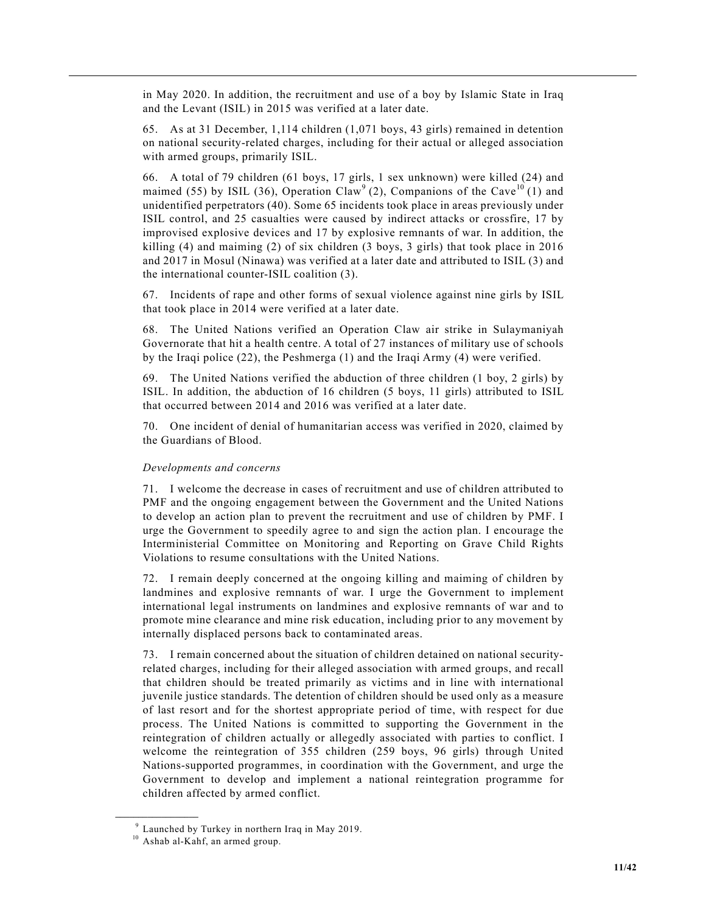in May 2020. In addition, the recruitment and use of a boy by Islamic State in Iraq and the Levant (ISIL) in 2015 was verified at a later date.

65. As at 31 December, 1,114 children (1,071 boys, 43 girls) remained in detention on national security-related charges, including for their actual or alleged association with armed groups, primarily ISIL.

66. A total of 79 children (61 boys, 17 girls, 1 sex unknown) were killed (24) and maimed (55) by ISIL (36), Operation Claw[9] (2), Companions of the Cave[10] (1) and unidentified perpetrators (40). Some 65 incidents took place in areas previously under ISIL control, and 25 casualties were caused by indirect attacks or crossfire, 17 by improvised explosive devices and 17 by explosive remnants of war. In addition, the killing (4) and maiming (2) of six children (3 boys, 3 girls) that took place in 2016 and 2017 in Mosul (Ninawa) was verified at a later date and attributed to ISIL (3) and the international counter-ISIL coalition (3).

67. Incidents of rape and other forms of sexual violence against nine girls by ISIL that took place in 2014 were verified at a later date.

68. The United Nations verified an Operation Claw air strike in Sulaymaniyah Governorate that hit a health centre. A total of 27 instances of military use of schools by the Iraqi police (22), the Peshmerga (1) and the Iraqi Army (4) were verified.

69. The United Nations verified the abduction of three children (1 boy, 2 girls) by ISIL. In addition, the abduction of 16 children (5 boys, 11 girls) attributed to ISIL that occurred between 2014 and 2016 was verified at a later date.

70. One incident of denial of humanitarian access was verified in 2020, claimed by the Guardians of Blood.

*Developments and concerns*

71. I welcome the decrease in cases of recruitment and use of children attributed to PMF and the ongoing engagement between the Government and the United Nations to develop an action plan to prevent the recruitment and use of children by PMF. I urge the Government to speedily agree to and sign the action plan. I encourage the Interministerial Committee on Monitoring and Reporting on Grave Child Rights Violations to resume consultations with the United Nations.

72. I remain deeply concerned at the ongoing killing and maiming of children by landmines and explosive remnants of war. I urge the Government to implement international legal instruments on landmines and explosive remnants of war and to promote mine clearance and mine risk education, including prior to any movement by internally displaced persons back to contaminated areas.

73. I remain concerned about the situation of children detained on national security-related charges, including for their alleged association with armed groups, and recall that children should be treated primarily as victims and in line with international juvenile justice standards. The detention of children should be used only as a measure of last resort and for the shortest appropriate period of time, with respect for due process. The United Nations is committed to supporting the Government in the reintegration of children actually or allegedly associated with parties to conflict. I welcome the reintegration of 355 children (259 boys, 96 girls) through United Nations-supported programmes, in coordination with the Government, and urge the Government to develop and implement a national reintegration programme for children affected by armed conflict.

---

[9] Launched by Turkey in northern Iraq in May 2019.

[10] Ashab al-Kahf, an armed group.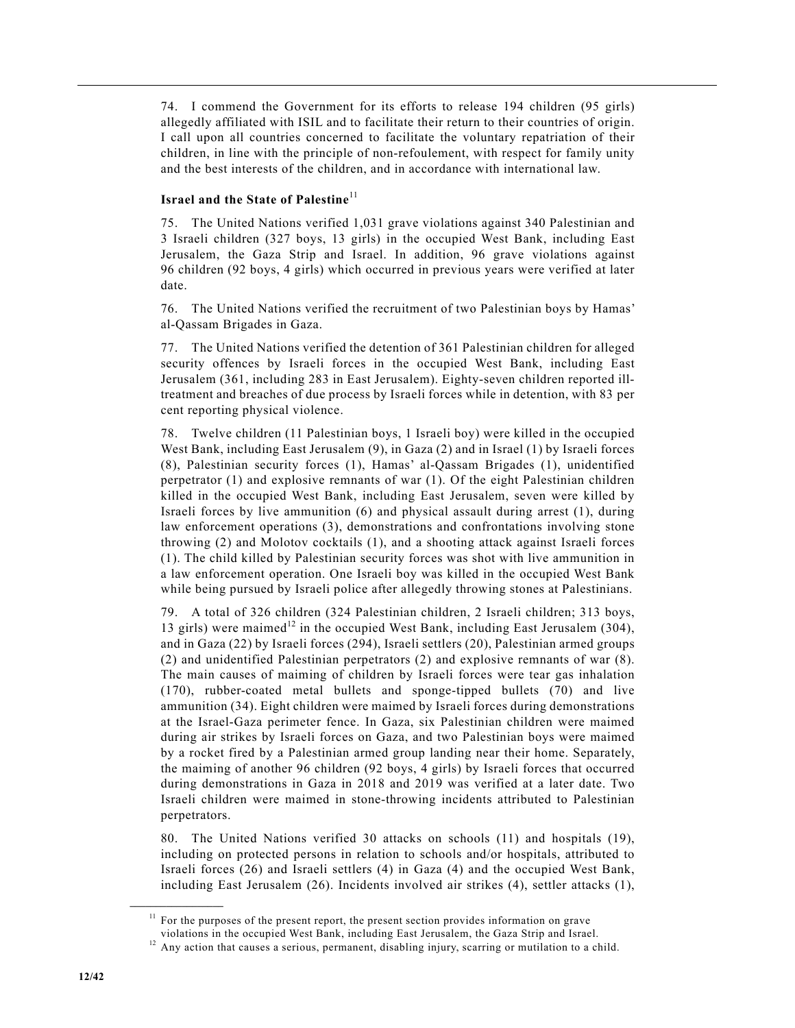74. I commend the Government for its efforts to release 194 children (95 girls) allegedly affiliated with ISIL and to facilitate their return to their countries of origin. I call upon all countries concerned to facilitate the voluntary repatriation of their children, in line with the principle of non-refoulement, with respect for family unity and the best interests of the children, and in accordance with international law.

### Israel and the State of Palestine[11]

75. The United Nations verified 1,031 grave violations against 340 Palestinian and 3 Israeli children (327 boys, 13 girls) in the occupied West Bank, including East Jerusalem, the Gaza Strip and Israel. In addition, 96 grave violations against 96 children (92 boys, 4 girls) which occurred in previous years were verified at later date.

76. The United Nations verified the recruitment of two Palestinian boys by Hamas' al-Qassam Brigades in Gaza.

77. The United Nations verified the detention of 361 Palestinian children for alleged security offences by Israeli forces in the occupied West Bank, including East Jerusalem (361, including 283 in East Jerusalem). Eighty-seven children reported ill-treatment and breaches of due process by Israeli forces while in detention, with 83 per cent reporting physical violence.

78. Twelve children (11 Palestinian boys, 1 Israeli boy) were killed in the occupied West Bank, including East Jerusalem (9), in Gaza (2) and in Israel (1) by Israeli forces (8), Palestinian security forces (1), Hamas' al-Qassam Brigades (1), unidentified perpetrator (1) and explosive remnants of war (1). Of the eight Palestinian children killed in the occupied West Bank, including East Jerusalem, seven were killed by Israeli forces by live ammunition (6) and physical assault during arrest (1), during law enforcement operations (3), demonstrations and confrontations involving stone throwing (2) and Molotov cocktails (1), and a shooting attack against Israeli forces (1). The child killed by Palestinian security forces was shot with live ammunition in a law enforcement operation. One Israeli boy was killed in the occupied West Bank while being pursued by Israeli police after allegedly throwing stones at Palestinians.

79. A total of 326 children (324 Palestinian children, 2 Israeli children; 313 boys, 13 girls) were maimed[12] in the occupied West Bank, including East Jerusalem (304), and in Gaza (22) by Israeli forces (294), Israeli settlers (20), Palestinian armed groups (2) and unidentified Palestinian perpetrators (2) and explosive remnants of war (8). The main causes of maiming of children by Israeli forces were tear gas inhalation (170), rubber-coated metal bullets and sponge-tipped bullets (70) and live ammunition (34). Eight children were maimed by Israeli forces during demonstrations at the Israel-Gaza perimeter fence. In Gaza, six Palestinian children were maimed during air strikes by Israeli forces on Gaza, and two Palestinian boys were maimed by a rocket fired by a Palestinian armed group landing near their home. Separately, the maiming of another 96 children (92 boys, 4 girls) by Israeli forces that occurred during demonstrations in Gaza in 2018 and 2019 was verified at a later date. Two Israeli children were maimed in stone-throwing incidents attributed to Palestinian perpetrators.

80. The United Nations verified 30 attacks on schools (11) and hospitals (19), including on protected persons in relation to schools and/or hospitals, attributed to Israeli forces (26) and Israeli settlers (4) in Gaza (4) and the occupied West Bank, including East Jerusalem (26). Incidents involved air strikes (4), settler attacks (1),

---

[11] For the purposes of the present report, the present section provides information on grave violations in the occupied West Bank, including East Jerusalem, the Gaza Strip and Israel.

[12] Any action that causes a serious, permanent, disabling injury, scarring or mutilation to a child.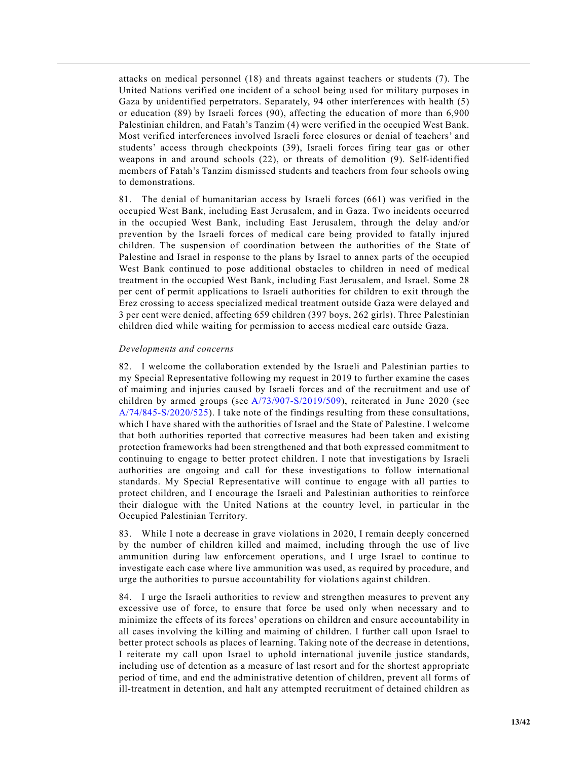attacks on medical personnel (18) and threats against teachers or students (7). The United Nations verified one incident of a school being used for military purposes in Gaza by unidentified perpetrators. Separately, 94 other interferences with health (5) or education (89) by Israeli forces (90), affecting the education of more than 6,900 Palestinian children, and Fatah's Tanzim (4) were verified in the occupied West Bank. Most verified interferences involved Israeli force closures or denial of teachers' and students' access through checkpoints (39), Israeli forces firing tear gas or other weapons in and around schools (22), or threats of demolition (9). Self-identified members of Fatah's Tanzim dismissed students and teachers from four schools owing to demonstrations.

81. The denial of humanitarian access by Israeli forces (661) was verified in the occupied West Bank, including East Jerusalem, and in Gaza. Two incidents occurred in the occupied West Bank, including East Jerusalem, through the delay and/or prevention by the Israeli forces of medical care being provided to fatally injured children. The suspension of coordination between the authorities of the State of Palestine and Israel in response to the plans by Israel to annex parts of the occupied West Bank continued to pose additional obstacles to children in need of medical treatment in the occupied West Bank, including East Jerusalem, and Israel. Some 28 per cent of permit applications to Israeli authorities for children to exit through the Erez crossing to access specialized medical treatment outside Gaza were delayed and 3 per cent were denied, affecting 659 children (397 boys, 262 girls). Three Palestinian children died while waiting for permission to access medical care outside Gaza.

*Developments and concerns*

82. I welcome the collaboration extended by the Israeli and Palestinian parties to my Special Representative following my request in 2019 to further examine the cases of maiming and injuries caused by Israeli forces and of the recruitment and use of children by armed groups (see A/73/907-S/2019/509), reiterated in June 2020 (see A/74/845-S/2020/525). I take note of the findings resulting from these consultations, which I have shared with the authorities of Israel and the State of Palestine. I welcome that both authorities reported that corrective measures had been taken and existing protection frameworks had been strengthened and that both expressed commitment to continuing to engage to better protect children. I note that investigations by Israeli authorities are ongoing and call for these investigations to follow international standards. My Special Representative will continue to engage with all parties to protect children, and I encourage the Israeli and Palestinian authorities to reinforce their dialogue with the United Nations at the country level, in particular in the Occupied Palestinian Territory.

83. While I note a decrease in grave violations in 2020, I remain deeply concerned by the number of children killed and maimed, including through the use of live ammunition during law enforcement operations, and I urge Israel to continue to investigate each case where live ammunition was used, as required by procedure, and urge the authorities to pursue accountability for violations against children.

84. I urge the Israeli authorities to review and strengthen measures to prevent any excessive use of force, to ensure that force be used only when necessary and to minimize the effects of its forces' operations on children and ensure accountability in all cases involving the killing and maiming of children. I further call upon Israel to better protect schools as places of learning. Taking note of the decrease in detentions, I reiterate my call upon Israel to uphold international juvenile justice standards, including use of detention as a measure of last resort and for the shortest appropriate period of time, and end the administrative detention of children, prevent all forms of ill-treatment in detention, and halt any attempted recruitment of detained children as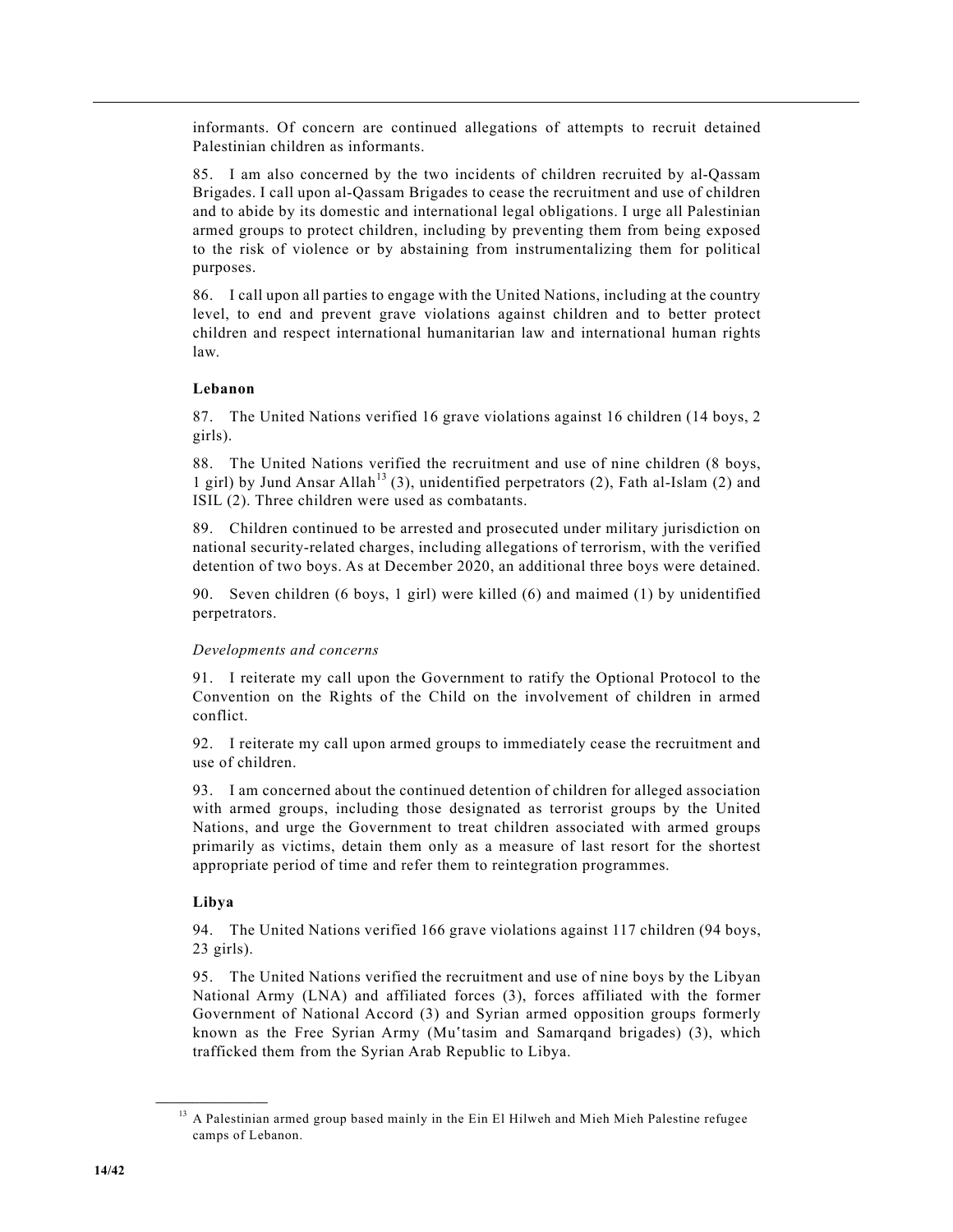informants. Of concern are continued allegations of attempts to recruit detained Palestinian children as informants.

85. I am also concerned by the two incidents of children recruited by al-Qassam Brigades. I call upon al-Qassam Brigades to cease the recruitment and use of children and to abide by its domestic and international legal obligations. I urge all Palestinian armed groups to protect children, including by preventing them from being exposed to the risk of violence or by abstaining from instrumentalizing them for political purposes.

86. I call upon all parties to engage with the United Nations, including at the country level, to end and prevent grave violations against children and to better protect children and respect international humanitarian law and international human rights law.

### Lebanon

87. The United Nations verified 16 grave violations against 16 children (14 boys, 2 girls).

88. The United Nations verified the recruitment and use of nine children (8 boys, 1 girl) by Jund Ansar Allah[13] (3), unidentified perpetrators (2), Fath al-Islam (2) and ISIL (2). Three children were used as combatants.

89. Children continued to be arrested and prosecuted under military jurisdiction on national security-related charges, including allegations of terrorism, with the verified detention of two boys. As at December 2020, an additional three boys were detained.

90. Seven children (6 boys, 1 girl) were killed (6) and maimed (1) by unidentified perpetrators.

*Developments and concerns*

91. I reiterate my call upon the Government to ratify the Optional Protocol to the Convention on the Rights of the Child on the involvement of children in armed conflict.

92. I reiterate my call upon armed groups to immediately cease the recruitment and use of children.

93. I am concerned about the continued detention of children for alleged association with armed groups, including those designated as terrorist groups by the United Nations, and urge the Government to treat children associated with armed groups primarily as victims, detain them only as a measure of last resort for the shortest appropriate period of time and refer them to reintegration programmes.

### Libya

94. The United Nations verified 166 grave violations against 117 children (94 boys, 23 girls).

95. The United Nations verified the recruitment and use of nine boys by the Libyan National Army (LNA) and affiliated forces (3), forces affiliated with the former Government of National Accord (3) and Syrian armed opposition groups formerly known as the Free Syrian Army (Muʹtasim and Samarqand brigades) (3), which trafficked them from the Syrian Arab Republic to Libya.

---

[13] A Palestinian armed group based mainly in the Ein El Hilweh and Mieh Mieh Palestine refugee camps of Lebanon.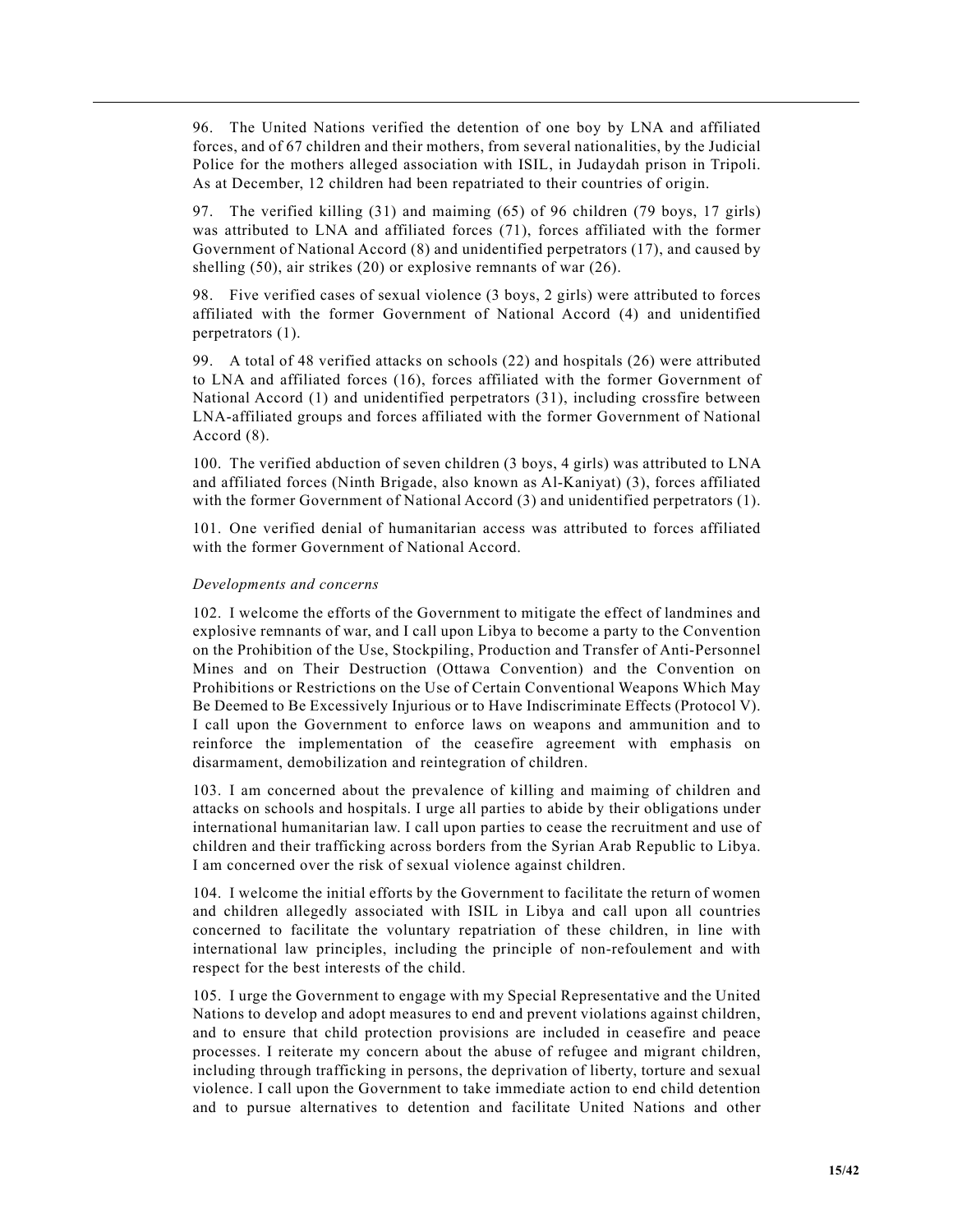96. The United Nations verified the detention of one boy by LNA and affiliated forces, and of 67 children and their mothers, from several nationalities, by the Judicial Police for the mothers alleged association with ISIL, in Judaydah prison in Tripoli. As at December, 12 children had been repatriated to their countries of origin.

97. The verified killing (31) and maiming (65) of 96 children (79 boys, 17 girls) was attributed to LNA and affiliated forces (71), forces affiliated with the former Government of National Accord (8) and unidentified perpetrators (17), and caused by shelling (50), air strikes (20) or explosive remnants of war (26).

98. Five verified cases of sexual violence (3 boys, 2 girls) were attributed to forces affiliated with the former Government of National Accord (4) and unidentified perpetrators (1).

99. A total of 48 verified attacks on schools (22) and hospitals (26) were attributed to LNA and affiliated forces (16), forces affiliated with the former Government of National Accord (1) and unidentified perpetrators (31), including crossfire between LNA-affiliated groups and forces affiliated with the former Government of National Accord (8).

100. The verified abduction of seven children (3 boys, 4 girls) was attributed to LNA and affiliated forces (Ninth Brigade, also known as Al-Kaniyat) (3), forces affiliated with the former Government of National Accord (3) and unidentified perpetrators (1).

101. One verified denial of humanitarian access was attributed to forces affiliated with the former Government of National Accord.

*Developments and concerns*

102. I welcome the efforts of the Government to mitigate the effect of landmines and explosive remnants of war, and I call upon Libya to become a party to the Convention on the Prohibition of the Use, Stockpiling, Production and Transfer of Anti-Personnel Mines and on Their Destruction (Ottawa Convention) and the Convention on Prohibitions or Restrictions on the Use of Certain Conventional Weapons Which May Be Deemed to Be Excessively Injurious or to Have Indiscriminate Effects (Protocol V). I call upon the Government to enforce laws on weapons and ammunition and to reinforce the implementation of the ceasefire agreement with emphasis on disarmament, demobilization and reintegration of children.

103. I am concerned about the prevalence of killing and maiming of children and attacks on schools and hospitals. I urge all parties to abide by their obligations under international humanitarian law. I call upon parties to cease the recruitment and use of children and their trafficking across borders from the Syrian Arab Republic to Libya. I am concerned over the risk of sexual violence against children.

104. I welcome the initial efforts by the Government to facilitate the return of women and children allegedly associated with ISIL in Libya and call upon all countries concerned to facilitate the voluntary repatriation of these children, in line with international law principles, including the principle of non-refoulement and with respect for the best interests of the child.

105. I urge the Government to engage with my Special Representative and the United Nations to develop and adopt measures to end and prevent violations against children, and to ensure that child protection provisions are included in ceasefire and peace processes. I reiterate my concern about the abuse of refugee and migrant children, including through trafficking in persons, the deprivation of liberty, torture and sexual violence. I call upon the Government to take immediate action to end child detention and to pursue alternatives to detention and facilitate United Nations and other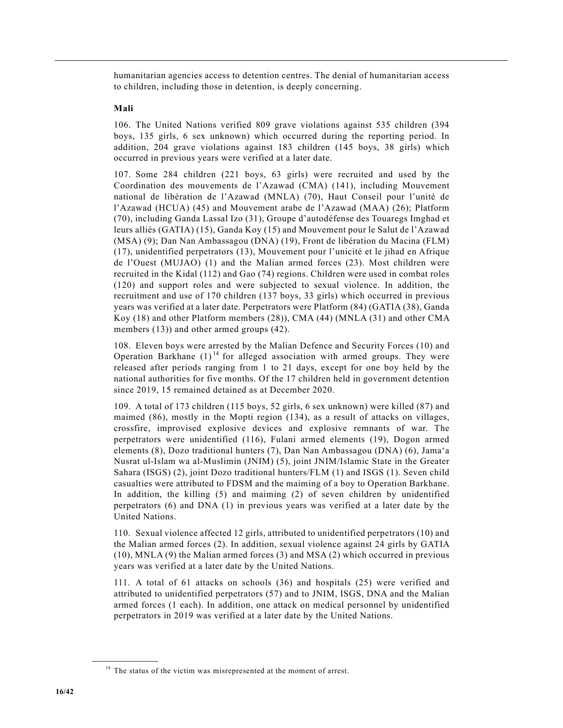humanitarian agencies access to detention centres. The denial of humanitarian access to children, including those in detention, is deeply concerning.

**Mali**

106. The United Nations verified 809 grave violations against 535 children (394 boys, 135 girls, 6 sex unknown) which occurred during the reporting period. In addition, 204 grave violations against 183 children (145 boys, 38 girls) which occurred in previous years were verified at a later date.

107. Some 284 children (221 boys, 63 girls) were recruited and used by the Coordination des mouvements de l'Azawad (CMA) (141), including Mouvement national de libération de l'Azawad (MNLA) (70), Haut Conseil pour l'unité de l'Azawad (HCUA) (45) and Mouvement arabe de l'Azawad (MAA) (26); Platform (70), including Ganda Lassal Izo (31), Groupe d'autodéfense des Touaregs Imghad et leurs alliés (GATIA) (15), Ganda Koy (15) and Mouvement pour le Salut de l'Azawad (MSA) (9); Dan Nan Ambassagou (DNA) (19), Front de libération du Macina (FLM) (17), unidentified perpetrators (13), Mouvement pour l'unicité et le jihad en Afrique de l'Ouest (MUJAO) (1) and the Malian armed forces (23). Most children were recruited in the Kidal (112) and Gao (74) regions. Children were used in combat roles (120) and support roles and were subjected to sexual violence. In addition, the recruitment and use of 170 children (137 boys, 33 girls) which occurred in previous years was verified at a later date. Perpetrators were Platform (84) (GATIA (38), Ganda Koy (18) and other Platform members (28)), CMA (44) (MNLA (31) and other CMA members (13)) and other armed groups (42).

108. Eleven boys were arrested by the Malian Defence and Security Forces (10) and Operation Barkhane (1)[14] for alleged association with armed groups. They were released after periods ranging from 1 to 21 days, except for one boy held by the national authorities for five months. Of the 17 children held in government detention since 2019, 15 remained detained as at December 2020.

109. A total of 173 children (115 boys, 52 girls, 6 sex unknown) were killed (87) and maimed (86), mostly in the Mopti region (134), as a result of attacks on villages, crossfire, improvised explosive devices and explosive remnants of war. The perpetrators were unidentified (116), Fulani armed elements (19), Dogon armed elements (8), Dozo traditional hunters (7), Dan Nan Ambassagou (DNA) (6), Jama'a Nusrat ul-Islam wa al-Muslimin (JNIM) (5), joint JNIM/Islamic State in the Greater Sahara (ISGS) (2), joint Dozo traditional hunters/FLM (1) and ISGS (1). Seven child casualties were attributed to FDSM and the maiming of a boy to Operation Barkhane. In addition, the killing (5) and maiming (2) of seven children by unidentified perpetrators (6) and DNA (1) in previous years was verified at a later date by the United Nations.

110. Sexual violence affected 12 girls, attributed to unidentified perpetrators (10) and the Malian armed forces (2). In addition, sexual violence against 24 girls by GATIA (10), MNLA (9) the Malian armed forces (3) and MSA (2) which occurred in previous years was verified at a later date by the United Nations.

111. A total of 61 attacks on schools (36) and hospitals (25) were verified and attributed to unidentified perpetrators (57) and to JNIM, ISGS, DNA and the Malian armed forces (1 each). In addition, one attack on medical personnel by unidentified perpetrators in 2019 was verified at a later date by the United Nations.

[14] The status of the victim was misrepresented at the moment of arrest.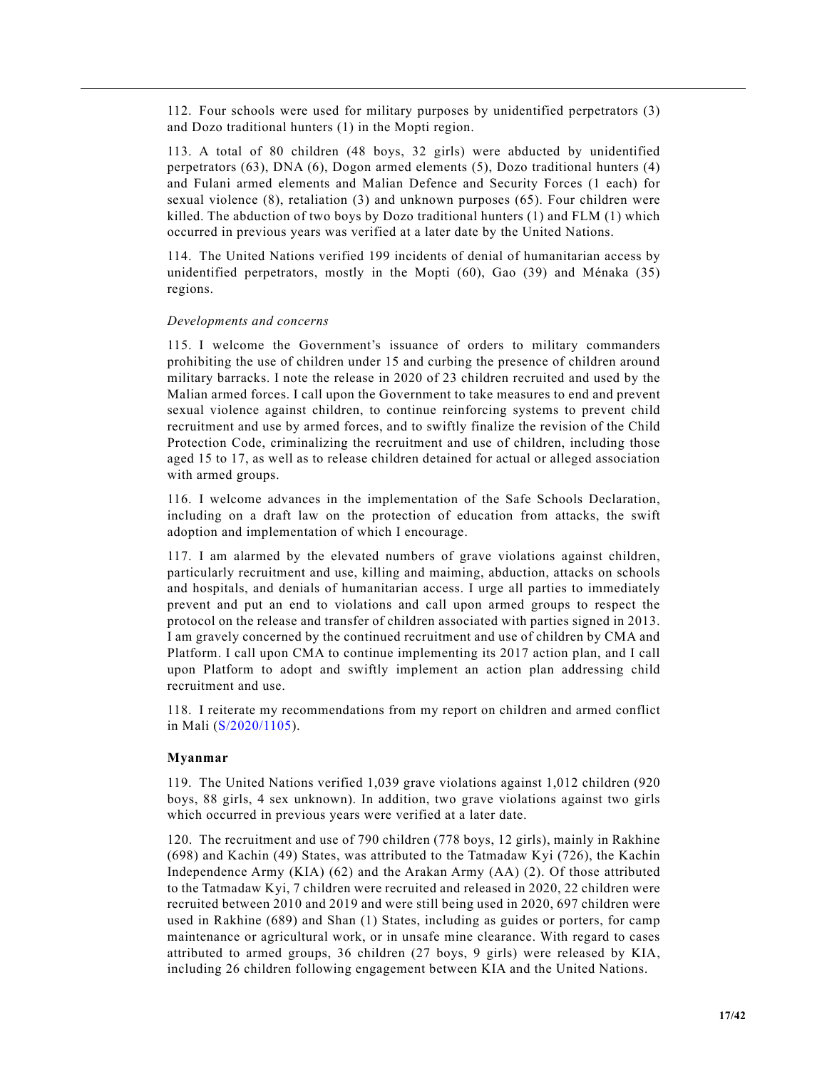112. Four schools were used for military purposes by unidentified perpetrators (3) and Dozo traditional hunters (1) in the Mopti region.

113. A total of 80 children (48 boys, 32 girls) were abducted by unidentified perpetrators (63), DNA (6), Dogon armed elements (5), Dozo traditional hunters (4) and Fulani armed elements and Malian Defence and Security Forces (1 each) for sexual violence (8), retaliation (3) and unknown purposes (65). Four children were killed. The abduction of two boys by Dozo traditional hunters (1) and FLM (1) which occurred in previous years was verified at a later date by the United Nations.

114. The United Nations verified 199 incidents of denial of humanitarian access by unidentified perpetrators, mostly in the Mopti (60), Gao (39) and Ménaka (35) regions.

*Developments and concerns*

115. I welcome the Government's issuance of orders to military commanders prohibiting the use of children under 15 and curbing the presence of children around military barracks. I note the release in 2020 of 23 children recruited and used by the Malian armed forces. I call upon the Government to take measures to end and prevent sexual violence against children, to continue reinforcing systems to prevent child recruitment and use by armed forces, and to swiftly finalize the revision of the Child Protection Code, criminalizing the recruitment and use of children, including those aged 15 to 17, as well as to release children detained for actual or alleged association with armed groups.

116. I welcome advances in the implementation of the Safe Schools Declaration, including on a draft law on the protection of education from attacks, the swift adoption and implementation of which I encourage.

117. I am alarmed by the elevated numbers of grave violations against children, particularly recruitment and use, killing and maiming, abduction, attacks on schools and hospitals, and denials of humanitarian access. I urge all parties to immediately prevent and put an end to violations and call upon armed groups to respect the protocol on the release and transfer of children associated with parties signed in 2013. I am gravely concerned by the continued recruitment and use of children by CMA and Platform. I call upon CMA to continue implementing its 2017 action plan, and I call upon Platform to adopt and swiftly implement an action plan addressing child recruitment and use.

118. I reiterate my recommendations from my report on children and armed conflict in Mali (S/2020/1105).

### Myanmar

119. The United Nations verified 1,039 grave violations against 1,012 children (920 boys, 88 girls, 4 sex unknown). In addition, two grave violations against two girls which occurred in previous years were verified at a later date.

120. The recruitment and use of 790 children (778 boys, 12 girls), mainly in Rakhine (698) and Kachin (49) States, was attributed to the Tatmadaw Kyi (726), the Kachin Independence Army (KIA) (62) and the Arakan Army (AA) (2). Of those attributed to the Tatmadaw Kyi, 7 children were recruited and released in 2020, 22 children were recruited between 2010 and 2019 and were still being used in 2020, 697 children were used in Rakhine (689) and Shan (1) States, including as guides or porters, for camp maintenance or agricultural work, or in unsafe mine clearance. With regard to cases attributed to armed groups, 36 children (27 boys, 9 girls) were released by KIA, including 26 children following engagement between KIA and the United Nations.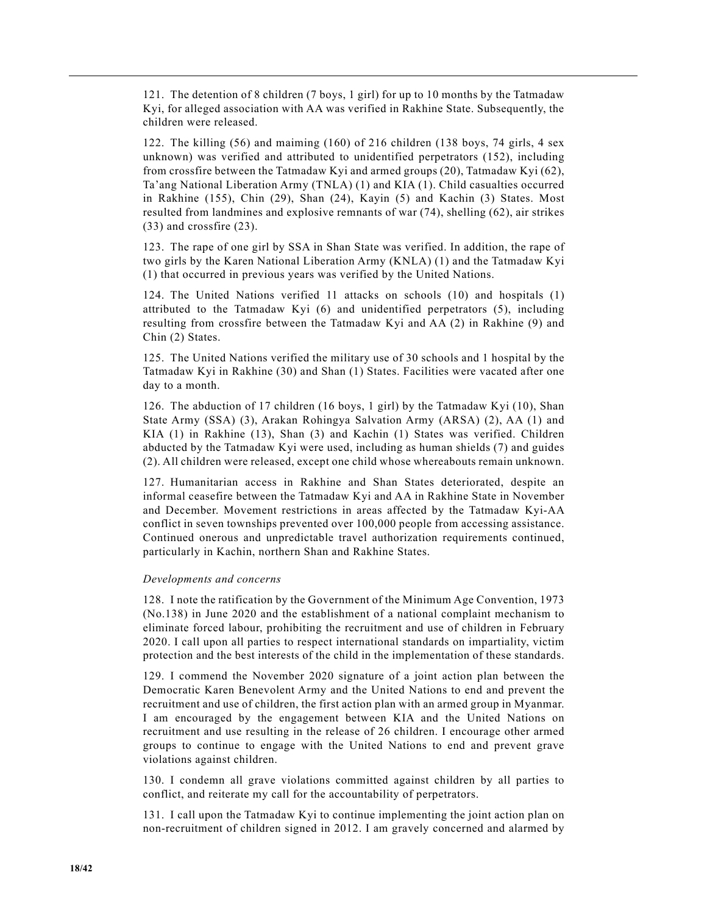121. The detention of 8 children (7 boys, 1 girl) for up to 10 months by the Tatmadaw Kyi, for alleged association with AA was verified in Rakhine State. Subsequently, the children were released.

122. The killing (56) and maiming (160) of 216 children (138 boys, 74 girls, 4 sex unknown) was verified and attributed to unidentified perpetrators (152), including from crossfire between the Tatmadaw Kyi and armed groups (20), Tatmadaw Kyi (62), Ta'ang National Liberation Army (TNLA) (1) and KIA (1). Child casualties occurred in Rakhine (155), Chin (29), Shan (24), Kayin (5) and Kachin (3) States. Most resulted from landmines and explosive remnants of war (74), shelling (62), air strikes (33) and crossfire (23).

123. The rape of one girl by SSA in Shan State was verified. In addition, the rape of two girls by the Karen National Liberation Army (KNLA) (1) and the Tatmadaw Kyi (1) that occurred in previous years was verified by the United Nations.

124. The United Nations verified 11 attacks on schools (10) and hospitals (1) attributed to the Tatmadaw Kyi (6) and unidentified perpetrators (5), including resulting from crossfire between the Tatmadaw Kyi and AA (2) in Rakhine (9) and Chin (2) States.

125. The United Nations verified the military use of 30 schools and 1 hospital by the Tatmadaw Kyi in Rakhine (30) and Shan (1) States. Facilities were vacated after one day to a month.

126. The abduction of 17 children (16 boys, 1 girl) by the Tatmadaw Kyi (10), Shan State Army (SSA) (3), Arakan Rohingya Salvation Army (ARSA) (2), AA (1) and KIA (1) in Rakhine (13), Shan (3) and Kachin (1) States was verified. Children abducted by the Tatmadaw Kyi were used, including as human shields (7) and guides (2). All children were released, except one child whose whereabouts remain unknown.

127. Humanitarian access in Rakhine and Shan States deteriorated, despite an informal ceasefire between the Tatmadaw Kyi and AA in Rakhine State in November and December. Movement restrictions in areas affected by the Tatmadaw Kyi-AA conflict in seven townships prevented over 100,000 people from accessing assistance. Continued onerous and unpredictable travel authorization requirements continued, particularly in Kachin, northern Shan and Rakhine States.

*Developments and concerns*

128. I note the ratification by the Government of the Minimum Age Convention, 1973 (No.138) in June 2020 and the establishment of a national complaint mechanism to eliminate forced labour, prohibiting the recruitment and use of children in February 2020. I call upon all parties to respect international standards on impartiality, victim protection and the best interests of the child in the implementation of these standards.

129. I commend the November 2020 signature of a joint action plan between the Democratic Karen Benevolent Army and the United Nations to end and prevent the recruitment and use of children, the first action plan with an armed group in Myanmar. I am encouraged by the engagement between KIA and the United Nations on recruitment and use resulting in the release of 26 children. I encourage other armed groups to continue to engage with the United Nations to end and prevent grave violations against children.

130. I condemn all grave violations committed against children by all parties to conflict, and reiterate my call for the accountability of perpetrators.

131. I call upon the Tatmadaw Kyi to continue implementing the joint action plan on non-recruitment of children signed in 2012. I am gravely concerned and alarmed by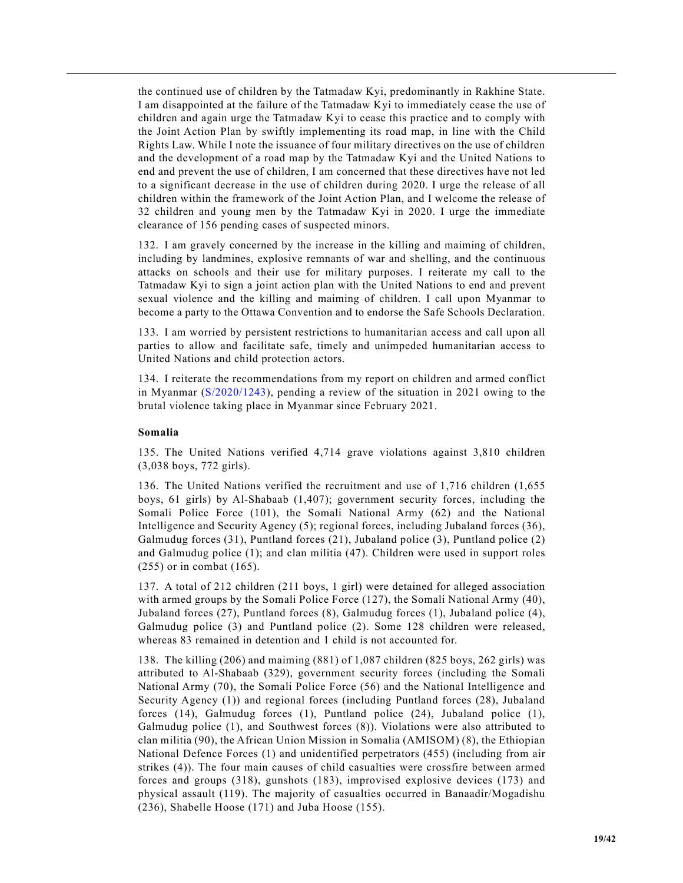the continued use of children by the Tatmadaw Kyi, predominantly in Rakhine State. I am disappointed at the failure of the Tatmadaw Kyi to immediately cease the use of children and again urge the Tatmadaw Kyi to cease this practice and to comply with the Joint Action Plan by swiftly implementing its road map, in line with the Child Rights Law. While I note the issuance of four military directives on the use of children and the development of a road map by the Tatmadaw Kyi and the United Nations to end and prevent the use of children, I am concerned that these directives have not led to a significant decrease in the use of children during 2020. I urge the release of all children within the framework of the Joint Action Plan, and I welcome the release of 32 children and young men by the Tatmadaw Kyi in 2020. I urge the immediate clearance of 156 pending cases of suspected minors.

132. I am gravely concerned by the increase in the killing and maiming of children, including by landmines, explosive remnants of war and shelling, and the continuous attacks on schools and their use for military purposes. I reiterate my call to the Tatmadaw Kyi to sign a joint action plan with the United Nations to end and prevent sexual violence and the killing and maiming of children. I call upon Myanmar to become a party to the Ottawa Convention and to endorse the Safe Schools Declaration.

133. I am worried by persistent restrictions to humanitarian access and call upon all parties to allow and facilitate safe, timely and unimpeded humanitarian access to United Nations and child protection actors.

134. I reiterate the recommendations from my report on children and armed conflict in Myanmar (S/2020/1243), pending a review of the situation in 2021 owing to the brutal violence taking place in Myanmar since February 2021.

**Somalia**

135. The United Nations verified 4,714 grave violations against 3,810 children (3,038 boys, 772 girls).

136. The United Nations verified the recruitment and use of 1,716 children (1,655 boys, 61 girls) by Al-Shabaab (1,407); government security forces, including the Somali Police Force (101), the Somali National Army (62) and the National Intelligence and Security Agency (5); regional forces, including Jubaland forces (36), Galmudug forces (31), Puntland forces (21), Jubaland police (3), Puntland police (2) and Galmudug police (1); and clan militia (47). Children were used in support roles (255) or in combat (165).

137. A total of 212 children (211 boys, 1 girl) were detained for alleged association with armed groups by the Somali Police Force (127), the Somali National Army (40), Jubaland forces (27), Puntland forces (8), Galmudug forces (1), Jubaland police (4), Galmudug police (3) and Puntland police (2). Some 128 children were released, whereas 83 remained in detention and 1 child is not accounted for.

138. The killing (206) and maiming (881) of 1,087 children (825 boys, 262 girls) was attributed to Al-Shabaab (329), government security forces (including the Somali National Army (70), the Somali Police Force (56) and the National Intelligence and Security Agency (1)) and regional forces (including Puntland forces (28), Jubaland forces (14), Galmudug forces (1), Puntland police (24), Jubaland police (1), Galmudug police (1), and Southwest forces (8)). Violations were also attributed to clan militia (90), the African Union Mission in Somalia (AMISOM) (8), the Ethiopian National Defence Forces (1) and unidentified perpetrators (455) (including from air strikes (4)). The four main causes of child casualties were crossfire between armed forces and groups (318), gunshots (183), improvised explosive devices (173) and physical assault (119). The majority of casualties occurred in Banaadir/Mogadishu (236), Shabelle Hoose (171) and Juba Hoose (155).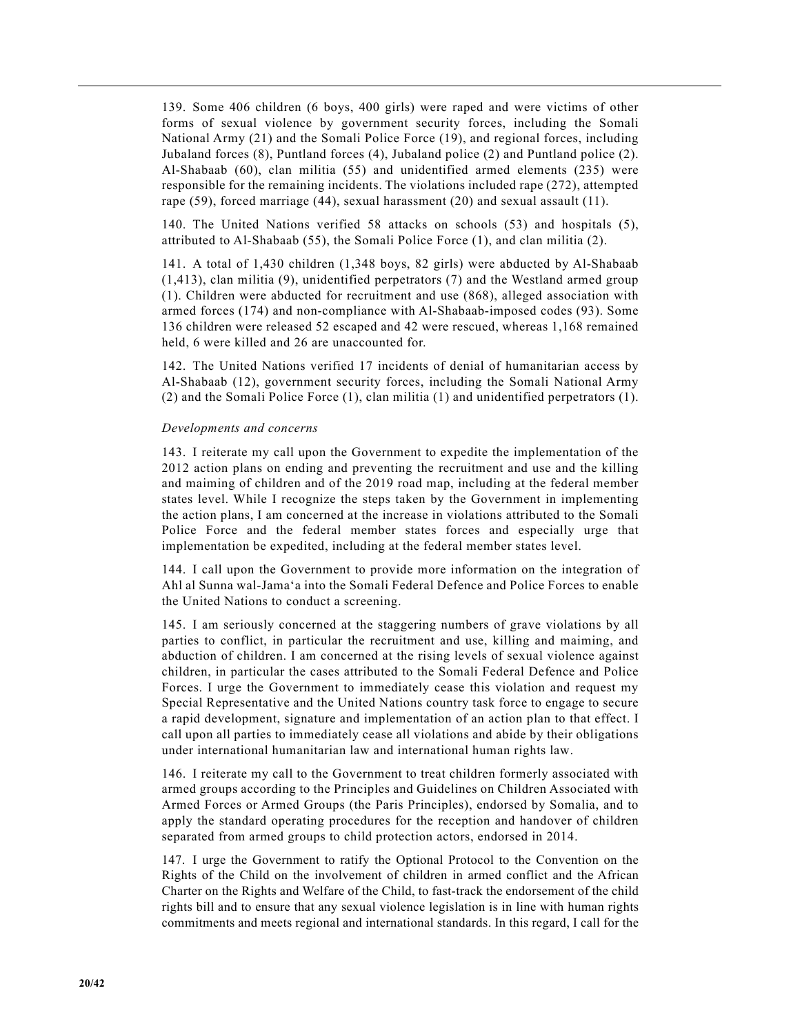139. Some 406 children (6 boys, 400 girls) were raped and were victims of other forms of sexual violence by government security forces, including the Somali National Army (21) and the Somali Police Force (19), and regional forces, including Jubaland forces (8), Puntland forces (4), Jubaland police (2) and Puntland police (2). Al-Shabaab (60), clan militia (55) and unidentified armed elements (235) were responsible for the remaining incidents. The violations included rape (272), attempted rape (59), forced marriage (44), sexual harassment (20) and sexual assault (11).

140. The United Nations verified 58 attacks on schools (53) and hospitals (5), attributed to Al-Shabaab (55), the Somali Police Force (1), and clan militia (2).

141. A total of 1,430 children (1,348 boys, 82 girls) were abducted by Al-Shabaab (1,413), clan militia (9), unidentified perpetrators (7) and the Westland armed group (1). Children were abducted for recruitment and use (868), alleged association with armed forces (174) and non-compliance with Al-Shabaab-imposed codes (93). Some 136 children were released 52 escaped and 42 were rescued, whereas 1,168 remained held, 6 were killed and 26 are unaccounted for.

142. The United Nations verified 17 incidents of denial of humanitarian access by Al-Shabaab (12), government security forces, including the Somali National Army (2) and the Somali Police Force (1), clan militia (1) and unidentified perpetrators (1).

*Developments and concerns*

143. I reiterate my call upon the Government to expedite the implementation of the 2012 action plans on ending and preventing the recruitment and use and the killing and maiming of children and of the 2019 road map, including at the federal member states level. While I recognize the steps taken by the Government in implementing the action plans, I am concerned at the increase in violations attributed to the Somali Police Force and the federal member states forces and especially urge that implementation be expedited, including at the federal member states level.

144. I call upon the Government to provide more information on the integration of Ahl al Sunna wal-Jama'a into the Somali Federal Defence and Police Forces to enable the United Nations to conduct a screening.

145. I am seriously concerned at the staggering numbers of grave violations by all parties to conflict, in particular the recruitment and use, killing and maiming, and abduction of children. I am concerned at the rising levels of sexual violence against children, in particular the cases attributed to the Somali Federal Defence and Police Forces. I urge the Government to immediately cease this violation and request my Special Representative and the United Nations country task force to engage to secure a rapid development, signature and implementation of an action plan to that effect. I call upon all parties to immediately cease all violations and abide by their obligations under international humanitarian law and international human rights law.

146. I reiterate my call to the Government to treat children formerly associated with armed groups according to the Principles and Guidelines on Children Associated with Armed Forces or Armed Groups (the Paris Principles), endorsed by Somalia, and to apply the standard operating procedures for the reception and handover of children separated from armed groups to child protection actors, endorsed in 2014.

147. I urge the Government to ratify the Optional Protocol to the Convention on the Rights of the Child on the involvement of children in armed conflict and the African Charter on the Rights and Welfare of the Child, to fast-track the endorsement of the child rights bill and to ensure that any sexual violence legislation is in line with human rights commitments and meets regional and international standards. In this regard, I call for the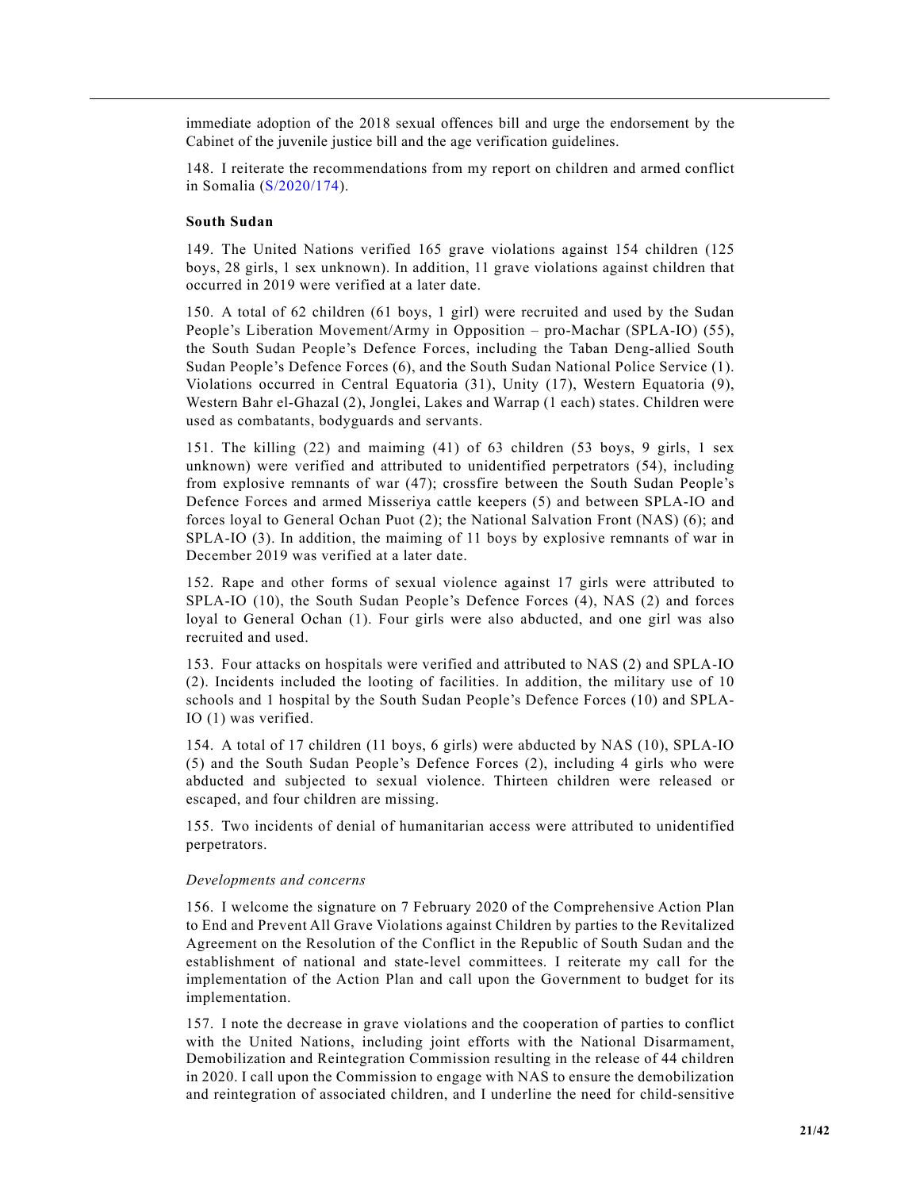immediate adoption of the 2018 sexual offences bill and urge the endorsement by the Cabinet of the juvenile justice bill and the age verification guidelines.

148. I reiterate the recommendations from my report on children and armed conflict in Somalia (S/2020/174).

**South Sudan**

149. The United Nations verified 165 grave violations against 154 children (125 boys, 28 girls, 1 sex unknown). In addition, 11 grave violations against children that occurred in 2019 were verified at a later date.

150. A total of 62 children (61 boys, 1 girl) were recruited and used by the Sudan People's Liberation Movement/Army in Opposition – pro-Machar (SPLA-IO) (55), the South Sudan People's Defence Forces, including the Taban Deng-allied South Sudan People's Defence Forces (6), and the South Sudan National Police Service (1). Violations occurred in Central Equatoria (31), Unity (17), Western Equatoria (9), Western Bahr el-Ghazal (2), Jonglei, Lakes and Warrap (1 each) states. Children were used as combatants, bodyguards and servants.

151. The killing (22) and maiming (41) of 63 children (53 boys, 9 girls, 1 sex unknown) were verified and attributed to unidentified perpetrators (54), including from explosive remnants of war (47); crossfire between the South Sudan People's Defence Forces and armed Misseriya cattle keepers (5) and between SPLA-IO and forces loyal to General Ochan Puot (2); the National Salvation Front (NAS) (6); and SPLA-IO (3). In addition, the maiming of 11 boys by explosive remnants of war in December 2019 was verified at a later date.

152. Rape and other forms of sexual violence against 17 girls were attributed to SPLA-IO (10), the South Sudan People's Defence Forces (4), NAS (2) and forces loyal to General Ochan (1). Four girls were also abducted, and one girl was also recruited and used.

153. Four attacks on hospitals were verified and attributed to NAS (2) and SPLA-IO (2). Incidents included the looting of facilities. In addition, the military use of 10 schools and 1 hospital by the South Sudan People's Defence Forces (10) and SPLA-IO (1) was verified.

154. A total of 17 children (11 boys, 6 girls) were abducted by NAS (10), SPLA-IO (5) and the South Sudan People's Defence Forces (2), including 4 girls who were abducted and subjected to sexual violence. Thirteen children were released or escaped, and four children are missing.

155. Two incidents of denial of humanitarian access were attributed to unidentified perpetrators.

*Developments and concerns*

156. I welcome the signature on 7 February 2020 of the Comprehensive Action Plan to End and Prevent All Grave Violations against Children by parties to the Revitalized Agreement on the Resolution of the Conflict in the Republic of South Sudan and the establishment of national and state-level committees. I reiterate my call for the implementation of the Action Plan and call upon the Government to budget for its implementation.

157. I note the decrease in grave violations and the cooperation of parties to conflict with the United Nations, including joint efforts with the National Disarmament, Demobilization and Reintegration Commission resulting in the release of 44 children in 2020. I call upon the Commission to engage with NAS to ensure the demobilization and reintegration of associated children, and I underline the need for child-sensitive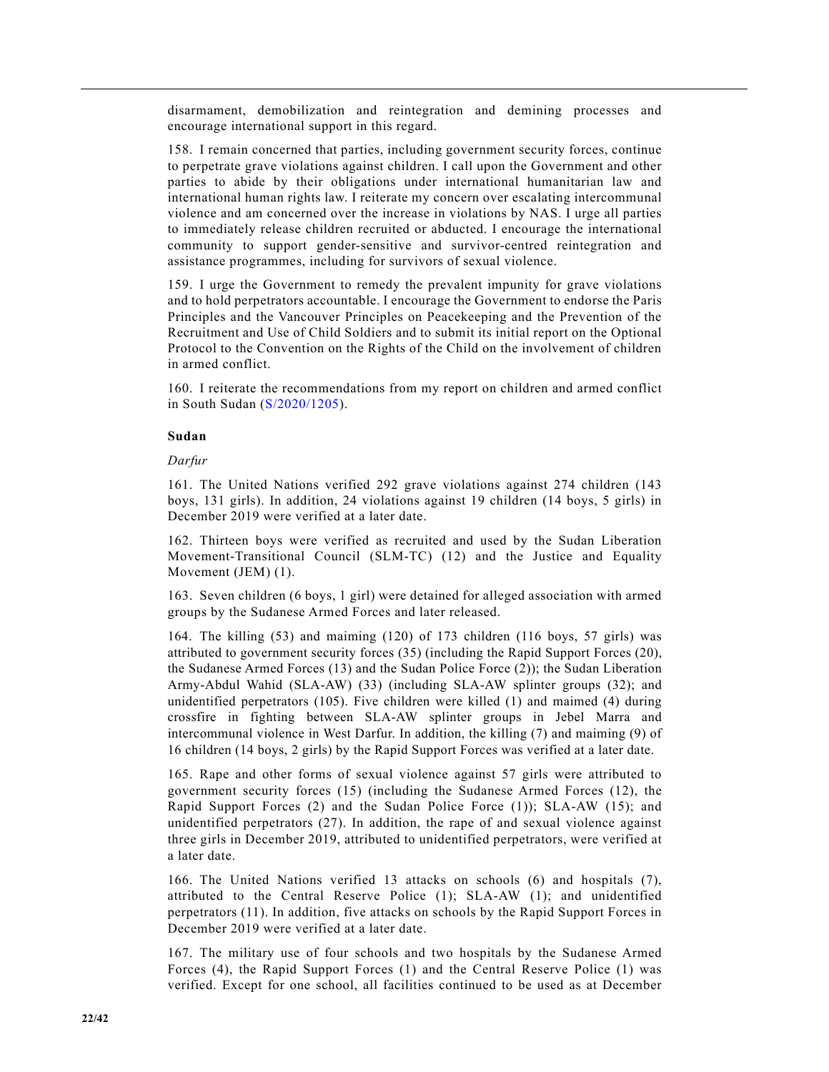disarmament, demobilization and reintegration and demining processes and encourage international support in this regard.

158. I remain concerned that parties, including government security forces, continue to perpetrate grave violations against children. I call upon the Government and other parties to abide by their obligations under international humanitarian law and international human rights law. I reiterate my concern over escalating intercommunal violence and am concerned over the increase in violations by NAS. I urge all parties to immediately release children recruited or abducted. I encourage the international community to support gender-sensitive and survivor-centred reintegration and assistance programmes, including for survivors of sexual violence.

159. I urge the Government to remedy the prevalent impunity for grave violations and to hold perpetrators accountable. I encourage the Government to endorse the Paris Principles and the Vancouver Principles on Peacekeeping and the Prevention of the Recruitment and Use of Child Soldiers and to submit its initial report on the Optional Protocol to the Convention on the Rights of the Child on the involvement of children in armed conflict.

160. I reiterate the recommendations from my report on children and armed conflict in South Sudan (S/2020/1205).

**Sudan**

*Darfur*

161. The United Nations verified 292 grave violations against 274 children (143 boys, 131 girls). In addition, 24 violations against 19 children (14 boys, 5 girls) in December 2019 were verified at a later date.

162. Thirteen boys were verified as recruited and used by the Sudan Liberation Movement-Transitional Council (SLM-TC) (12) and the Justice and Equality Movement (JEM) (1).

163. Seven children (6 boys, 1 girl) were detained for alleged association with armed groups by the Sudanese Armed Forces and later released.

164. The killing (53) and maiming (120) of 173 children (116 boys, 57 girls) was attributed to government security forces (35) (including the Rapid Support Forces (20), the Sudanese Armed Forces (13) and the Sudan Police Force (2)); the Sudan Liberation Army-Abdul Wahid (SLA-AW) (33) (including SLA-AW splinter groups (32); and unidentified perpetrators (105). Five children were killed (1) and maimed (4) during crossfire in fighting between SLA-AW splinter groups in Jebel Marra and intercommunal violence in West Darfur. In addition, the killing (7) and maiming (9) of 16 children (14 boys, 2 girls) by the Rapid Support Forces was verified at a later date.

165. Rape and other forms of sexual violence against 57 girls were attributed to government security forces (15) (including the Sudanese Armed Forces (12), the Rapid Support Forces (2) and the Sudan Police Force (1)); SLA-AW (15); and unidentified perpetrators (27). In addition, the rape of and sexual violence against three girls in December 2019, attributed to unidentified perpetrators, were verified at a later date.

166. The United Nations verified 13 attacks on schools (6) and hospitals (7), attributed to the Central Reserve Police (1); SLA-AW (1); and unidentified perpetrators (11). In addition, five attacks on schools by the Rapid Support Forces in December 2019 were verified at a later date.

167. The military use of four schools and two hospitals by the Sudanese Armed Forces (4), the Rapid Support Forces (1) and the Central Reserve Police (1) was verified. Except for one school, all facilities continued to be used as at December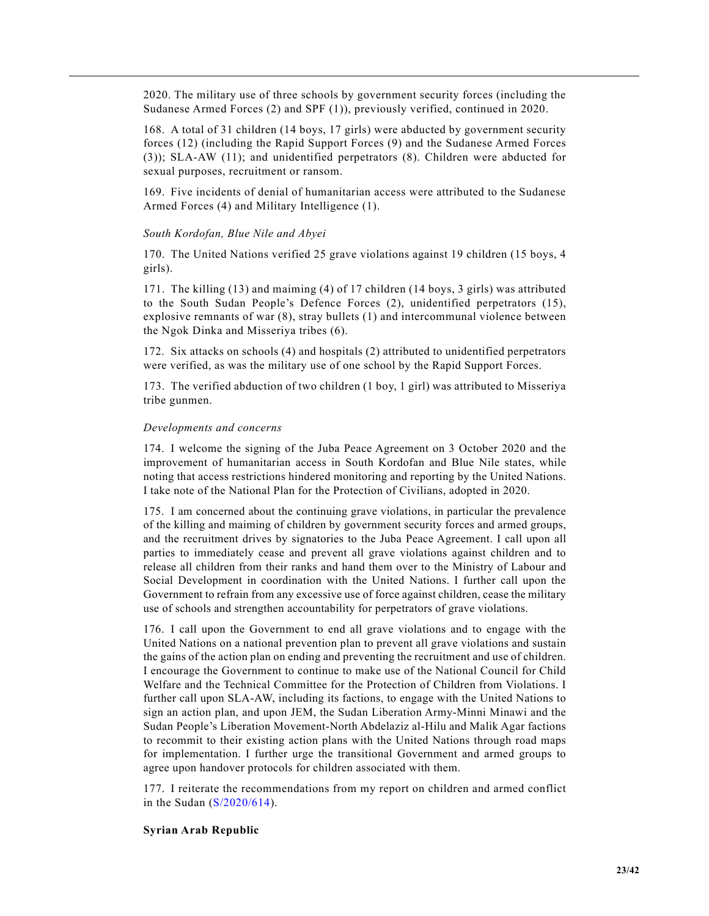2020. The military use of three schools by government security forces (including the Sudanese Armed Forces (2) and SPF (1)), previously verified, continued in 2020.

168. A total of 31 children (14 boys, 17 girls) were abducted by government security forces (12) (including the Rapid Support Forces (9) and the Sudanese Armed Forces (3)); SLA-AW (11); and unidentified perpetrators (8). Children were abducted for sexual purposes, recruitment or ransom.

169. Five incidents of denial of humanitarian access were attributed to the Sudanese Armed Forces (4) and Military Intelligence (1).

*South Kordofan, Blue Nile and Abyei*

170. The United Nations verified 25 grave violations against 19 children (15 boys, 4 girls).

171. The killing (13) and maiming (4) of 17 children (14 boys, 3 girls) was attributed to the South Sudan People's Defence Forces (2), unidentified perpetrators (15), explosive remnants of war (8), stray bullets (1) and intercommunal violence between the Ngok Dinka and Misseriya tribes (6).

172. Six attacks on schools (4) and hospitals (2) attributed to unidentified perpetrators were verified, as was the military use of one school by the Rapid Support Forces.

173. The verified abduction of two children (1 boy, 1 girl) was attributed to Misseriya tribe gunmen.

*Developments and concerns*

174. I welcome the signing of the Juba Peace Agreement on 3 October 2020 and the improvement of humanitarian access in South Kordofan and Blue Nile states, while noting that access restrictions hindered monitoring and reporting by the United Nations. I take note of the National Plan for the Protection of Civilians, adopted in 2020.

175. I am concerned about the continuing grave violations, in particular the prevalence of the killing and maiming of children by government security forces and armed groups, and the recruitment drives by signatories to the Juba Peace Agreement. I call upon all parties to immediately cease and prevent all grave violations against children and to release all children from their ranks and hand them over to the Ministry of Labour and Social Development in coordination with the United Nations. I further call upon the Government to refrain from any excessive use of force against children, cease the military use of schools and strengthen accountability for perpetrators of grave violations.

176. I call upon the Government to end all grave violations and to engage with the United Nations on a national prevention plan to prevent all grave violations and sustain the gains of the action plan on ending and preventing the recruitment and use of children. I encourage the Government to continue to make use of the National Council for Child Welfare and the Technical Committee for the Protection of Children from Violations. I further call upon SLA-AW, including its factions, to engage with the United Nations to sign an action plan, and upon JEM, the Sudan Liberation Army-Minni Minawi and the Sudan People's Liberation Movement-North Abdelaziz al-Hilu and Malik Agar factions to recommit to their existing action plans with the United Nations through road maps for implementation. I further urge the transitional Government and armed groups to agree upon handover protocols for children associated with them.

177. I reiterate the recommendations from my report on children and armed conflict in the Sudan (S/2020/614).

**Syrian Arab Republic**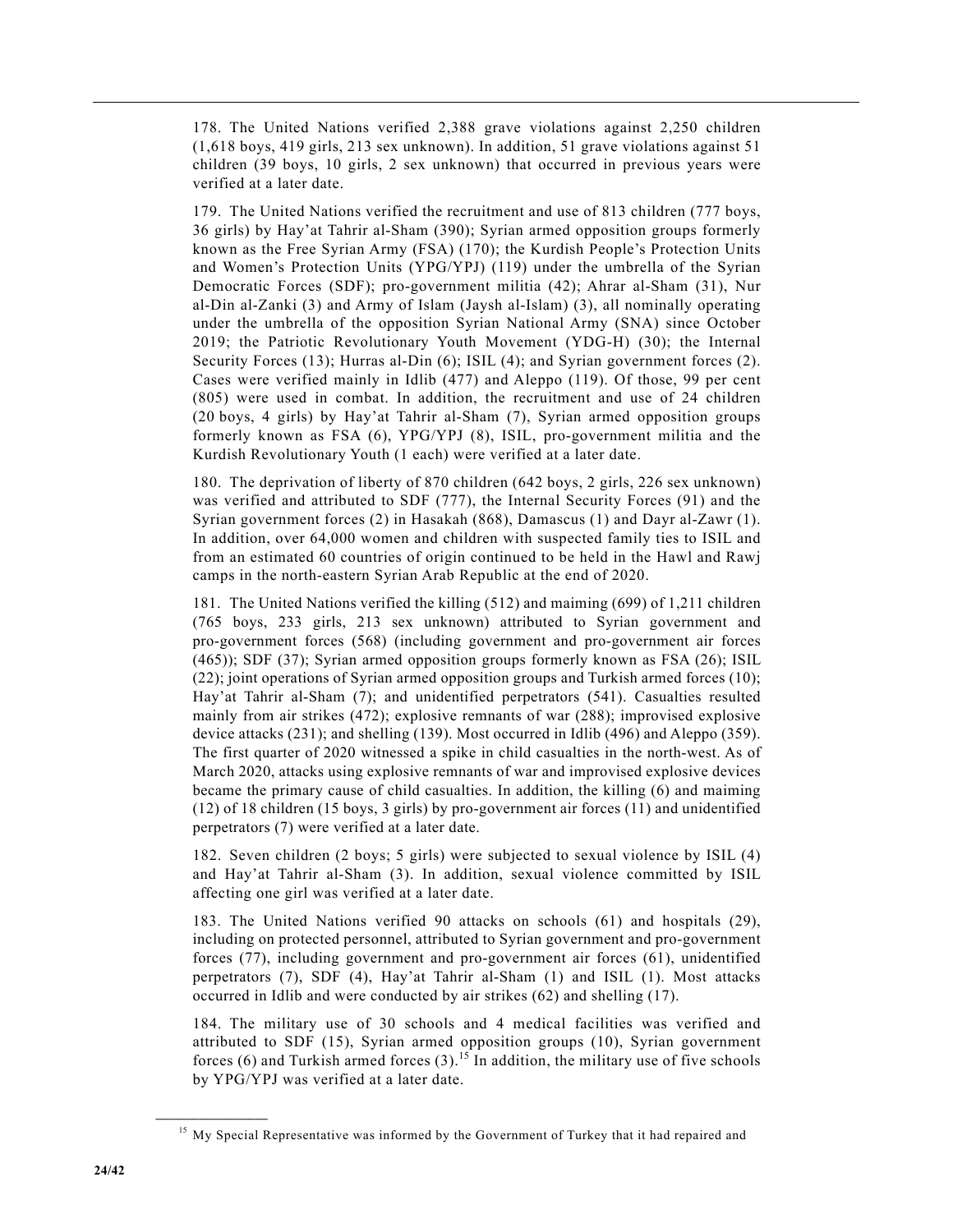178. The United Nations verified 2,388 grave violations against 2,250 children (1,618 boys, 419 girls, 213 sex unknown). In addition, 51 grave violations against 51 children (39 boys, 10 girls, 2 sex unknown) that occurred in previous years were verified at a later date.

179. The United Nations verified the recruitment and use of 813 children (777 boys, 36 girls) by Hay'at Tahrir al-Sham (390); Syrian armed opposition groups formerly known as the Free Syrian Army (FSA) (170); the Kurdish People's Protection Units and Women's Protection Units (YPG/YPJ) (119) under the umbrella of the Syrian Democratic Forces (SDF); pro-government militia (42); Ahrar al-Sham (31), Nur al-Din al-Zanki (3) and Army of Islam (Jaysh al-Islam) (3), all nominally operating under the umbrella of the opposition Syrian National Army (SNA) since October 2019; the Patriotic Revolutionary Youth Movement (YDG-H) (30); the Internal Security Forces (13); Hurras al-Din (6); ISIL (4); and Syrian government forces (2). Cases were verified mainly in Idlib (477) and Aleppo (119). Of those, 99 per cent (805) were used in combat. In addition, the recruitment and use of 24 children (20 boys, 4 girls) by Hay'at Tahrir al-Sham (7), Syrian armed opposition groups formerly known as FSA (6), YPG/YPJ (8), ISIL, pro-government militia and the Kurdish Revolutionary Youth (1 each) were verified at a later date.

180. The deprivation of liberty of 870 children (642 boys, 2 girls, 226 sex unknown) was verified and attributed to SDF (777), the Internal Security Forces (91) and the Syrian government forces (2) in Hasakah (868), Damascus (1) and Dayr al-Zawr (1). In addition, over 64,000 women and children with suspected family ties to ISIL and from an estimated 60 countries of origin continued to be held in the Hawl and Rawj camps in the north-eastern Syrian Arab Republic at the end of 2020.

181. The United Nations verified the killing (512) and maiming (699) of 1,211 children (765 boys, 233 girls, 213 sex unknown) attributed to Syrian government and pro-government forces (568) (including government and pro-government air forces (465)); SDF (37); Syrian armed opposition groups formerly known as FSA (26); ISIL (22); joint operations of Syrian armed opposition groups and Turkish armed forces (10); Hay'at Tahrir al-Sham (7); and unidentified perpetrators (541). Casualties resulted mainly from air strikes (472); explosive remnants of war (288); improvised explosive device attacks (231); and shelling (139). Most occurred in Idlib (496) and Aleppo (359). The first quarter of 2020 witnessed a spike in child casualties in the north-west. As of March 2020, attacks using explosive remnants of war and improvised explosive devices became the primary cause of child casualties. In addition, the killing (6) and maiming (12) of 18 children (15 boys, 3 girls) by pro-government air forces (11) and unidentified perpetrators (7) were verified at a later date.

182. Seven children (2 boys; 5 girls) were subjected to sexual violence by ISIL (4) and Hay'at Tahrir al-Sham (3). In addition, sexual violence committed by ISIL affecting one girl was verified at a later date.

183. The United Nations verified 90 attacks on schools (61) and hospitals (29), including on protected personnel, attributed to Syrian government and pro-government forces (77), including government and pro-government air forces (61), unidentified perpetrators (7), SDF (4), Hay'at Tahrir al-Sham (1) and ISIL (1). Most attacks occurred in Idlib and were conducted by air strikes (62) and shelling (17).

184. The military use of 30 schools and 4 medical facilities was verified and attributed to SDF (15), Syrian armed opposition groups (10), Syrian government forces (6) and Turkish armed forces (3).[15] In addition, the military use of five schools by YPG/YPJ was verified at a later date.

---

[15] My Special Representative was informed by the Government of Turkey that it had repaired and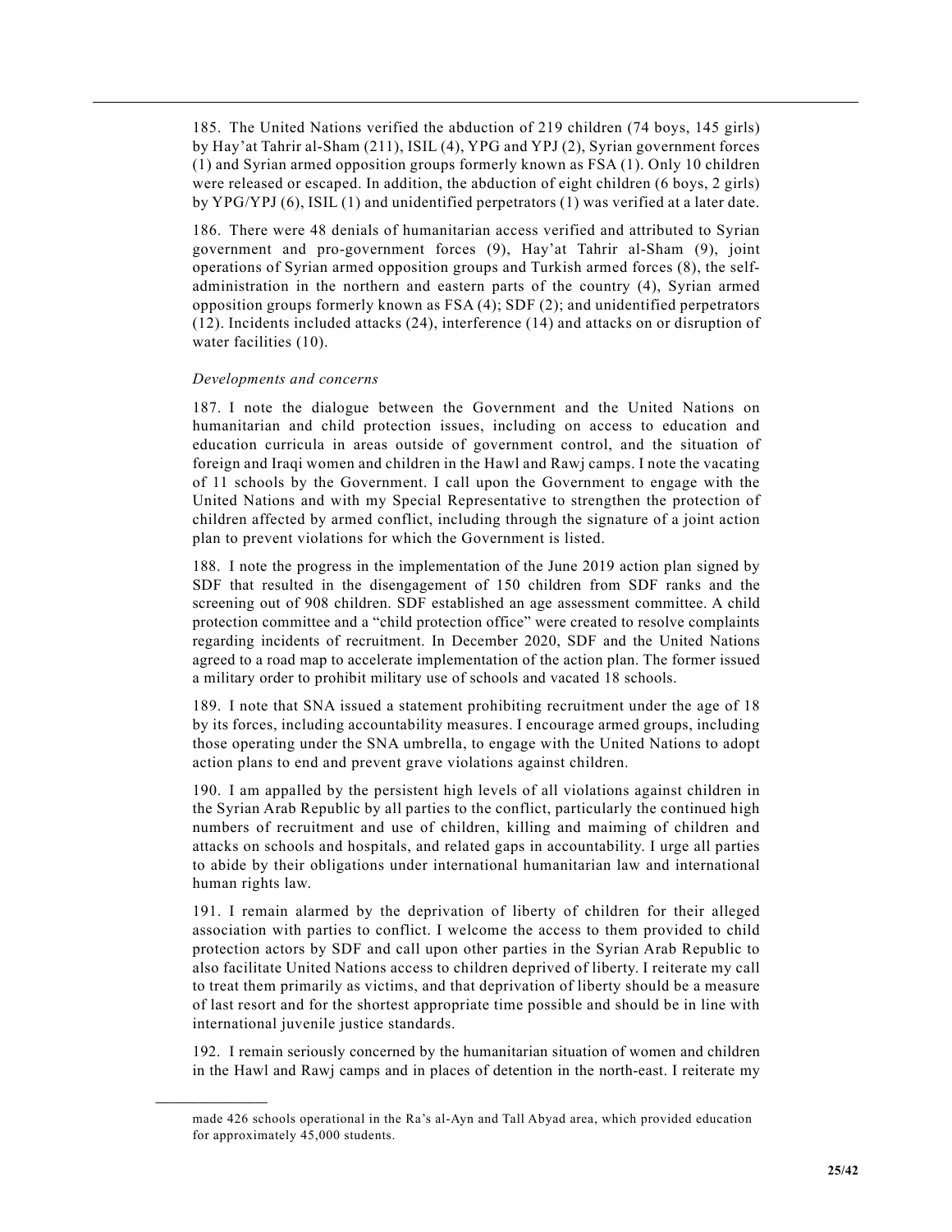185. The United Nations verified the abduction of 219 children (74 boys, 145 girls) by Hay'at Tahrir al-Sham (211), ISIL (4), YPG and YPJ (2), Syrian government forces (1) and Syrian armed opposition groups formerly known as FSA (1). Only 10 children were released or escaped. In addition, the abduction of eight children (6 boys, 2 girls) by YPG/YPJ (6), ISIL (1) and unidentified perpetrators (1) was verified at a later date.

186. There were 48 denials of humanitarian access verified and attributed to Syrian government and pro-government forces (9), Hay'at Tahrir al-Sham (9), joint operations of Syrian armed opposition groups and Turkish armed forces (8), the self-administration in the northern and eastern parts of the country (4), Syrian armed opposition groups formerly known as FSA (4); SDF (2); and unidentified perpetrators (12). Incidents included attacks (24), interference (14) and attacks on or disruption of water facilities (10).

*Developments and concerns*

187. I note the dialogue between the Government and the United Nations on humanitarian and child protection issues, including on access to education and education curricula in areas outside of government control, and the situation of foreign and Iraqi women and children in the Hawl and Rawj camps. I note the vacating of 11 schools by the Government. I call upon the Government to engage with the United Nations and with my Special Representative to strengthen the protection of children affected by armed conflict, including through the signature of a joint action plan to prevent violations for which the Government is listed.

188. I note the progress in the implementation of the June 2019 action plan signed by SDF that resulted in the disengagement of 150 children from SDF ranks and the screening out of 908 children. SDF established an age assessment committee. A child protection committee and a "child protection office" were created to resolve complaints regarding incidents of recruitment. In December 2020, SDF and the United Nations agreed to a road map to accelerate implementation of the action plan. The former issued a military order to prohibit military use of schools and vacated 18 schools.

189. I note that SNA issued a statement prohibiting recruitment under the age of 18 by its forces, including accountability measures. I encourage armed groups, including those operating under the SNA umbrella, to engage with the United Nations to adopt action plans to end and prevent grave violations against children.

190. I am appalled by the persistent high levels of all violations against children in the Syrian Arab Republic by all parties to the conflict, particularly the continued high numbers of recruitment and use of children, killing and maiming of children and attacks on schools and hospitals, and related gaps in accountability. I urge all parties to abide by their obligations under international humanitarian law and international human rights law.

191. I remain alarmed by the deprivation of liberty of children for their alleged association with parties to conflict. I welcome the access to them provided to child protection actors by SDF and call upon other parties in the Syrian Arab Republic to also facilitate United Nations access to children deprived of liberty. I reiterate my call to treat them primarily as victims, and that deprivation of liberty should be a measure of last resort and for the shortest appropriate time possible and should be in line with international juvenile justice standards.

192. I remain seriously concerned by the humanitarian situation of women and children in the Hawl and Rawj camps and in places of detention in the north-east. I reiterate my

---

made 426 schools operational in the Ra's al-Ayn and Tall Abyad area, which provided education for approximately 45,000 students.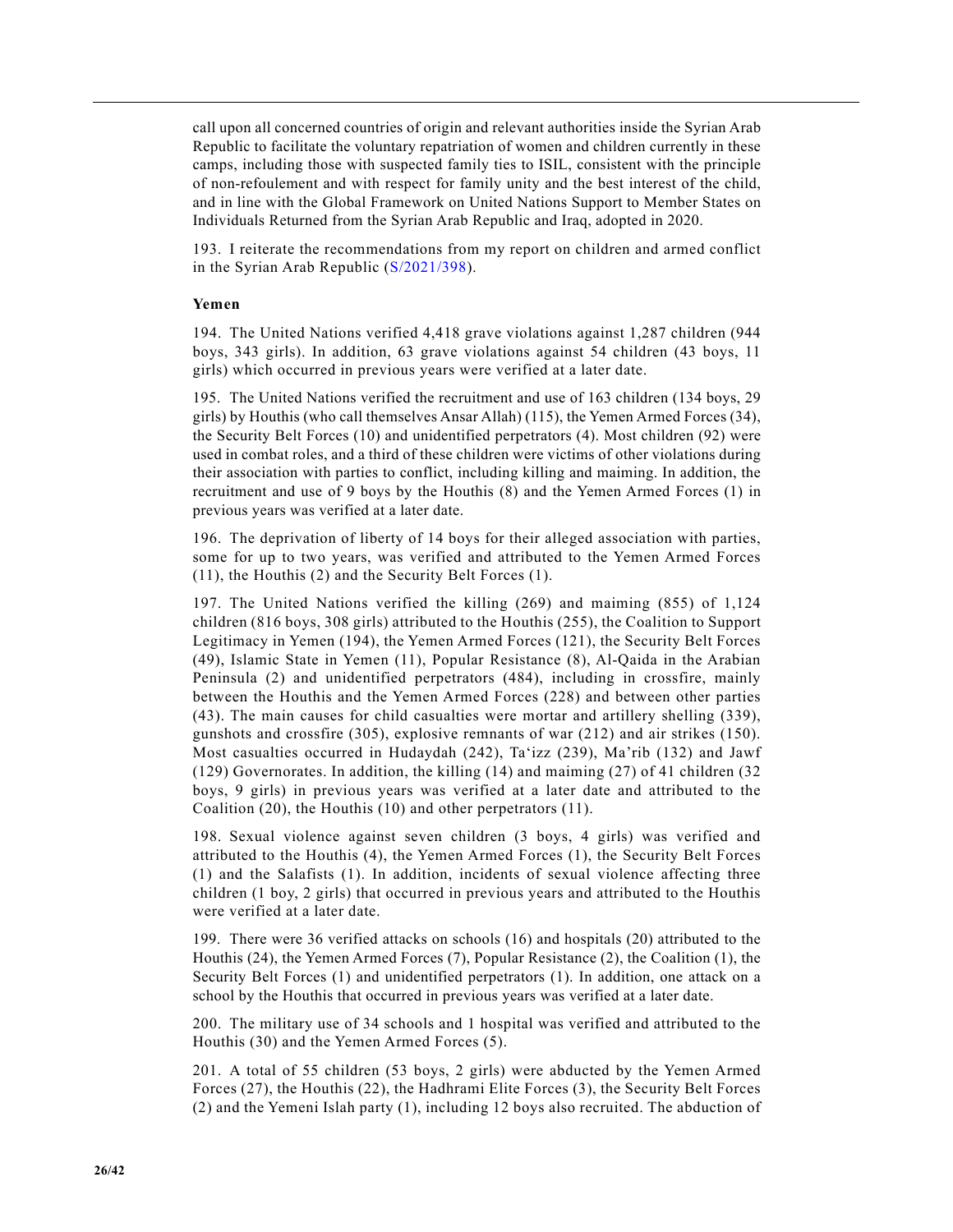call upon all concerned countries of origin and relevant authorities inside the Syrian Arab Republic to facilitate the voluntary repatriation of women and children currently in these camps, including those with suspected family ties to ISIL, consistent with the principle of non-refoulement and with respect for family unity and the best interest of the child, and in line with the Global Framework on United Nations Support to Member States on Individuals Returned from the Syrian Arab Republic and Iraq, adopted in 2020.

193. I reiterate the recommendations from my report on children and armed conflict in the Syrian Arab Republic (S/2021/398).

**Yemen**

194. The United Nations verified 4,418 grave violations against 1,287 children (944 boys, 343 girls). In addition, 63 grave violations against 54 children (43 boys, 11 girls) which occurred in previous years were verified at a later date.

195. The United Nations verified the recruitment and use of 163 children (134 boys, 29 girls) by Houthis (who call themselves Ansar Allah) (115), the Yemen Armed Forces (34), the Security Belt Forces (10) and unidentified perpetrators (4). Most children (92) were used in combat roles, and a third of these children were victims of other violations during their association with parties to conflict, including killing and maiming. In addition, the recruitment and use of 9 boys by the Houthis (8) and the Yemen Armed Forces (1) in previous years was verified at a later date.

196. The deprivation of liberty of 14 boys for their alleged association with parties, some for up to two years, was verified and attributed to the Yemen Armed Forces (11), the Houthis (2) and the Security Belt Forces (1).

197. The United Nations verified the killing (269) and maiming (855) of 1,124 children (816 boys, 308 girls) attributed to the Houthis (255), the Coalition to Support Legitimacy in Yemen (194), the Yemen Armed Forces (121), the Security Belt Forces (49), Islamic State in Yemen (11), Popular Resistance (8), Al-Qaida in the Arabian Peninsula (2) and unidentified perpetrators (484), including in crossfire, mainly between the Houthis and the Yemen Armed Forces (228) and between other parties (43). The main causes for child casualties were mortar and artillery shelling (339), gunshots and crossfire (305), explosive remnants of war (212) and air strikes (150). Most casualties occurred in Hudaydah (242), Ta'izz (239), Ma'rib (132) and Jawf (129) Governorates. In addition, the killing (14) and maiming (27) of 41 children (32 boys, 9 girls) in previous years was verified at a later date and attributed to the Coalition (20), the Houthis (10) and other perpetrators (11).

198. Sexual violence against seven children (3 boys, 4 girls) was verified and attributed to the Houthis (4), the Yemen Armed Forces (1), the Security Belt Forces (1) and the Salafists (1). In addition, incidents of sexual violence affecting three children (1 boy, 2 girls) that occurred in previous years and attributed to the Houthis were verified at a later date.

199. There were 36 verified attacks on schools (16) and hospitals (20) attributed to the Houthis (24), the Yemen Armed Forces (7), Popular Resistance (2), the Coalition (1), the Security Belt Forces (1) and unidentified perpetrators (1). In addition, one attack on a school by the Houthis that occurred in previous years was verified at a later date.

200. The military use of 34 schools and 1 hospital was verified and attributed to the Houthis (30) and the Yemen Armed Forces (5).

201. A total of 55 children (53 boys, 2 girls) were abducted by the Yemen Armed Forces (27), the Houthis (22), the Hadhrami Elite Forces (3), the Security Belt Forces (2) and the Yemeni Islah party (1), including 12 boys also recruited. The abduction of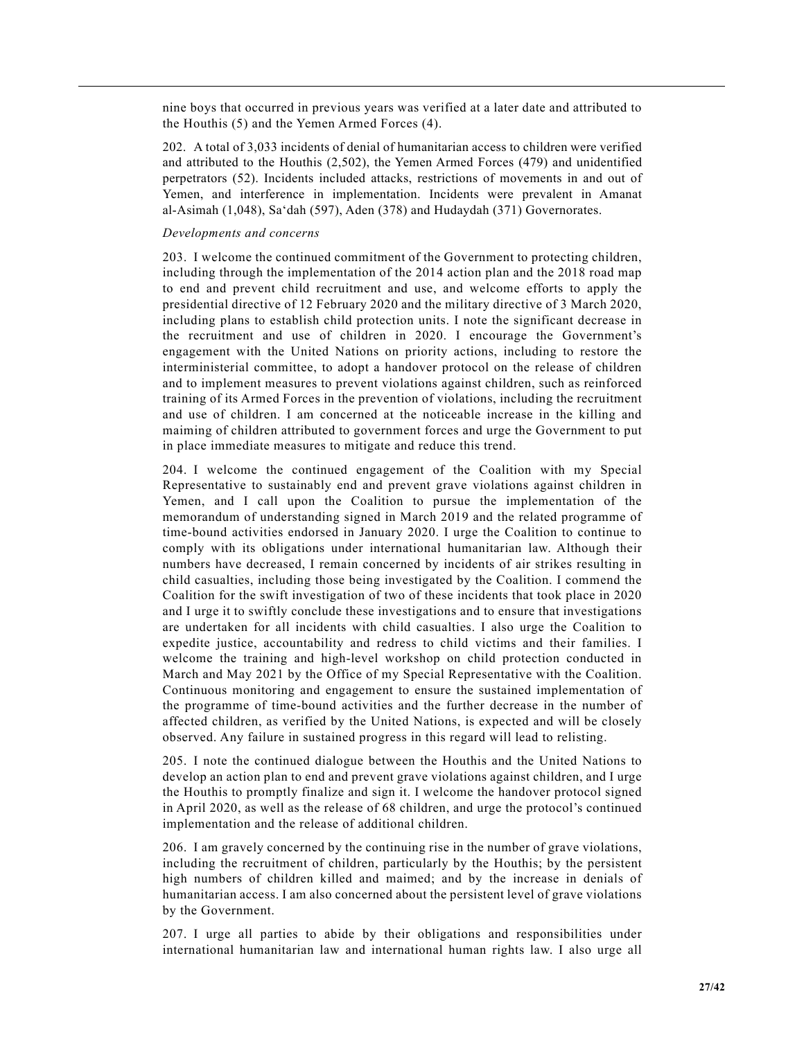nine boys that occurred in previous years was verified at a later date and attributed to the Houthis (5) and the Yemen Armed Forces (4).

202. A total of 3,033 incidents of denial of humanitarian access to children were verified and attributed to the Houthis (2,502), the Yemen Armed Forces (479) and unidentified perpetrators (52). Incidents included attacks, restrictions of movements in and out of Yemen, and interference in implementation. Incidents were prevalent in Amanat al-Asimah (1,048), Sa'dah (597), Aden (378) and Hudaydah (371) Governorates.

*Developments and concerns*

203. I welcome the continued commitment of the Government to protecting children, including through the implementation of the 2014 action plan and the 2018 road map to end and prevent child recruitment and use, and welcome efforts to apply the presidential directive of 12 February 2020 and the military directive of 3 March 2020, including plans to establish child protection units. I note the significant decrease in the recruitment and use of children in 2020. I encourage the Government's engagement with the United Nations on priority actions, including to restore the interministerial committee, to adopt a handover protocol on the release of children and to implement measures to prevent violations against children, such as reinforced training of its Armed Forces in the prevention of violations, including the recruitment and use of children. I am concerned at the noticeable increase in the killing and maiming of children attributed to government forces and urge the Government to put in place immediate measures to mitigate and reduce this trend.

204. I welcome the continued engagement of the Coalition with my Special Representative to sustainably end and prevent grave violations against children in Yemen, and I call upon the Coalition to pursue the implementation of the memorandum of understanding signed in March 2019 and the related programme of time-bound activities endorsed in January 2020. I urge the Coalition to continue to comply with its obligations under international humanitarian law. Although their numbers have decreased, I remain concerned by incidents of air strikes resulting in child casualties, including those being investigated by the Coalition. I commend the Coalition for the swift investigation of two of these incidents that took place in 2020 and I urge it to swiftly conclude these investigations and to ensure that investigations are undertaken for all incidents with child casualties. I also urge the Coalition to expedite justice, accountability and redress to child victims and their families. I welcome the training and high-level workshop on child protection conducted in March and May 2021 by the Office of my Special Representative with the Coalition. Continuous monitoring and engagement to ensure the sustained implementation of the programme of time-bound activities and the further decrease in the number of affected children, as verified by the United Nations, is expected and will be closely observed. Any failure in sustained progress in this regard will lead to relisting.

205. I note the continued dialogue between the Houthis and the United Nations to develop an action plan to end and prevent grave violations against children, and I urge the Houthis to promptly finalize and sign it. I welcome the handover protocol signed in April 2020, as well as the release of 68 children, and urge the protocol's continued implementation and the release of additional children.

206. I am gravely concerned by the continuing rise in the number of grave violations, including the recruitment of children, particularly by the Houthis; by the persistent high numbers of children killed and maimed; and by the increase in denials of humanitarian access. I am also concerned about the persistent level of grave violations by the Government.

207. I urge all parties to abide by their obligations and responsibilities under international humanitarian law and international human rights law. I also urge all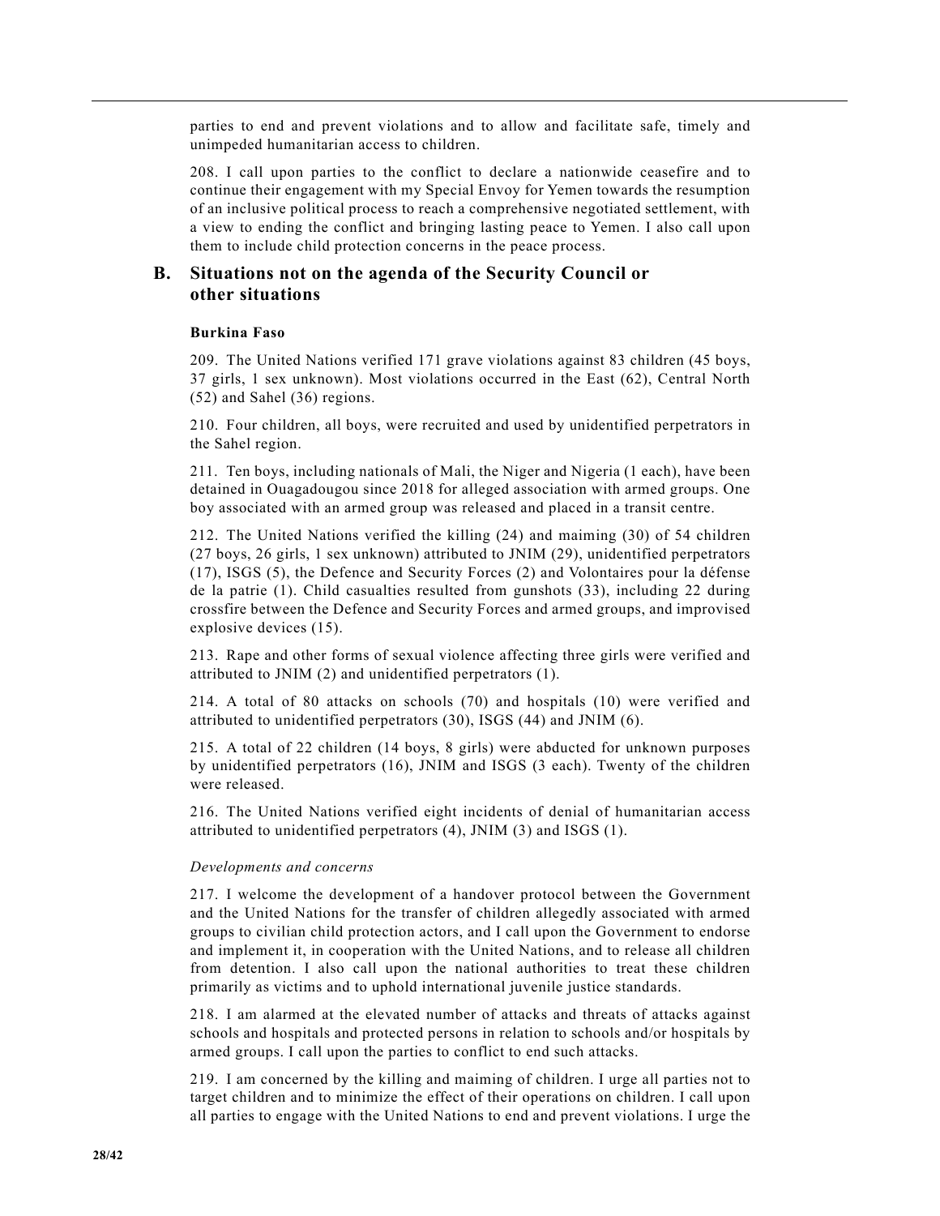parties to end and prevent violations and to allow and facilitate safe, timely and unimpeded humanitarian access to children.

208. I call upon parties to the conflict to declare a nationwide ceasefire and to continue their engagement with my Special Envoy for Yemen towards the resumption of an inclusive political process to reach a comprehensive negotiated settlement, with a view to ending the conflict and bringing lasting peace to Yemen. I also call upon them to include child protection concerns in the peace process.

## B. Situations not on the agenda of the Security Council or other situations

### Burkina Faso

209. The United Nations verified 171 grave violations against 83 children (45 boys, 37 girls, 1 sex unknown). Most violations occurred in the East (62), Central North (52) and Sahel (36) regions.

210. Four children, all boys, were recruited and used by unidentified perpetrators in the Sahel region.

211. Ten boys, including nationals of Mali, the Niger and Nigeria (1 each), have been detained in Ouagadougou since 2018 for alleged association with armed groups. One boy associated with an armed group was released and placed in a transit centre.

212. The United Nations verified the killing (24) and maiming (30) of 54 children (27 boys, 26 girls, 1 sex unknown) attributed to JNIM (29), unidentified perpetrators (17), ISGS (5), the Defence and Security Forces (2) and Volontaires pour la défense de la patrie (1). Child casualties resulted from gunshots (33), including 22 during crossfire between the Defence and Security Forces and armed groups, and improvised explosive devices (15).

213. Rape and other forms of sexual violence affecting three girls were verified and attributed to JNIM (2) and unidentified perpetrators (1).

214. A total of 80 attacks on schools (70) and hospitals (10) were verified and attributed to unidentified perpetrators (30), ISGS (44) and JNIM (6).

215. A total of 22 children (14 boys, 8 girls) were abducted for unknown purposes by unidentified perpetrators (16), JNIM and ISGS (3 each). Twenty of the children were released.

216. The United Nations verified eight incidents of denial of humanitarian access attributed to unidentified perpetrators (4), JNIM (3) and ISGS (1).

*Developments and concerns*

217. I welcome the development of a handover protocol between the Government and the United Nations for the transfer of children allegedly associated with armed groups to civilian child protection actors, and I call upon the Government to endorse and implement it, in cooperation with the United Nations, and to release all children from detention. I also call upon the national authorities to treat these children primarily as victims and to uphold international juvenile justice standards.

218. I am alarmed at the elevated number of attacks and threats of attacks against schools and hospitals and protected persons in relation to schools and/or hospitals by armed groups. I call upon the parties to conflict to end such attacks.

219. I am concerned by the killing and maiming of children. I urge all parties not to target children and to minimize the effect of their operations on children. I call upon all parties to engage with the United Nations to end and prevent violations. I urge the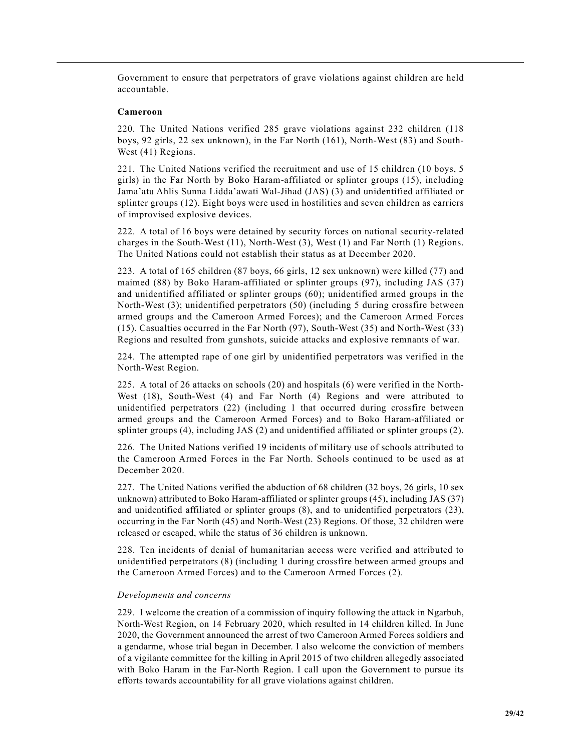Government to ensure that perpetrators of grave violations against children are held accountable.

**Cameroon**

220. The United Nations verified 285 grave violations against 232 children (118 boys, 92 girls, 22 sex unknown), in the Far North (161), North-West (83) and South-West (41) Regions.

221. The United Nations verified the recruitment and use of 15 children (10 boys, 5 girls) in the Far North by Boko Haram-affiliated or splinter groups (15), including Jama'atu Ahlis Sunna Lidda'awati Wal-Jihad (JAS) (3) and unidentified affiliated or splinter groups (12). Eight boys were used in hostilities and seven children as carriers of improvised explosive devices.

222. A total of 16 boys were detained by security forces on national security-related charges in the South-West (11), North-West (3), West (1) and Far North (1) Regions. The United Nations could not establish their status as at December 2020.

223. A total of 165 children (87 boys, 66 girls, 12 sex unknown) were killed (77) and maimed (88) by Boko Haram-affiliated or splinter groups (97), including JAS (37) and unidentified affiliated or splinter groups (60); unidentified armed groups in the North-West (3); unidentified perpetrators (50) (including 5 during crossfire between armed groups and the Cameroon Armed Forces); and the Cameroon Armed Forces (15). Casualties occurred in the Far North (97), South-West (35) and North-West (33) Regions and resulted from gunshots, suicide attacks and explosive remnants of war.

224. The attempted rape of one girl by unidentified perpetrators was verified in the North-West Region.

225. A total of 26 attacks on schools (20) and hospitals (6) were verified in the North-West (18), South-West (4) and Far North (4) Regions and were attributed to unidentified perpetrators (22) (including 1 that occurred during crossfire between armed groups and the Cameroon Armed Forces) and to Boko Haram-affiliated or splinter groups (4), including JAS (2) and unidentified affiliated or splinter groups (2).

226. The United Nations verified 19 incidents of military use of schools attributed to the Cameroon Armed Forces in the Far North. Schools continued to be used as at December 2020.

227. The United Nations verified the abduction of 68 children (32 boys, 26 girls, 10 sex unknown) attributed to Boko Haram-affiliated or splinter groups (45), including JAS (37) and unidentified affiliated or splinter groups (8), and to unidentified perpetrators (23), occurring in the Far North (45) and North-West (23) Regions. Of those, 32 children were released or escaped, while the status of 36 children is unknown.

228. Ten incidents of denial of humanitarian access were verified and attributed to unidentified perpetrators (8) (including 1 during crossfire between armed groups and the Cameroon Armed Forces) and to the Cameroon Armed Forces (2).

*Developments and concerns*

229. I welcome the creation of a commission of inquiry following the attack in Ngarbuh, North-West Region, on 14 February 2020, which resulted in 14 children killed. In June 2020, the Government announced the arrest of two Cameroon Armed Forces soldiers and a gendarme, whose trial began in December. I also welcome the conviction of members of a vigilante committee for the killing in April 2015 of two children allegedly associated with Boko Haram in the Far-North Region. I call upon the Government to pursue its efforts towards accountability for all grave violations against children.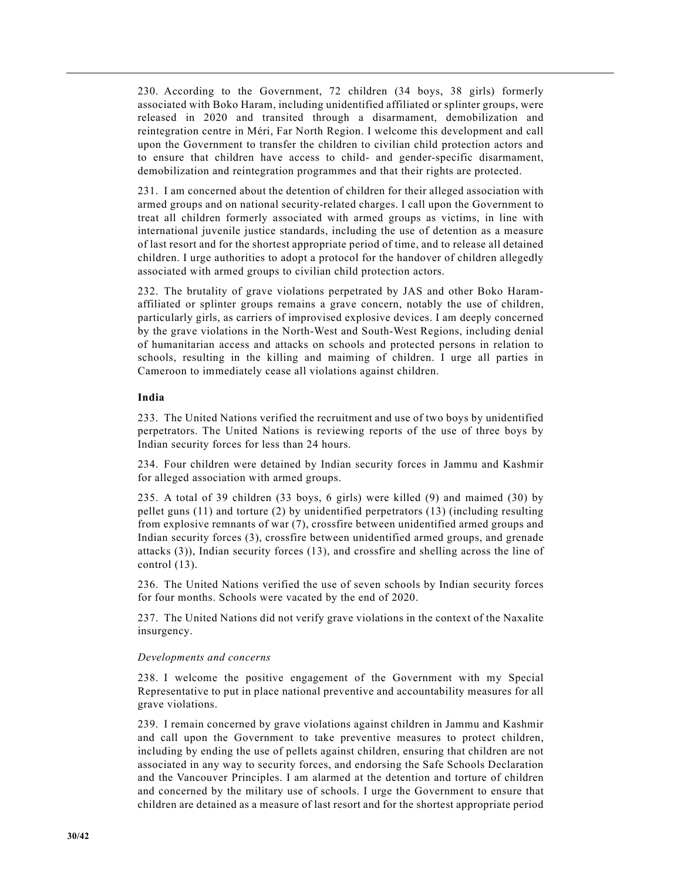230. According to the Government, 72 children (34 boys, 38 girls) formerly associated with Boko Haram, including unidentified affiliated or splinter groups, were released in 2020 and transited through a disarmament, demobilization and reintegration centre in Méri, Far North Region. I welcome this development and call upon the Government to transfer the children to civilian child protection actors and to ensure that children have access to child- and gender-specific disarmament, demobilization and reintegration programmes and that their rights are protected.

231. I am concerned about the detention of children for their alleged association with armed groups and on national security-related charges. I call upon the Government to treat all children formerly associated with armed groups as victims, in line with international juvenile justice standards, including the use of detention as a measure of last resort and for the shortest appropriate period of time, and to release all detained children. I urge authorities to adopt a protocol for the handover of children allegedly associated with armed groups to civilian child protection actors.

232. The brutality of grave violations perpetrated by JAS and other Boko Haram-affiliated or splinter groups remains a grave concern, notably the use of children, particularly girls, as carriers of improvised explosive devices. I am deeply concerned by the grave violations in the North-West and South-West Regions, including denial of humanitarian access and attacks on schools and protected persons in relation to schools, resulting in the killing and maiming of children. I urge all parties in Cameroon to immediately cease all violations against children.

## India

233. The United Nations verified the recruitment and use of two boys by unidentified perpetrators. The United Nations is reviewing reports of the use of three boys by Indian security forces for less than 24 hours.

234. Four children were detained by Indian security forces in Jammu and Kashmir for alleged association with armed groups.

235. A total of 39 children (33 boys, 6 girls) were killed (9) and maimed (30) by pellet guns (11) and torture (2) by unidentified perpetrators (13) (including resulting from explosive remnants of war (7), crossfire between unidentified armed groups and Indian security forces (3), crossfire between unidentified armed groups, and grenade attacks (3)), Indian security forces (13), and crossfire and shelling across the line of control (13).

236. The United Nations verified the use of seven schools by Indian security forces for four months. Schools were vacated by the end of 2020.

237. The United Nations did not verify grave violations in the context of the Naxalite insurgency.

### *Developments and concerns*

238. I welcome the positive engagement of the Government with my Special Representative to put in place national preventive and accountability measures for all grave violations.

239. I remain concerned by grave violations against children in Jammu and Kashmir and call upon the Government to take preventive measures to protect children, including by ending the use of pellets against children, ensuring that children are not associated in any way to security forces, and endorsing the Safe Schools Declaration and the Vancouver Principles. I am alarmed at the detention and torture of children and concerned by the military use of schools. I urge the Government to ensure that children are detained as a measure of last resort and for the shortest appropriate period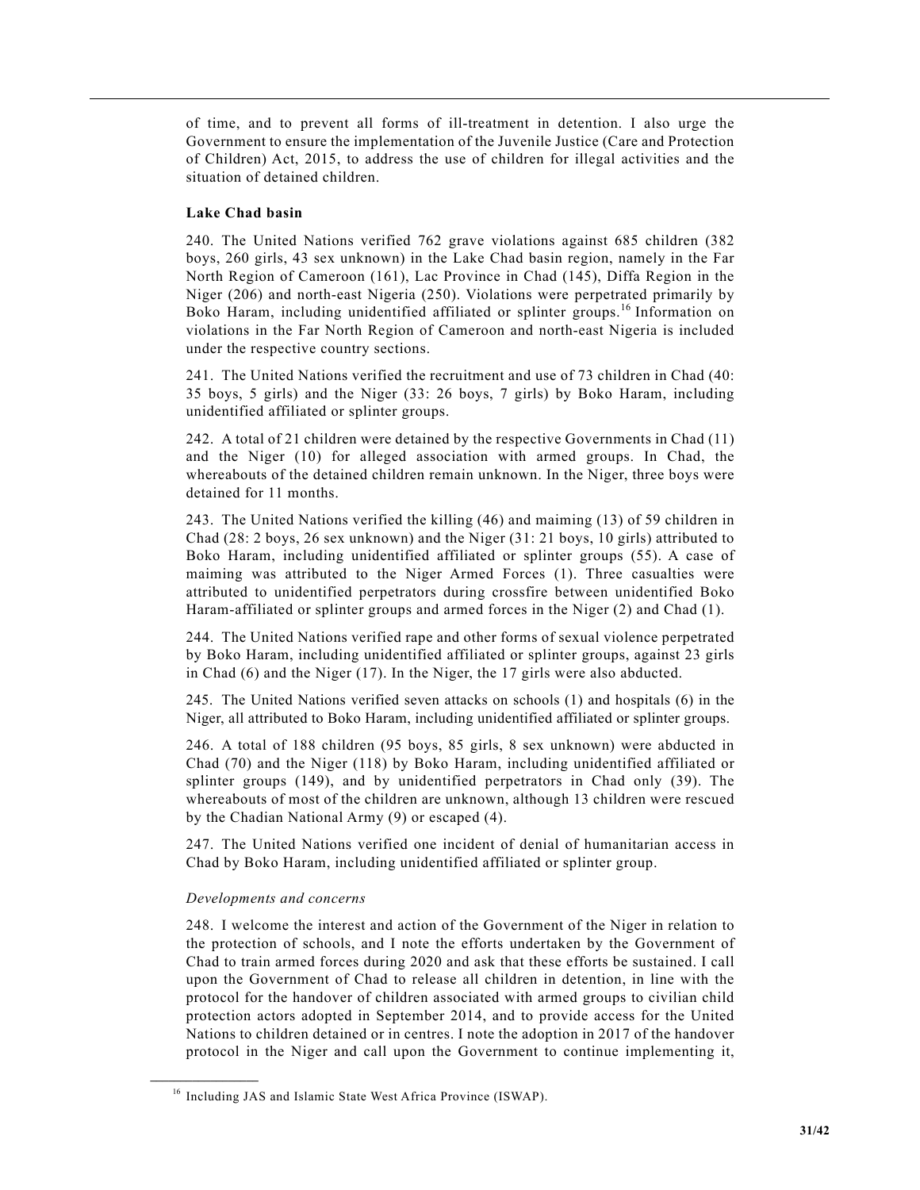of time, and to prevent all forms of ill-treatment in detention. I also urge the Government to ensure the implementation of the Juvenile Justice (Care and Protection of Children) Act, 2015, to address the use of children for illegal activities and the situation of detained children.

### Lake Chad basin

240. The United Nations verified 762 grave violations against 685 children (382 boys, 260 girls, 43 sex unknown) in the Lake Chad basin region, namely in the Far North Region of Cameroon (161), Lac Province in Chad (145), Diffa Region in the Niger (206) and north-east Nigeria (250). Violations were perpetrated primarily by Boko Haram, including unidentified affiliated or splinter groups.[16] Information on violations in the Far North Region of Cameroon and north-east Nigeria is included under the respective country sections.

241. The United Nations verified the recruitment and use of 73 children in Chad (40: 35 boys, 5 girls) and the Niger (33: 26 boys, 7 girls) by Boko Haram, including unidentified affiliated or splinter groups.

242. A total of 21 children were detained by the respective Governments in Chad (11) and the Niger (10) for alleged association with armed groups. In Chad, the whereabouts of the detained children remain unknown. In the Niger, three boys were detained for 11 months.

243. The United Nations verified the killing (46) and maiming (13) of 59 children in Chad (28: 2 boys, 26 sex unknown) and the Niger (31: 21 boys, 10 girls) attributed to Boko Haram, including unidentified affiliated or splinter groups (55). A case of maiming was attributed to the Niger Armed Forces (1). Three casualties were attributed to unidentified perpetrators during crossfire between unidentified Boko Haram-affiliated or splinter groups and armed forces in the Niger (2) and Chad (1).

244. The United Nations verified rape and other forms of sexual violence perpetrated by Boko Haram, including unidentified affiliated or splinter groups, against 23 girls in Chad (6) and the Niger (17). In the Niger, the 17 girls were also abducted.

245. The United Nations verified seven attacks on schools (1) and hospitals (6) in the Niger, all attributed to Boko Haram, including unidentified affiliated or splinter groups.

246. A total of 188 children (95 boys, 85 girls, 8 sex unknown) were abducted in Chad (70) and the Niger (118) by Boko Haram, including unidentified affiliated or splinter groups (149), and by unidentified perpetrators in Chad only (39). The whereabouts of most of the children are unknown, although 13 children were rescued by the Chadian National Army (9) or escaped (4).

247. The United Nations verified one incident of denial of humanitarian access in Chad by Boko Haram, including unidentified affiliated or splinter group.

#### *Developments and concerns*

248. I welcome the interest and action of the Government of the Niger in relation to the protection of schools, and I note the efforts undertaken by the Government of Chad to train armed forces during 2020 and ask that these efforts be sustained. I call upon the Government of Chad to release all children in detention, in line with the protocol for the handover of children associated with armed groups to civilian child protection actors adopted in September 2014, and to provide access for the United Nations to children detained or in centres. I note the adoption in 2017 of the handover protocol in the Niger and call upon the Government to continue implementing it,

[16] Including JAS and Islamic State West Africa Province (ISWAP).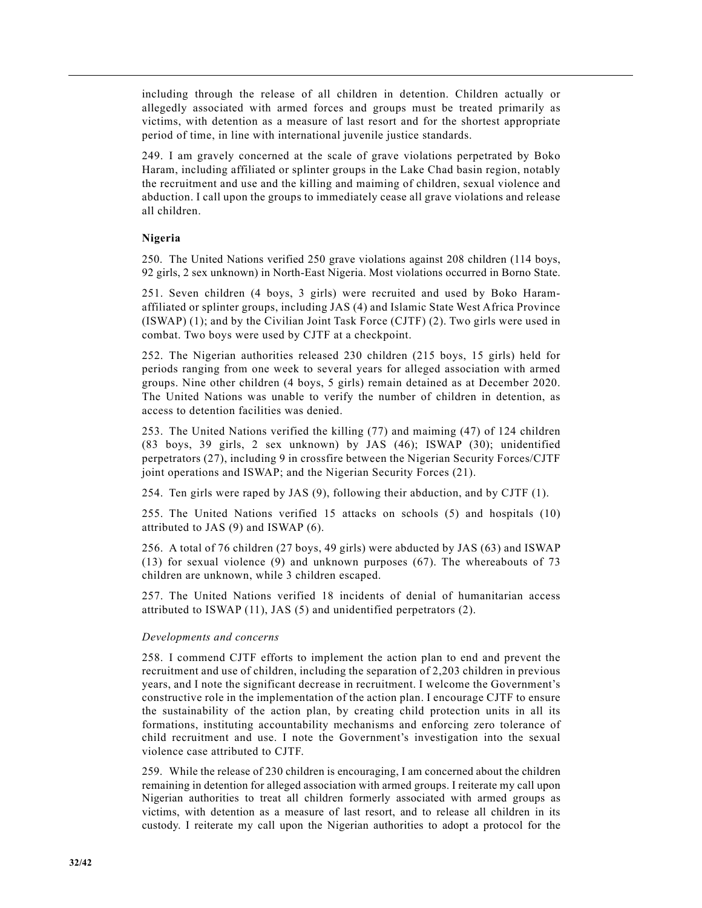including through the release of all children in detention. Children actually or allegedly associated with armed forces and groups must be treated primarily as victims, with detention as a measure of last resort and for the shortest appropriate period of time, in line with international juvenile justice standards.

249. I am gravely concerned at the scale of grave violations perpetrated by Boko Haram, including affiliated or splinter groups in the Lake Chad basin region, notably the recruitment and use and the killing and maiming of children, sexual violence and abduction. I call upon the groups to immediately cease all grave violations and release all children.

### Nigeria

250. The United Nations verified 250 grave violations against 208 children (114 boys, 92 girls, 2 sex unknown) in North-East Nigeria. Most violations occurred in Borno State.

251. Seven children (4 boys, 3 girls) were recruited and used by Boko Haram-affiliated or splinter groups, including JAS (4) and Islamic State West Africa Province (ISWAP) (1); and by the Civilian Joint Task Force (CJTF) (2). Two girls were used in combat. Two boys were used by CJTF at a checkpoint.

252. The Nigerian authorities released 230 children (215 boys, 15 girls) held for periods ranging from one week to several years for alleged association with armed groups. Nine other children (4 boys, 5 girls) remain detained as at December 2020. The United Nations was unable to verify the number of children in detention, as access to detention facilities was denied.

253. The United Nations verified the killing (77) and maiming (47) of 124 children (83 boys, 39 girls, 2 sex unknown) by JAS (46); ISWAP (30); unidentified perpetrators (27), including 9 in crossfire between the Nigerian Security Forces/CJTF joint operations and ISWAP; and the Nigerian Security Forces (21).

254. Ten girls were raped by JAS (9), following their abduction, and by CJTF (1).

255. The United Nations verified 15 attacks on schools (5) and hospitals (10) attributed to JAS (9) and ISWAP (6).

256. A total of 76 children (27 boys, 49 girls) were abducted by JAS (63) and ISWAP (13) for sexual violence (9) and unknown purposes (67). The whereabouts of 73 children are unknown, while 3 children escaped.

257. The United Nations verified 18 incidents of denial of humanitarian access attributed to ISWAP (11), JAS (5) and unidentified perpetrators (2).

*Developments and concerns*

258. I commend CJTF efforts to implement the action plan to end and prevent the recruitment and use of children, including the separation of 2,203 children in previous years, and I note the significant decrease in recruitment. I welcome the Government's constructive role in the implementation of the action plan. I encourage CJTF to ensure the sustainability of the action plan, by creating child protection units in all its formations, instituting accountability mechanisms and enforcing zero tolerance of child recruitment and use. I note the Government's investigation into the sexual violence case attributed to CJTF.

259. While the release of 230 children is encouraging, I am concerned about the children remaining in detention for alleged association with armed groups. I reiterate my call upon Nigerian authorities to treat all children formerly associated with armed groups as victims, with detention as a measure of last resort, and to release all children in its custody. I reiterate my call upon the Nigerian authorities to adopt a protocol for the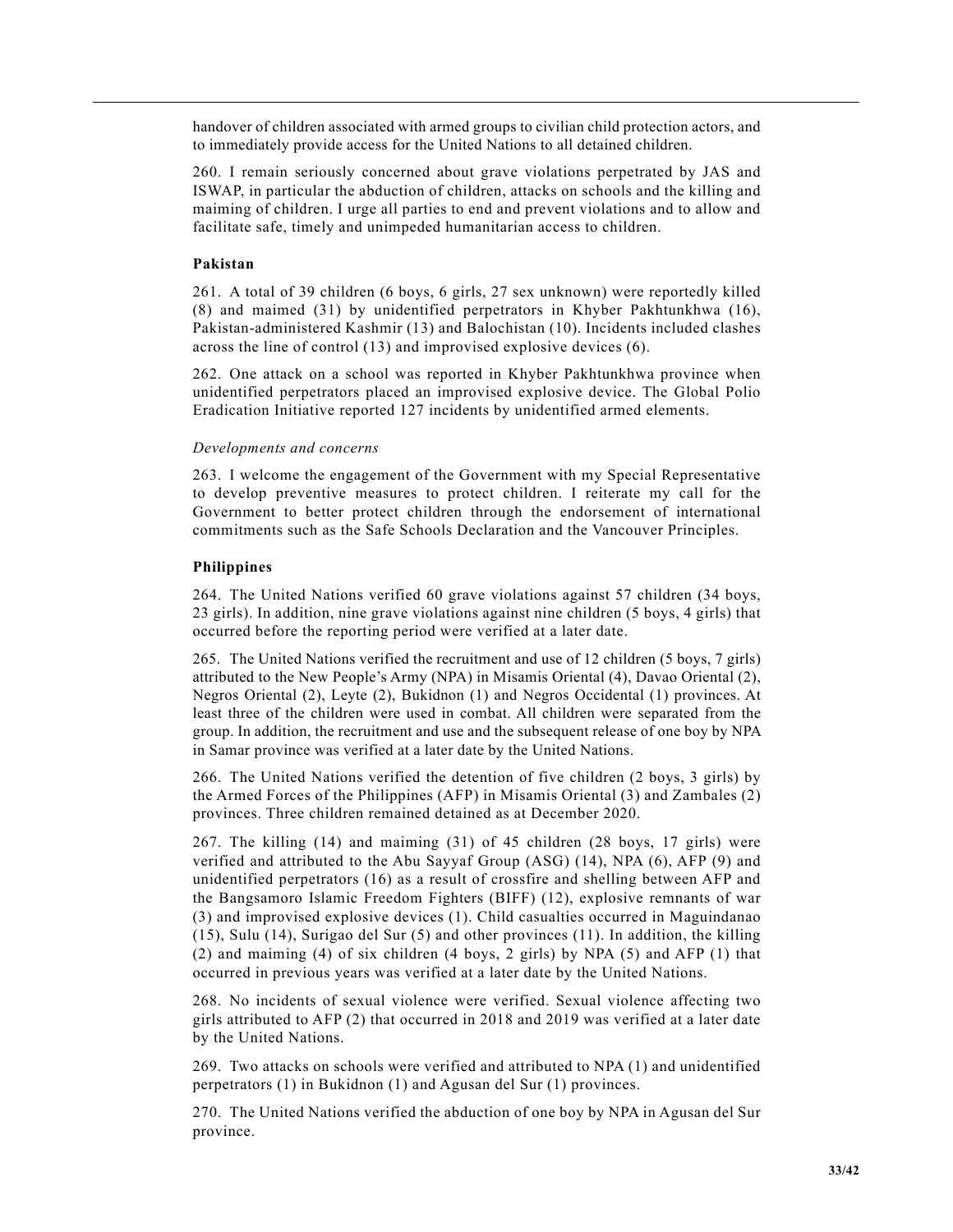handover of children associated with armed groups to civilian child protection actors, and to immediately provide access for the United Nations to all detained children.

260. I remain seriously concerned about grave violations perpetrated by JAS and ISWAP, in particular the abduction of children, attacks on schools and the killing and maiming of children. I urge all parties to end and prevent violations and to allow and facilitate safe, timely and unimpeded humanitarian access to children.

### Pakistan

261. A total of 39 children (6 boys, 6 girls, 27 sex unknown) were reportedly killed (8) and maimed (31) by unidentified perpetrators in Khyber Pakhtunkhwa (16), Pakistan-administered Kashmir (13) and Balochistan (10). Incidents included clashes across the line of control (13) and improvised explosive devices (6).

262. One attack on a school was reported in Khyber Pakhtunkhwa province when unidentified perpetrators placed an improvised explosive device. The Global Polio Eradication Initiative reported 127 incidents by unidentified armed elements.

*Developments and concerns*

263. I welcome the engagement of the Government with my Special Representative to develop preventive measures to protect children. I reiterate my call for the Government to better protect children through the endorsement of international commitments such as the Safe Schools Declaration and the Vancouver Principles.

### Philippines

264. The United Nations verified 60 grave violations against 57 children (34 boys, 23 girls). In addition, nine grave violations against nine children (5 boys, 4 girls) that occurred before the reporting period were verified at a later date.

265. The United Nations verified the recruitment and use of 12 children (5 boys, 7 girls) attributed to the New People's Army (NPA) in Misamis Oriental (4), Davao Oriental (2), Negros Oriental (2), Leyte (2), Bukidnon (1) and Negros Occidental (1) provinces. At least three of the children were used in combat. All children were separated from the group. In addition, the recruitment and use and the subsequent release of one boy by NPA in Samar province was verified at a later date by the United Nations.

266. The United Nations verified the detention of five children (2 boys, 3 girls) by the Armed Forces of the Philippines (AFP) in Misamis Oriental (3) and Zambales (2) provinces. Three children remained detained as at December 2020.

267. The killing (14) and maiming (31) of 45 children (28 boys, 17 girls) were verified and attributed to the Abu Sayyaf Group (ASG) (14), NPA (6), AFP (9) and unidentified perpetrators (16) as a result of crossfire and shelling between AFP and the Bangsamoro Islamic Freedom Fighters (BIFF) (12), explosive remnants of war (3) and improvised explosive devices (1). Child casualties occurred in Maguindanao (15), Sulu (14), Surigao del Sur (5) and other provinces (11). In addition, the killing (2) and maiming (4) of six children (4 boys, 2 girls) by NPA (5) and AFP (1) that occurred in previous years was verified at a later date by the United Nations.

268. No incidents of sexual violence were verified. Sexual violence affecting two girls attributed to AFP (2) that occurred in 2018 and 2019 was verified at a later date by the United Nations.

269. Two attacks on schools were verified and attributed to NPA (1) and unidentified perpetrators (1) in Bukidnon (1) and Agusan del Sur (1) provinces.

270. The United Nations verified the abduction of one boy by NPA in Agusan del Sur province.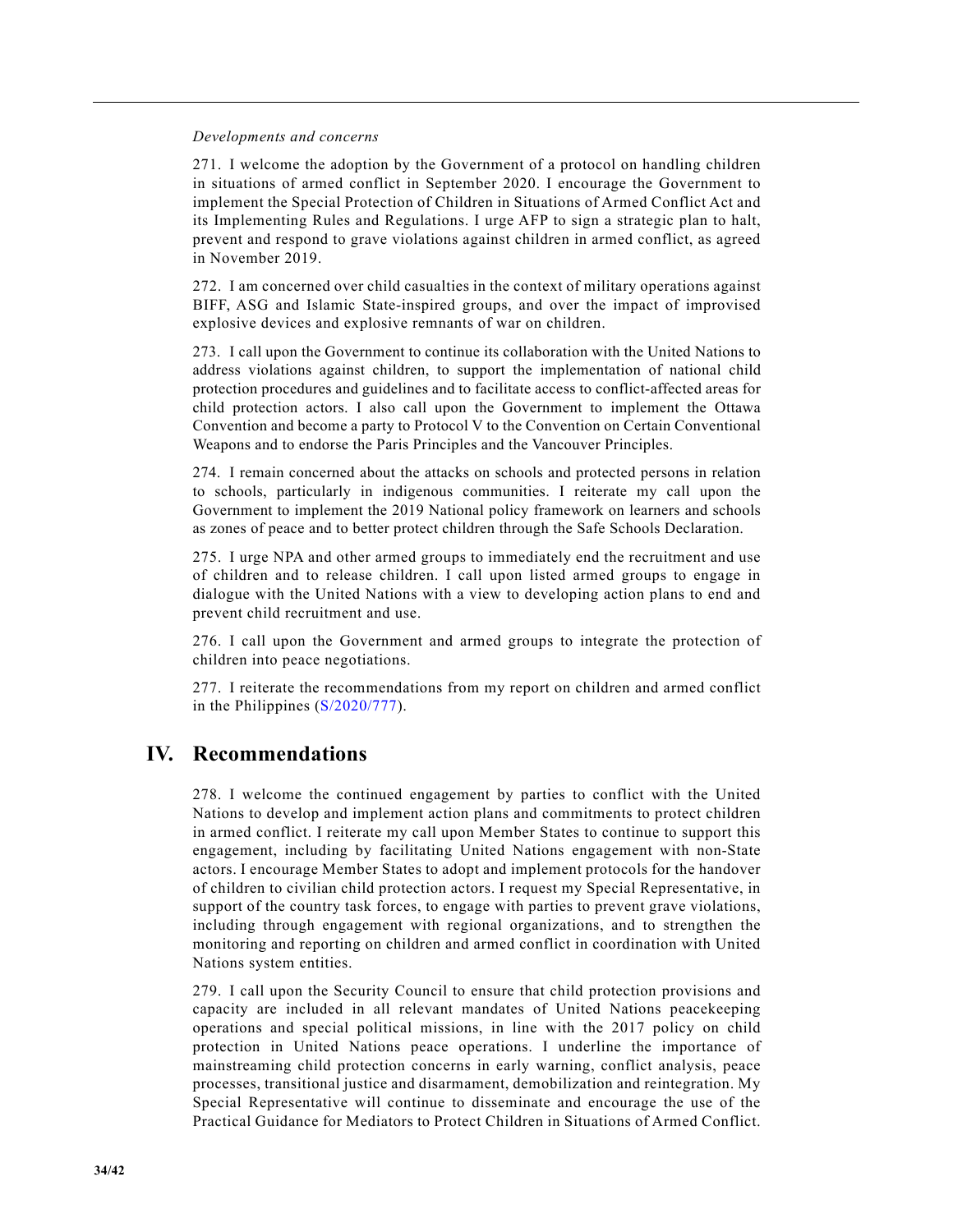*Developments and concerns*

271. I welcome the adoption by the Government of a protocol on handling children in situations of armed conflict in September 2020. I encourage the Government to implement the Special Protection of Children in Situations of Armed Conflict Act and its Implementing Rules and Regulations. I urge AFP to sign a strategic plan to halt, prevent and respond to grave violations against children in armed conflict, as agreed in November 2019.

272. I am concerned over child casualties in the context of military operations against BIFF, ASG and Islamic State-inspired groups, and over the impact of improvised explosive devices and explosive remnants of war on children.

273. I call upon the Government to continue its collaboration with the United Nations to address violations against children, to support the implementation of national child protection procedures and guidelines and to facilitate access to conflict-affected areas for child protection actors. I also call upon the Government to implement the Ottawa Convention and become a party to Protocol V to the Convention on Certain Conventional Weapons and to endorse the Paris Principles and the Vancouver Principles.

274. I remain concerned about the attacks on schools and protected persons in relation to schools, particularly in indigenous communities. I reiterate my call upon the Government to implement the 2019 National policy framework on learners and schools as zones of peace and to better protect children through the Safe Schools Declaration.

275. I urge NPA and other armed groups to immediately end the recruitment and use of children and to release children. I call upon listed armed groups to engage in dialogue with the United Nations with a view to developing action plans to end and prevent child recruitment and use.

276. I call upon the Government and armed groups to integrate the protection of children into peace negotiations.

277. I reiterate the recommendations from my report on children and armed conflict in the Philippines (S/2020/777).

# IV. Recommendations

278. I welcome the continued engagement by parties to conflict with the United Nations to develop and implement action plans and commitments to protect children in armed conflict. I reiterate my call upon Member States to continue to support this engagement, including by facilitating United Nations engagement with non-State actors. I encourage Member States to adopt and implement protocols for the handover of children to civilian child protection actors. I request my Special Representative, in support of the country task forces, to engage with parties to prevent grave violations, including through engagement with regional organizations, and to strengthen the monitoring and reporting on children and armed conflict in coordination with United Nations system entities.

279. I call upon the Security Council to ensure that child protection provisions and capacity are included in all relevant mandates of United Nations peacekeeping operations and special political missions, in line with the 2017 policy on child protection in United Nations peace operations. I underline the importance of mainstreaming child protection concerns in early warning, conflict analysis, peace processes, transitional justice and disarmament, demobilization and reintegration. My Special Representative will continue to disseminate and encourage the use of the Practical Guidance for Mediators to Protect Children in Situations of Armed Conflict.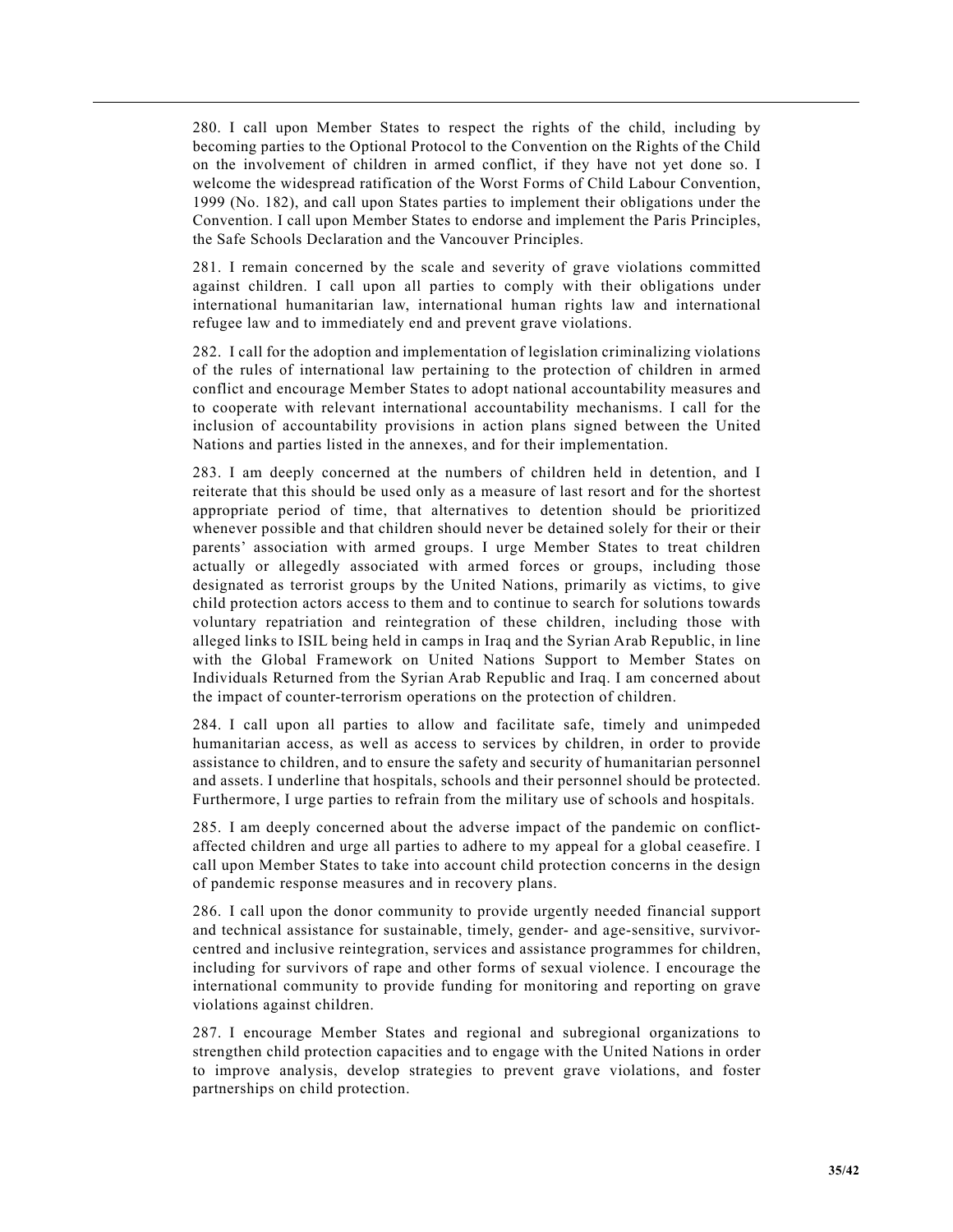280. I call upon Member States to respect the rights of the child, including by becoming parties to the Optional Protocol to the Convention on the Rights of the Child on the involvement of children in armed conflict, if they have not yet done so. I welcome the widespread ratification of the Worst Forms of Child Labour Convention, 1999 (No. 182), and call upon States parties to implement their obligations under the Convention. I call upon Member States to endorse and implement the Paris Principles, the Safe Schools Declaration and the Vancouver Principles.

281. I remain concerned by the scale and severity of grave violations committed against children. I call upon all parties to comply with their obligations under international humanitarian law, international human rights law and international refugee law and to immediately end and prevent grave violations.

282. I call for the adoption and implementation of legislation criminalizing violations of the rules of international law pertaining to the protection of children in armed conflict and encourage Member States to adopt national accountability measures and to cooperate with relevant international accountability mechanisms. I call for the inclusion of accountability provisions in action plans signed between the United Nations and parties listed in the annexes, and for their implementation.

283. I am deeply concerned at the numbers of children held in detention, and I reiterate that this should be used only as a measure of last resort and for the shortest appropriate period of time, that alternatives to detention should be prioritized whenever possible and that children should never be detained solely for their or their parents' association with armed groups. I urge Member States to treat children actually or allegedly associated with armed forces or groups, including those designated as terrorist groups by the United Nations, primarily as victims, to give child protection actors access to them and to continue to search for solutions towards voluntary repatriation and reintegration of these children, including those with alleged links to ISIL being held in camps in Iraq and the Syrian Arab Republic, in line with the Global Framework on United Nations Support to Member States on Individuals Returned from the Syrian Arab Republic and Iraq. I am concerned about the impact of counter-terrorism operations on the protection of children.

284. I call upon all parties to allow and facilitate safe, timely and unimpeded humanitarian access, as well as access to services by children, in order to provide assistance to children, and to ensure the safety and security of humanitarian personnel and assets. I underline that hospitals, schools and their personnel should be protected. Furthermore, I urge parties to refrain from the military use of schools and hospitals.

285. I am deeply concerned about the adverse impact of the pandemic on conflict-affected children and urge all parties to adhere to my appeal for a global ceasefire. I call upon Member States to take into account child protection concerns in the design of pandemic response measures and in recovery plans.

286. I call upon the donor community to provide urgently needed financial support and technical assistance for sustainable, timely, gender- and age-sensitive, survivor-centred and inclusive reintegration, services and assistance programmes for children, including for survivors of rape and other forms of sexual violence. I encourage the international community to provide funding for monitoring and reporting on grave violations against children.

287. I encourage Member States and regional and subregional organizations to strengthen child protection capacities and to engage with the United Nations in order to improve analysis, develop strategies to prevent grave violations, and foster partnerships on child protection.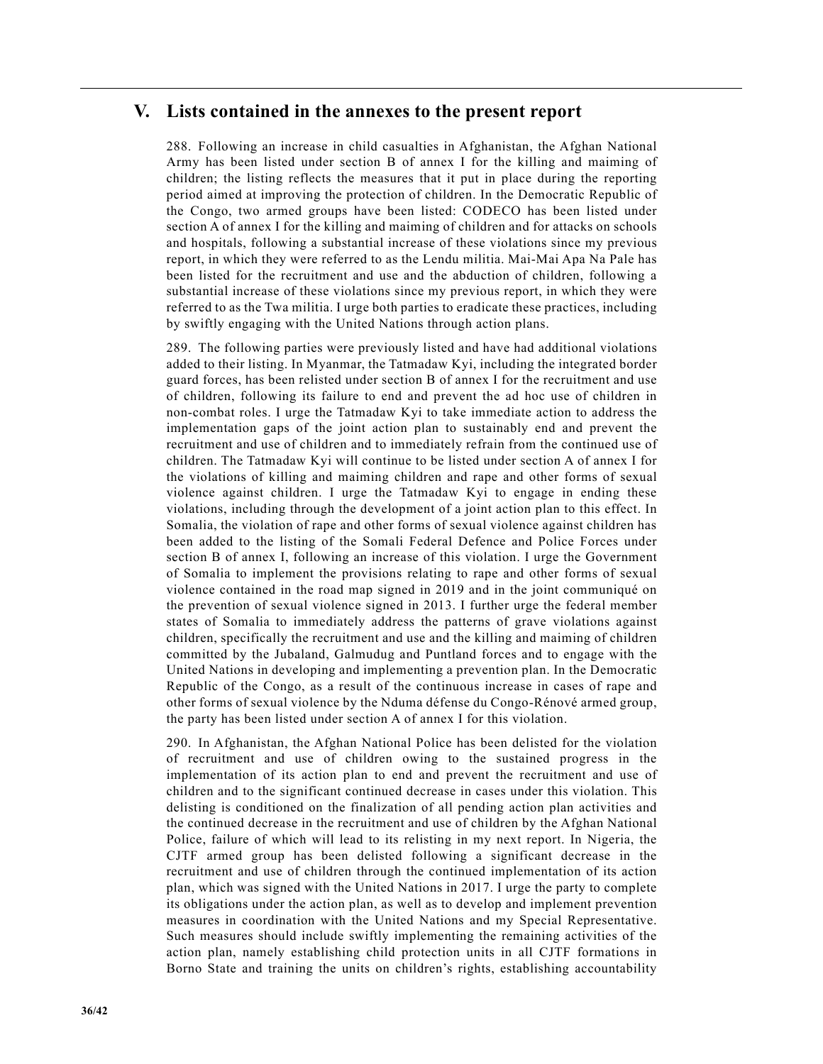## V. Lists contained in the annexes to the present report

288. Following an increase in child casualties in Afghanistan, the Afghan National Army has been listed under section B of annex I for the killing and maiming of children; the listing reflects the measures that it put in place during the reporting period aimed at improving the protection of children. In the Democratic Republic of the Congo, two armed groups have been listed: CODECO has been listed under section A of annex I for the killing and maiming of children and for attacks on schools and hospitals, following a substantial increase of these violations since my previous report, in which they were referred to as the Lendu militia. Mai-Mai Apa Na Pale has been listed for the recruitment and use and the abduction of children, following a substantial increase of these violations since my previous report, in which they were referred to as the Twa militia. I urge both parties to eradicate these practices, including by swiftly engaging with the United Nations through action plans.

289. The following parties were previously listed and have had additional violations added to their listing. In Myanmar, the Tatmadaw Kyi, including the integrated border guard forces, has been relisted under section B of annex I for the recruitment and use of children, following its failure to end and prevent the ad hoc use of children in non-combat roles. I urge the Tatmadaw Kyi to take immediate action to address the implementation gaps of the joint action plan to sustainably end and prevent the recruitment and use of children and to immediately refrain from the continued use of children. The Tatmadaw Kyi will continue to be listed under section A of annex I for the violations of killing and maiming children and rape and other forms of sexual violence against children. I urge the Tatmadaw Kyi to engage in ending these violations, including through the development of a joint action plan to this effect. In Somalia, the violation of rape and other forms of sexual violence against children has been added to the listing of the Somali Federal Defence and Police Forces under section B of annex I, following an increase of this violation. I urge the Government of Somalia to implement the provisions relating to rape and other forms of sexual violence contained in the road map signed in 2019 and in the joint communiqué on the prevention of sexual violence signed in 2013. I further urge the federal member states of Somalia to immediately address the patterns of grave violations against children, specifically the recruitment and use and the killing and maiming of children committed by the Jubaland, Galmudug and Puntland forces and to engage with the United Nations in developing and implementing a prevention plan. In the Democratic Republic of the Congo, as a result of the continuous increase in cases of rape and other forms of sexual violence by the Nduma défense du Congo-Rénové armed group, the party has been listed under section A of annex I for this violation.

290. In Afghanistan, the Afghan National Police has been delisted for the violation of recruitment and use of children owing to the sustained progress in the implementation of its action plan to end and prevent the recruitment and use of children and to the significant continued decrease in cases under this violation. This delisting is conditioned on the finalization of all pending action plan activities and the continued decrease in the recruitment and use of children by the Afghan National Police, failure of which will lead to its relisting in my next report. In Nigeria, the CJTF armed group has been delisted following a significant decrease in the recruitment and use of children through the continued implementation of its action plan, which was signed with the United Nations in 2017. I urge the party to complete its obligations under the action plan, as well as to develop and implement prevention measures in coordination with the United Nations and my Special Representative. Such measures should include swiftly implementing the remaining activities of the action plan, namely establishing child protection units in all CJTF formations in Borno State and training the units on children's rights, establishing accountability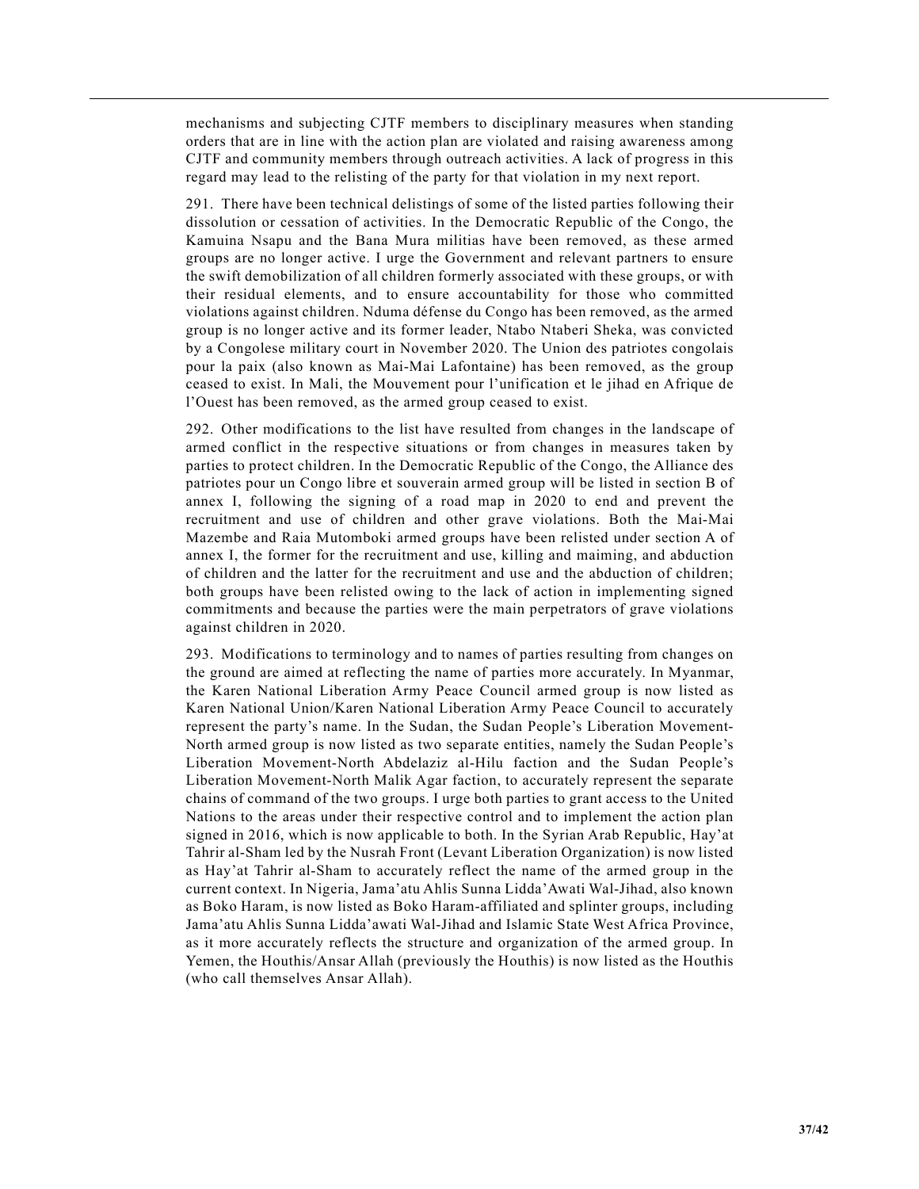mechanisms and subjecting CJTF members to disciplinary measures when standing orders that are in line with the action plan are violated and raising awareness among CJTF and community members through outreach activities. A lack of progress in this regard may lead to the relisting of the party for that violation in my next report.

291. There have been technical delistings of some of the listed parties following their dissolution or cessation of activities. In the Democratic Republic of the Congo, the Kamuina Nsapu and the Bana Mura militias have been removed, as these armed groups are no longer active. I urge the Government and relevant partners to ensure the swift demobilization of all children formerly associated with these groups, or with their residual elements, and to ensure accountability for those who committed violations against children. Nduma défense du Congo has been removed, as the armed group is no longer active and its former leader, Ntabo Ntaberi Sheka, was convicted by a Congolese military court in November 2020. The Union des patriotes congolais pour la paix (also known as Mai-Mai Lafontaine) has been removed, as the group ceased to exist. In Mali, the Mouvement pour l'unification et le jihad en Afrique de l'Ouest has been removed, as the armed group ceased to exist.

292. Other modifications to the list have resulted from changes in the landscape of armed conflict in the respective situations or from changes in measures taken by parties to protect children. In the Democratic Republic of the Congo, the Alliance des patriotes pour un Congo libre et souverain armed group will be listed in section B of annex I, following the signing of a road map in 2020 to end and prevent the recruitment and use of children and other grave violations. Both the Mai-Mai Mazembe and Raia Mutomboki armed groups have been relisted under section A of annex I, the former for the recruitment and use, killing and maiming, and abduction of children and the latter for the recruitment and use and the abduction of children; both groups have been relisted owing to the lack of action in implementing signed commitments and because the parties were the main perpetrators of grave violations against children in 2020.

293. Modifications to terminology and to names of parties resulting from changes on the ground are aimed at reflecting the name of parties more accurately. In Myanmar, the Karen National Liberation Army Peace Council armed group is now listed as Karen National Union/Karen National Liberation Army Peace Council to accurately represent the party's name. In the Sudan, the Sudan People's Liberation Movement-North armed group is now listed as two separate entities, namely the Sudan People's Liberation Movement-North Abdelaziz al-Hilu faction and the Sudan People's Liberation Movement-North Malik Agar faction, to accurately represent the separate chains of command of the two groups. I urge both parties to grant access to the United Nations to the areas under their respective control and to implement the action plan signed in 2016, which is now applicable to both. In the Syrian Arab Republic, Hay'at Tahrir al-Sham led by the Nusrah Front (Levant Liberation Organization) is now listed as Hay'at Tahrir al-Sham to accurately reflect the name of the armed group in the current context. In Nigeria, Jama'atu Ahlis Sunna Lidda'Awati Wal-Jihad, also known as Boko Haram, is now listed as Boko Haram-affiliated and splinter groups, including Jama'atu Ahlis Sunna Lidda'awati Wal-Jihad and Islamic State West Africa Province, as it more accurately reflects the structure and organization of the armed group. In Yemen, the Houthis/Ansar Allah (previously the Houthis) is now listed as the Houthis (who call themselves Ansar Allah).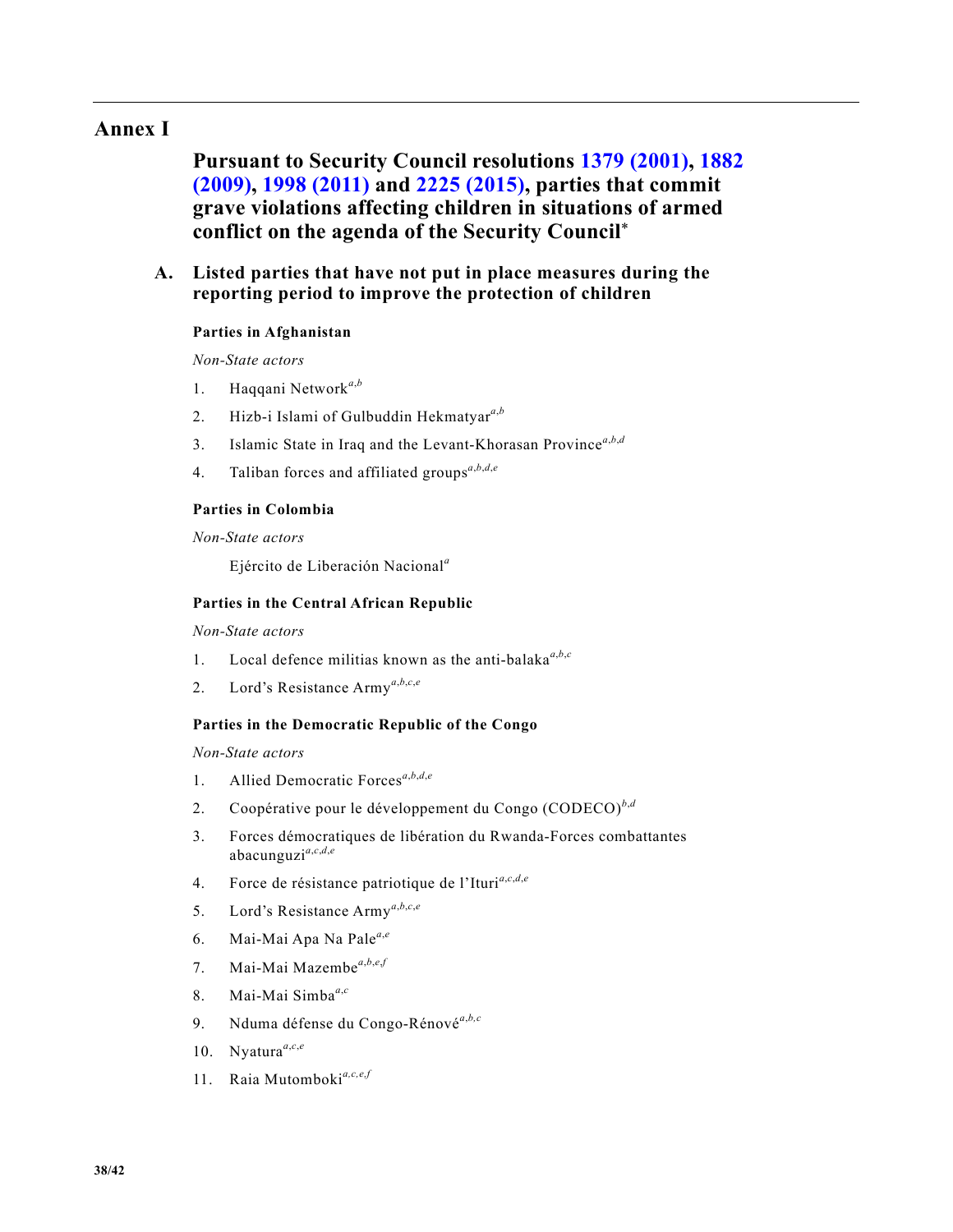# Annex I

## Pursuant to Security Council resolutions 1379 (2001), 1882 (2009), 1998 (2011) and 2225 (2015), parties that commit grave violations affecting children in situations of armed conflict on the agenda of the Security Council*

### A. Listed parties that have not put in place measures during the reporting period to improve the protection of children

**Parties in Afghanistan**

*Non-State actors*

1. Haqqani Network[a,b]
2. Hizb-i Islami of Gulbuddin Hekmatyar[a,b]
3. Islamic State in Iraq and the Levant-Khorasan Province[a,b,d]
4. Taliban forces and affiliated groups[a,b,d,e]

**Parties in Colombia**

*Non-State actors*

Ejército de Liberación Nacional[a]

**Parties in the Central African Republic**

*Non-State actors*

1. Local defence militias known as the anti-balaka[a,b,c]
2. Lord's Resistance Army[a,b,c,e]

**Parties in the Democratic Republic of the Congo**

*Non-State actors*

1. Allied Democratic Forces[a,b,d,e]
2. Coopérative pour le développement du Congo (CODECO)[b,d]
3. Forces démocratiques de libération du Rwanda-Forces combattantes abacunguzi[a,c,d,e]
4. Force de résistance patriotique de l'Ituri[a,c,d,e]
5. Lord's Resistance Army[a,b,c,e]
6. Mai-Mai Apa Na Pale[a,e]
7. Mai-Mai Mazembe[a,b,e,f]
8. Mai-Mai Simba[a,c]
9. Nduma défense du Congo-Rénové[a,b,c]
10. Nyatura[a,c,e]
11. Raia Mutomboki[a,c,e,f]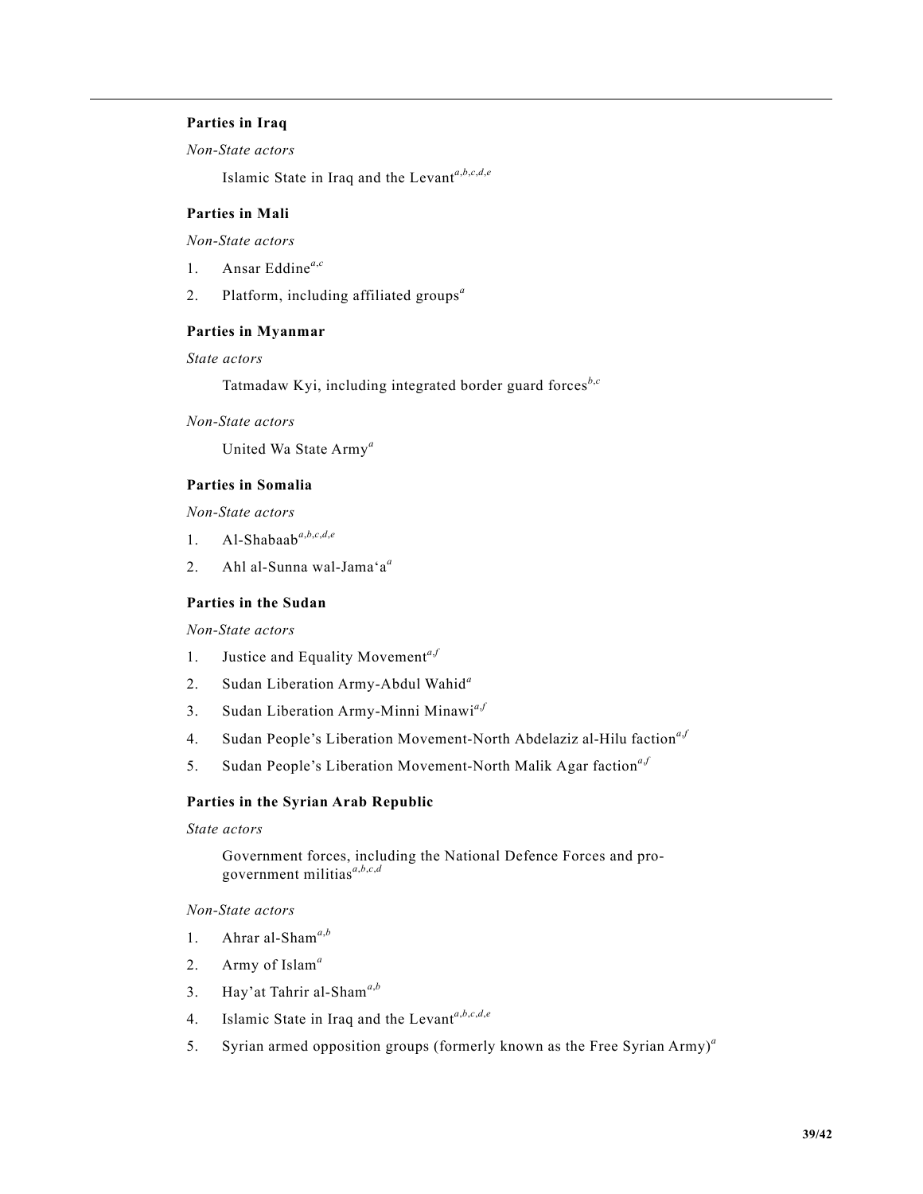**Parties in Iraq**

*Non-State actors*

Islamic State in Iraq and the Levant[a,b,c,d,e]

**Parties in Mali**

*Non-State actors*

1. Ansar Eddine[a,c]
2. Platform, including affiliated groups[a]

**Parties in Myanmar**

*State actors*

Tatmadaw Kyi, including integrated border guard forces[b,c]

*Non-State actors*

United Wa State Army[a]

**Parties in Somalia**

*Non-State actors*

1. Al-Shabaab[a,b,c,d,e]
2. Ahl al-Sunna wal-Jama'a[a]

**Parties in the Sudan**

*Non-State actors*

1. Justice and Equality Movement[a,f]
2. Sudan Liberation Army-Abdul Wahid[a]
3. Sudan Liberation Army-Minni Minawi[a,f]
4. Sudan People's Liberation Movement-North Abdelaziz al-Hilu faction[a,f]
5. Sudan People's Liberation Movement-North Malik Agar faction[a,f]

**Parties in the Syrian Arab Republic**

*State actors*

Government forces, including the National Defence Forces and pro-government militias[a,b,c,d]

*Non-State actors*

1. Ahrar al-Sham[a,b]
2. Army of Islam[a]
3. Hay'at Tahrir al-Sham[a,b]
4. Islamic State in Iraq and the Levant[a,b,c,d,e]
5. Syrian armed opposition groups (formerly known as the Free Syrian Army)[a]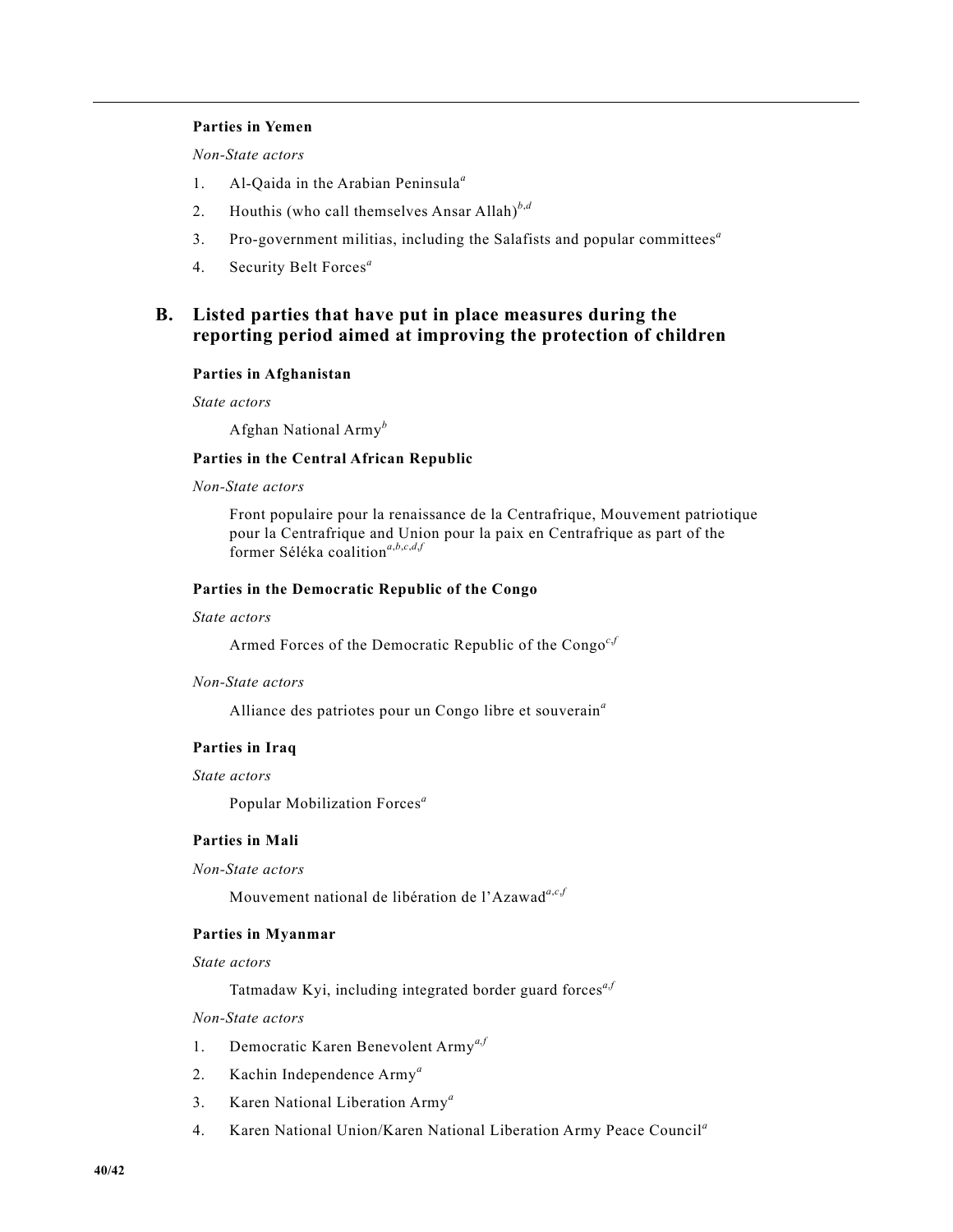**Parties in Yemen**

*Non-State actors*

1. Al-Qaida in the Arabian Peninsula[a]
2. Houthis (who call themselves Ansar Allah)[b,d]
3. Pro-government militias, including the Salafists and popular committees[a]
4. Security Belt Forces[a]

## B. Listed parties that have put in place measures during the reporting period aimed at improving the protection of children

**Parties in Afghanistan**

*State actors*

Afghan National Army[b]

**Parties in the Central African Republic**

*Non-State actors*

Front populaire pour la renaissance de la Centrafrique, Mouvement patriotique pour la Centrafrique and Union pour la paix en Centrafrique as part of the former Séléka coalition[a,b,c,d,f]

**Parties in the Democratic Republic of the Congo**

*State actors*

Armed Forces of the Democratic Republic of the Congo[c,f]

*Non-State actors*

Alliance des patriotes pour un Congo libre et souverain[a]

**Parties in Iraq**

*State actors*

Popular Mobilization Forces[a]

**Parties in Mali**

*Non-State actors*

Mouvement national de libération de l'Azawad[a,c,f]

**Parties in Myanmar**

*State actors*

Tatmadaw Kyi, including integrated border guard forces[a,f]

*Non-State actors*

1. Democratic Karen Benevolent Army[a,f]
2. Kachin Independence Army[a]
3. Karen National Liberation Army[a]
4. Karen National Union/Karen National Liberation Army Peace Council[a]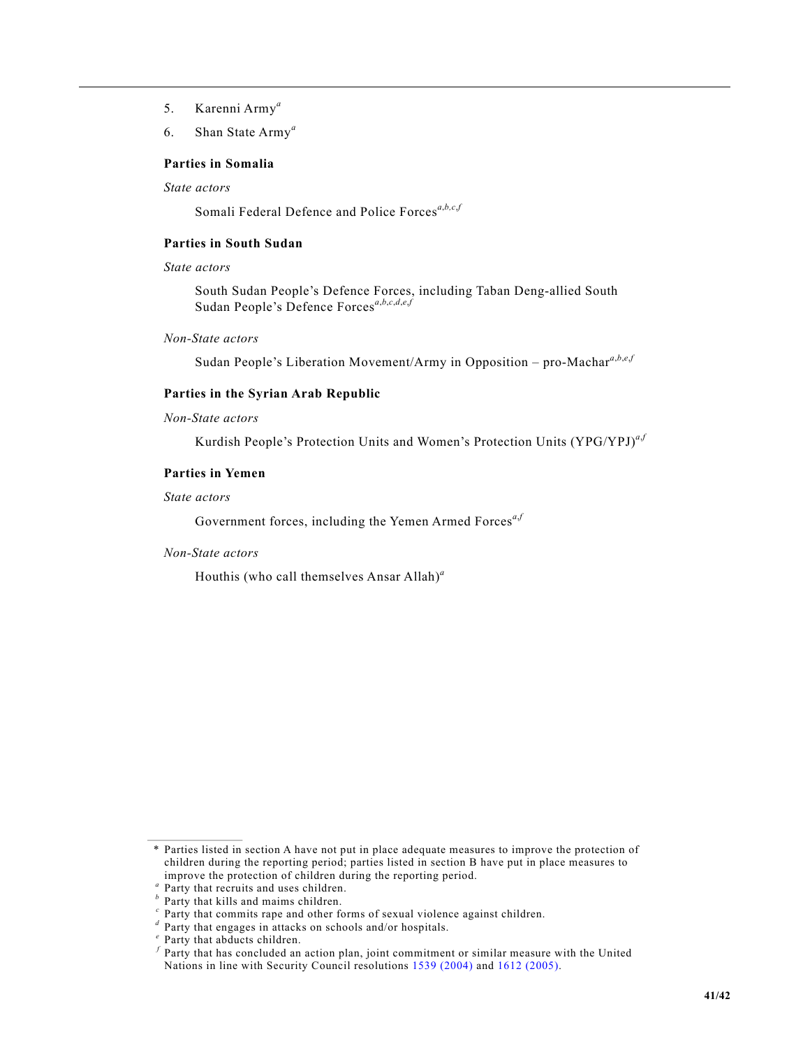5. Karenni Army[a]

6. Shan State Army[a]

**Parties in Somalia**

*State actors*

Somali Federal Defence and Police Forces[a,b,c,f]

**Parties in South Sudan**

*State actors*

South Sudan People's Defence Forces, including Taban Deng-allied South Sudan People's Defence Forces[a,b,c,d,e,f]

*Non-State actors*

Sudan People's Liberation Movement/Army in Opposition – pro-Machar[a,b,e,f]

**Parties in the Syrian Arab Republic**

*Non-State actors*

Kurdish People's Protection Units and Women's Protection Units (YPG/YPJ)[a,f]

**Parties in Yemen**

*State actors*

Government forces, including the Yemen Armed Forces[a,f]

*Non-State actors*

Houthis (who call themselves Ansar Allah)[a]

---

\* Parties listed in section A have not put in place adequate measures to improve the protection of children during the reporting period; parties listed in section B have put in place measures to improve the protection of children during the reporting period.

[a] Party that recruits and uses children.

[b] Party that kills and maims children.

[c] Party that commits rape and other forms of sexual violence against children.

[d] Party that engages in attacks on schools and/or hospitals.

[e] Party that abducts children.

[f] Party that has concluded an action plan, joint commitment or similar measure with the United Nations in line with Security Council resolutions 1539 (2004) and 1612 (2005).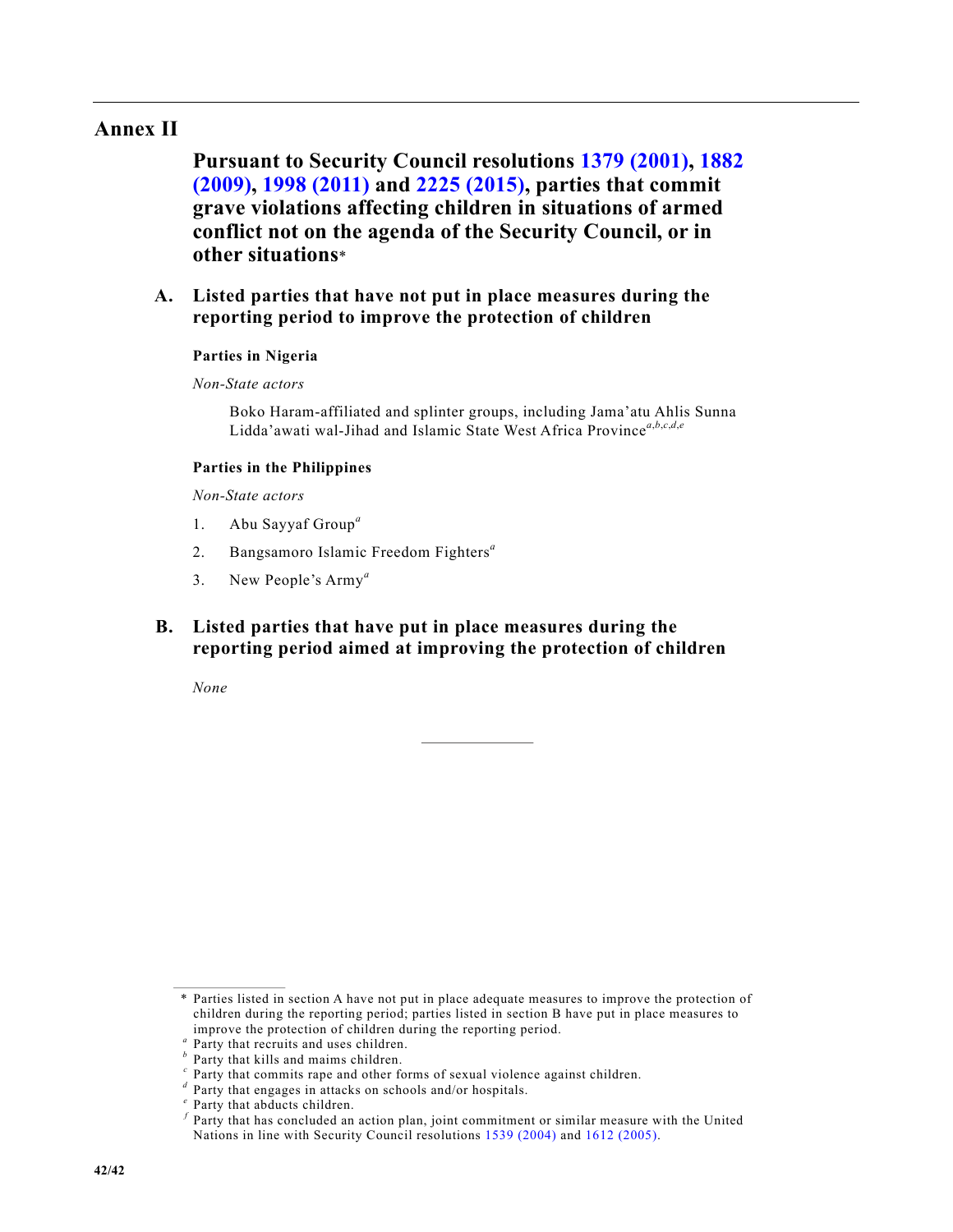# Annex II

## Pursuant to Security Council resolutions 1379 (2001), 1882 (2009), 1998 (2011) and 2225 (2015), parties that commit grave violations affecting children in situations of armed conflict not on the agenda of the Security Council, or in other situations*

### A. Listed parties that have not put in place measures during the reporting period to improve the protection of children

#### Parties in Nigeria

*Non-State actors*

Boko Haram-affiliated and splinter groups, including Jama'atu Ahlis Sunna Lidda'awati wal-Jihad and Islamic State West Africa Province[a,b,c,d,e]

#### Parties in the Philippines

*Non-State actors*

1. Abu Sayyaf Group[a]
2. Bangsamoro Islamic Freedom Fighters[a]
3. New People's Army[a]

### B. Listed parties that have put in place measures during the reporting period aimed at improving the protection of children

*None*

---

\* Parties listed in section A have not put in place adequate measures to improve the protection of children during the reporting period; parties listed in section B have put in place measures to improve the protection of children during the reporting period.

[a] Party that recruits and uses children.

[b] Party that kills and maims children.

[c] Party that commits rape and other forms of sexual violence against children.

[d] Party that engages in attacks on schools and/or hospitals.

[e] Party that abducts children.

[f] Party that has concluded an action plan, joint commitment or similar measure with the United Nations in line with Security Council resolutions 1539 (2004) and 1612 (2005).